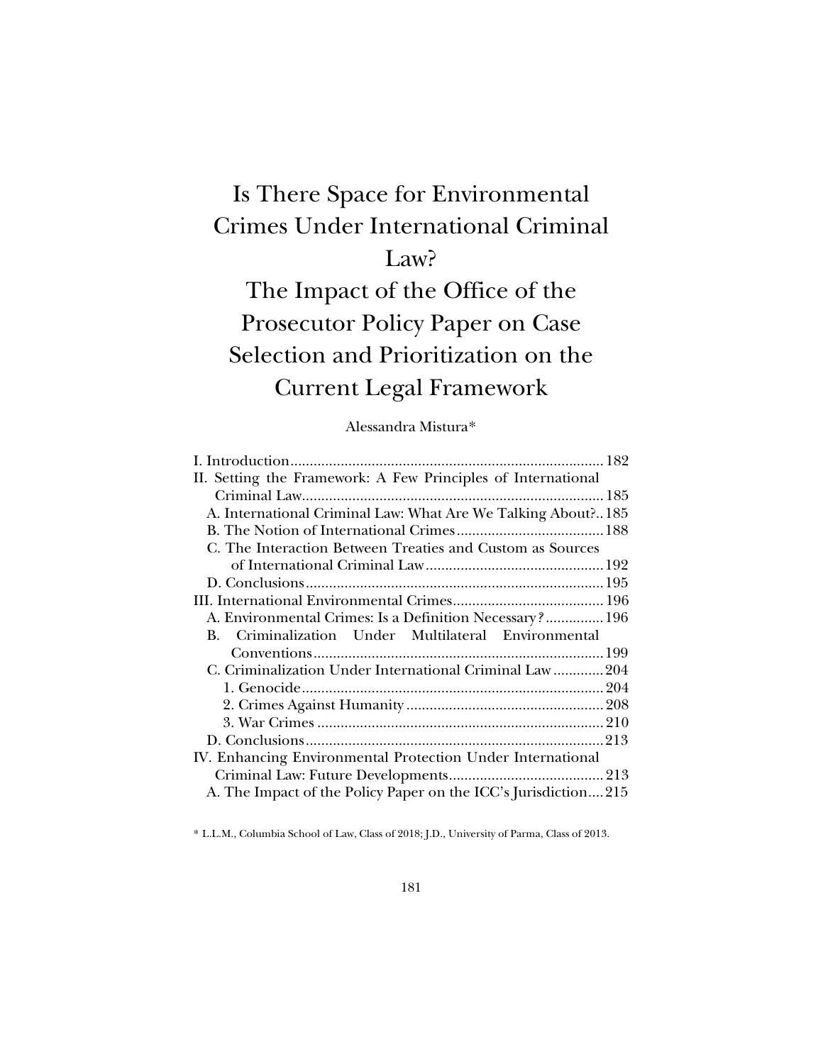# Is There Space for Environmental Crimes Under International Criminal Law? The Impact of the Office of the Prosecutor Policy Paper on Case Selection and Prioritization on the Current Legal Framework

Alessandra Mistura*

I. Introduction .......... 182
II. Setting the Framework: A Few Principles of International Criminal Law .......... 185
  A. International Criminal Law: What Are We Talking About? .......... 185
  B. The Notion of International Crimes .......... 188
  C. The Interaction Between Treaties and Custom as Sources of International Criminal Law .......... 192
  D. Conclusions .......... 195
III. International Environmental Crimes .......... 196
  A. Environmental Crimes: Is a Definition Necessary? .......... 196
  B. Criminalization Under Multilateral Environmental Conventions .......... 199
  C. Criminalization Under International Criminal Law .......... 204
    1. Genocide .......... 204
    2. Crimes Against Humanity .......... 208
    3. War Crimes .......... 210
  D. Conclusions .......... 213
IV. Enhancing Environmental Protection Under International Criminal Law: Future Developments .......... 213
  A. The Impact of the Policy Paper on the ICC's Jurisdiction .......... 215

* L.L.M., Columbia School of Law, Class of 2018; J.D., University of Parma, Class of 2013.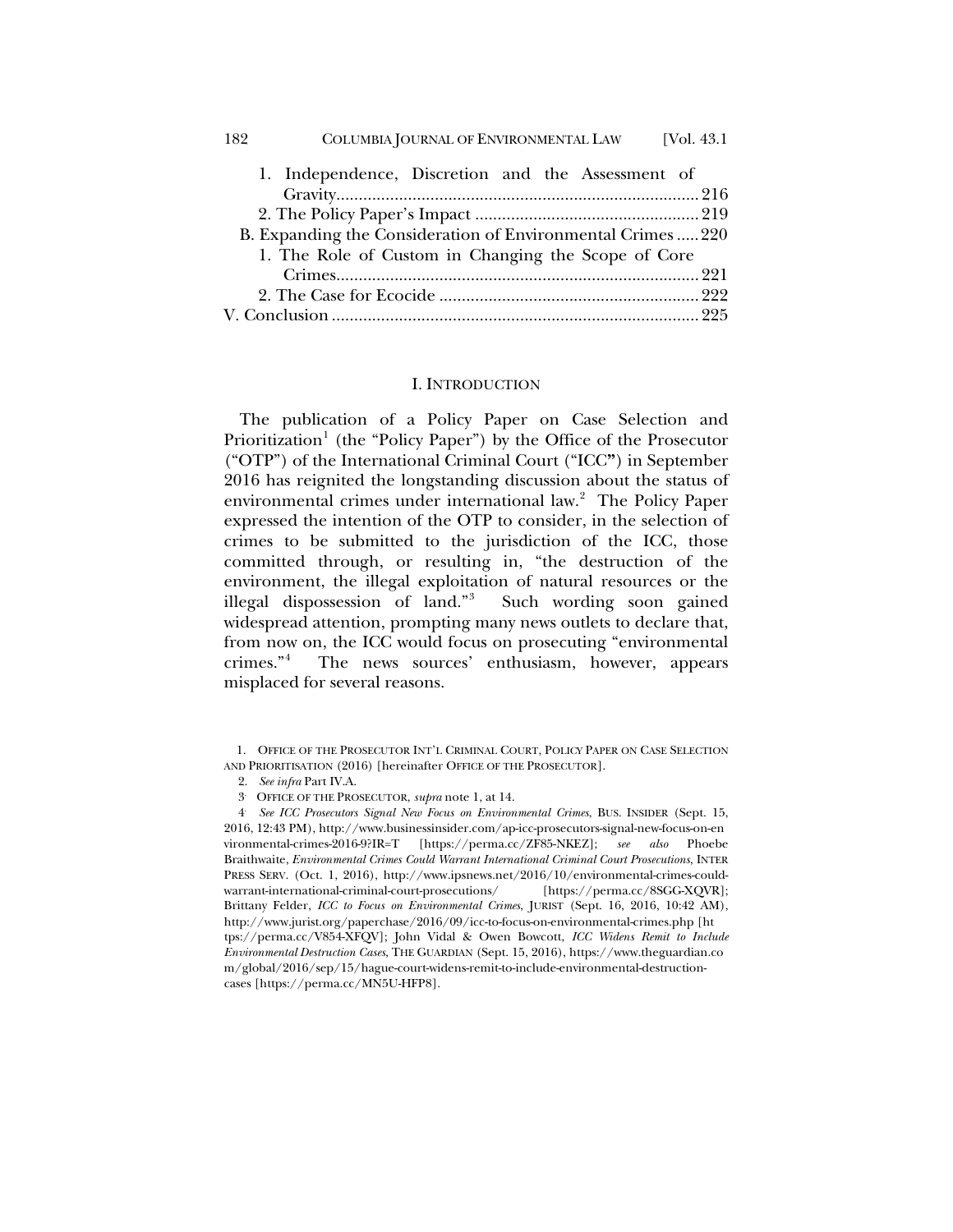1. Independence, Discretion and the Assessment of Gravity ..... 216
2. The Policy Paper's Impact ..... 219

B. Expanding the Consideration of Environmental Crimes ..... 220

1. The Role of Custom in Changing the Scope of Core Crimes ..... 221
2. The Case for Ecocide ..... 222

V. Conclusion ..... 225

## I. INTRODUCTION

The publication of a Policy Paper on Case Selection and Prioritization[1] (the "Policy Paper") by the Office of the Prosecutor ("OTP") of the International Criminal Court ("ICC") in September 2016 has reignited the longstanding discussion about the status of environmental crimes under international law.[2] The Policy Paper expressed the intention of the OTP to consider, in the selection of crimes to be submitted to the jurisdiction of the ICC, those committed through, or resulting in, "the destruction of the environment, the illegal exploitation of natural resources or the illegal dispossession of land."[3] Such wording soon gained widespread attention, prompting many news outlets to declare that, from now on, the ICC would focus on prosecuting "environmental crimes."[4] The news sources' enthusiasm, however, appears misplaced for several reasons.

---

1. OFFICE OF THE PROSECUTOR INT'L CRIMINAL COURT, POLICY PAPER ON CASE SELECTION AND PRIORITISATION (2016) [hereinafter OFFICE OF THE PROSECUTOR].

2. *See infra* Part IV.A.

3. OFFICE OF THE PROSECUTOR, *supra* note 1, at 14.

4. *See ICC Prosecutors Signal New Focus on Environmental Crimes*, BUS. INSIDER (Sept. 15, 2016, 12:43 PM), http://www.businessinsider.com/ap-icc-prosecutors-signal-new-focus-on-environmental-crimes-2016-9?IR=T [https://perma.cc/ZF85-NKEZ]; *see also* Phoebe Braithwaite, *Environmental Crimes Could Warrant International Criminal Court Prosecutions*, INTER PRESS SERV. (Oct. 1, 2016), http://www.ipsnews.net/2016/10/environmental-crimes-could-warrant-international-criminal-court-prosecutions/ [https://perma.cc/8SGG-XQVR]; Brittany Felder, *ICC to Focus on Environmental Crimes*, JURIST (Sept. 16, 2016, 10:42 AM), http://www.jurist.org/paperchase/2016/09/icc-to-focus-on-environmental-crimes.php [https://perma.cc/V854-XFQV]; John Vidal & Owen Bowcott, *ICC Widens Remit to Include Environmental Destruction Cases*, THE GUARDIAN (Sept. 15, 2016), https://www.theguardian.com/global/2016/sep/15/hague-court-widens-remit-to-include-environmental-destruction-cases [https://perma.cc/MN5U-HFP8].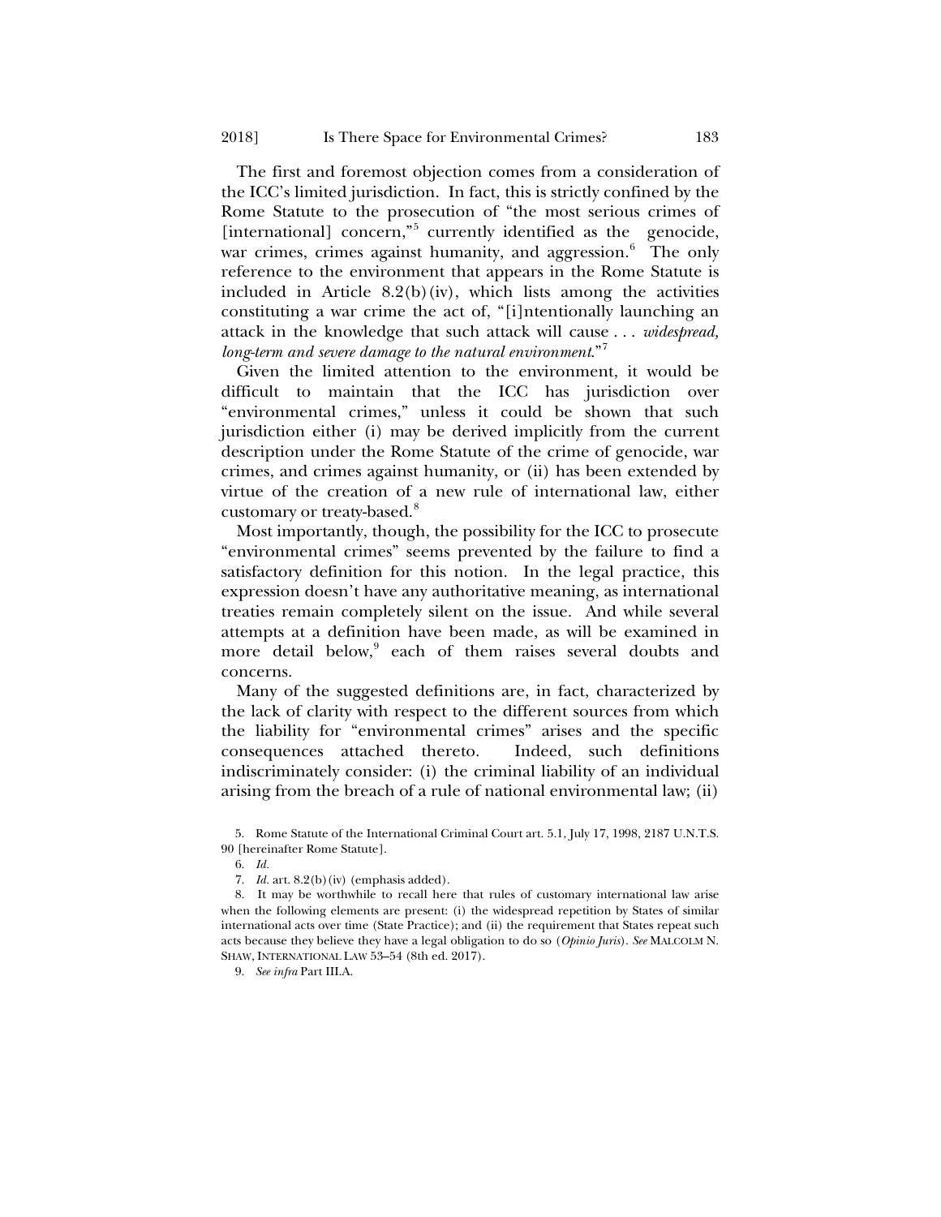The first and foremost objection comes from a consideration of the ICC's limited jurisdiction. In fact, this is strictly confined by the Rome Statute to the prosecution of "the most serious crimes of [international] concern,"[5] currently identified as the genocide, war crimes, crimes against humanity, and aggression.[6] The only reference to the environment that appears in the Rome Statute is included in Article 8.2(b)(iv), which lists among the activities constituting a war crime the act of, "[i]ntentionally launching an attack in the knowledge that such attack will cause . . . *widespread, long-term and severe damage to the natural environment*."[7]

Given the limited attention to the environment, it would be difficult to maintain that the ICC has jurisdiction over "environmental crimes," unless it could be shown that such jurisdiction either (i) may be derived implicitly from the current description under the Rome Statute of the crime of genocide, war crimes, and crimes against humanity, or (ii) has been extended by virtue of the creation of a new rule of international law, either customary or treaty-based.[8]

Most importantly, though, the possibility for the ICC to prosecute "environmental crimes" seems prevented by the failure to find a satisfactory definition for this notion. In the legal practice, this expression doesn't have any authoritative meaning, as international treaties remain completely silent on the issue. And while several attempts at a definition have been made, as will be examined in more detail below,[9] each of them raises several doubts and concerns.

Many of the suggested definitions are, in fact, characterized by the lack of clarity with respect to the different sources from which the liability for "environmental crimes" arises and the specific consequences attached thereto. Indeed, such definitions indiscriminately consider: (i) the criminal liability of an individual arising from the breach of a rule of national environmental law; (ii)

5. Rome Statute of the International Criminal Court art. 5.1, July 17, 1998, 2187 U.N.T.S. 90 [hereinafter Rome Statute].

6. *Id.*

7. *Id.* art. 8.2(b)(iv) (emphasis added).

8. It may be worthwhile to recall here that rules of customary international law arise when the following elements are present: (i) the widespread repetition by States of similar international acts over time (State Practice); and (ii) the requirement that States repeat such acts because they believe they have a legal obligation to do so (*Opinio Juris*). *See* MALCOLM N. SHAW, INTERNATIONAL LAW 53–54 (8th ed. 2017).

9. *See infra* Part III.A.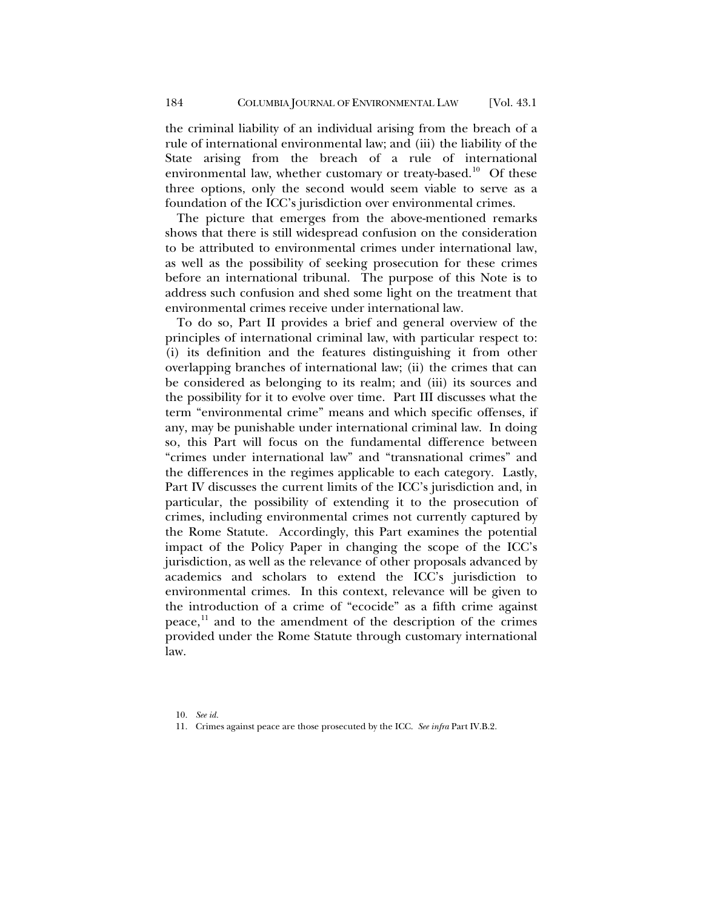the criminal liability of an individual arising from the breach of a rule of international environmental law; and (iii) the liability of the State arising from the breach of a rule of international environmental law, whether customary or treaty-based.[10] Of these three options, only the second would seem viable to serve as a foundation of the ICC's jurisdiction over environmental crimes.

The picture that emerges from the above-mentioned remarks shows that there is still widespread confusion on the consideration to be attributed to environmental crimes under international law, as well as the possibility of seeking prosecution for these crimes before an international tribunal. The purpose of this Note is to address such confusion and shed some light on the treatment that environmental crimes receive under international law.

To do so, Part II provides a brief and general overview of the principles of international criminal law, with particular respect to: (i) its definition and the features distinguishing it from other overlapping branches of international law; (ii) the crimes that can be considered as belonging to its realm; and (iii) its sources and the possibility for it to evolve over time. Part III discusses what the term "environmental crime" means and which specific offenses, if any, may be punishable under international criminal law. In doing so, this Part will focus on the fundamental difference between "crimes under international law" and "transnational crimes" and the differences in the regimes applicable to each category. Lastly, Part IV discusses the current limits of the ICC's jurisdiction and, in particular, the possibility of extending it to the prosecution of crimes, including environmental crimes not currently captured by the Rome Statute. Accordingly, this Part examines the potential impact of the Policy Paper in changing the scope of the ICC's jurisdiction, as well as the relevance of other proposals advanced by academics and scholars to extend the ICC's jurisdiction to environmental crimes. In this context, relevance will be given to the introduction of a crime of "ecocide" as a fifth crime against peace,[11] and to the amendment of the description of the crimes provided under the Rome Statute through customary international law.

10. *See id.*

11. Crimes against peace are those prosecuted by the ICC. *See infra* Part IV.B.2.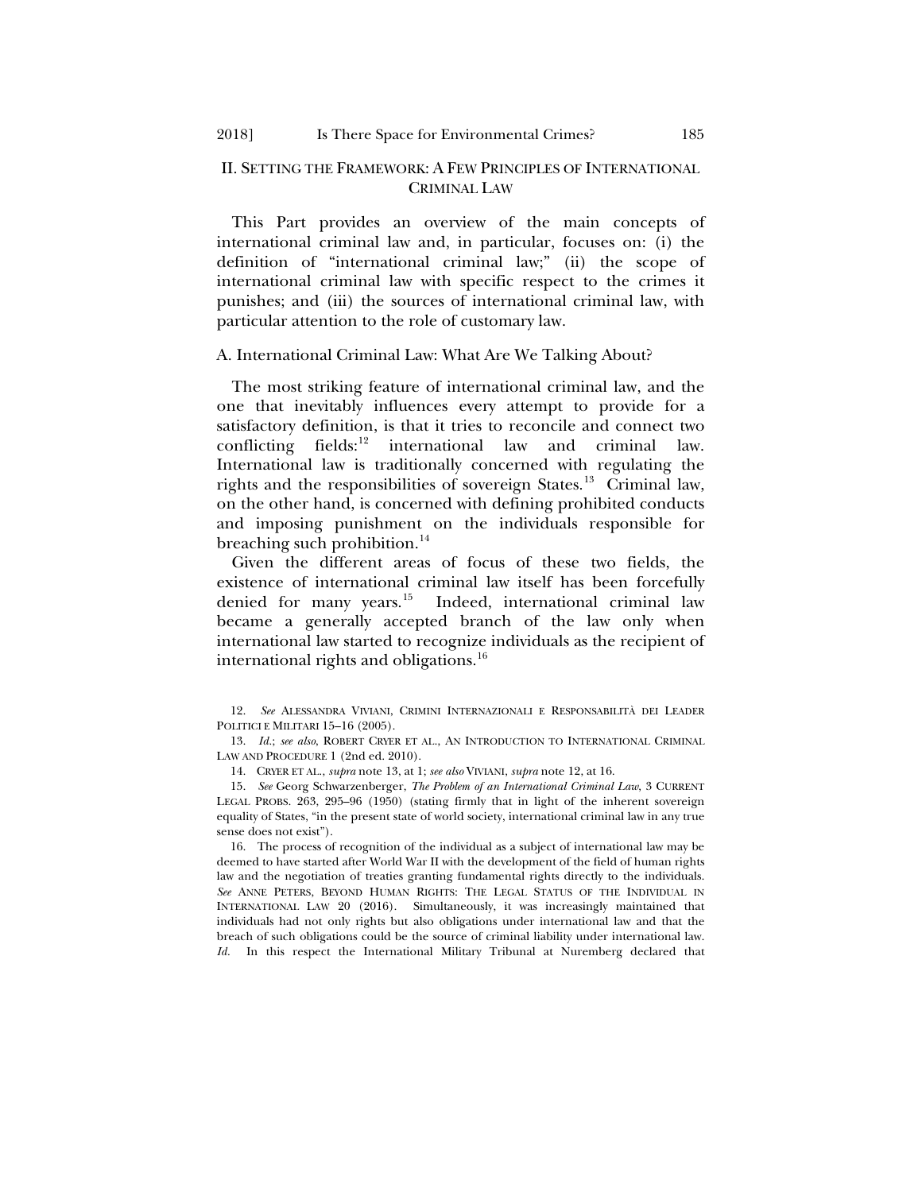## II. SETTING THE FRAMEWORK: A FEW PRINCIPLES OF INTERNATIONAL CRIMINAL LAW

This Part provides an overview of the main concepts of international criminal law and, in particular, focuses on: (i) the definition of "international criminal law;" (ii) the scope of international criminal law with specific respect to the crimes it punishes; and (iii) the sources of international criminal law, with particular attention to the role of customary law.

### A. International Criminal Law: What Are We Talking About?

The most striking feature of international criminal law, and the one that inevitably influences every attempt to provide for a satisfactory definition, is that it tries to reconcile and connect two conflicting fields:[12] international law and criminal law. International law is traditionally concerned with regulating the rights and the responsibilities of sovereign States.[13] Criminal law, on the other hand, is concerned with defining prohibited conducts and imposing punishment on the individuals responsible for breaching such prohibition.[14]

Given the different areas of focus of these two fields, the existence of international criminal law itself has been forcefully denied for many years.[15] Indeed, international criminal law became a generally accepted branch of the law only when international law started to recognize individuals as the recipient of international rights and obligations.[16]

---

12. *See* ALESSANDRA VIVIANI, CRIMINI INTERNAZIONALI E RESPONSABILITÀ DEI LEADER POLITICI E MILITARI 15–16 (2005).

13. *Id.*; *see also*, ROBERT CRYER ET AL., AN INTRODUCTION TO INTERNATIONAL CRIMINAL LAW AND PROCEDURE 1 (2nd ed. 2010).

14. CRYER ET AL., *supra* note 13, at 1; *see also* VIVIANI, *supra* note 12, at 16.

15. *See* Georg Schwarzenberger, *The Problem of an International Criminal Law*, 3 CURRENT LEGAL PROBS. 263, 295–96 (1950) (stating firmly that in light of the inherent sovereign equality of States, "in the present state of world society, international criminal law in any true sense does not exist").

16. The process of recognition of the individual as a subject of international law may be deemed to have started after World War II with the development of the field of human rights law and the negotiation of treaties granting fundamental rights directly to the individuals. *See* ANNE PETERS, BEYOND HUMAN RIGHTS: THE LEGAL STATUS OF THE INDIVIDUAL IN INTERNATIONAL LAW 20 (2016). Simultaneously, it was increasingly maintained that individuals had not only rights but also obligations under international law and that the breach of such obligations could be the source of criminal liability under international law. *Id.* In this respect the International Military Tribunal at Nuremberg declared that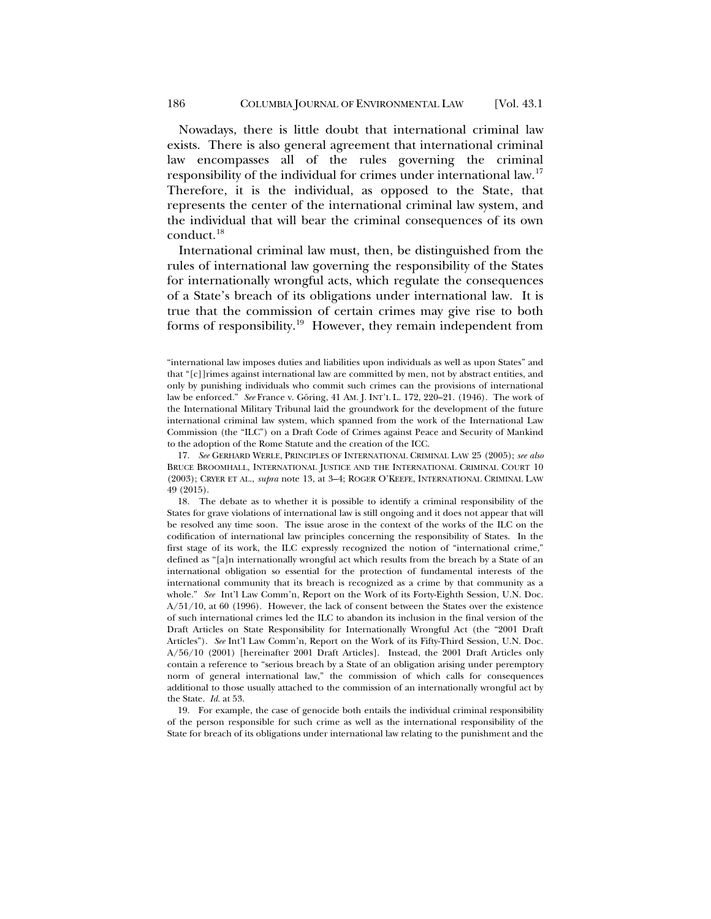Nowadays, there is little doubt that international criminal law exists. There is also general agreement that international criminal law encompasses all of the rules governing the criminal responsibility of the individual for crimes under international law.[17] Therefore, it is the individual, as opposed to the State, that represents the center of the international criminal law system, and the individual that will bear the criminal consequences of its own conduct.[18]

International criminal law must, then, be distinguished from the rules of international law governing the responsibility of the States for internationally wrongful acts, which regulate the consequences of a State's breach of its obligations under international law. It is true that the commission of certain crimes may give rise to both forms of responsibility.[19] However, they remain independent from

---

"international law imposes duties and liabilities upon individuals as well as upon States" and that "[c]]rimes against international law are committed by men, not by abstract entities, and only by punishing individuals who commit such crimes can the provisions of international law be enforced." *See* France v. Göring, 41 AM. J. INT'L L. 172, 220–21. (1946). The work of the International Military Tribunal laid the groundwork for the development of the future international criminal law system, which spanned from the work of the International Law Commission (the "ILC") on a Draft Code of Crimes against Peace and Security of Mankind to the adoption of the Rome Statute and the creation of the ICC.

17. *See* GERHARD WERLE, PRINCIPLES OF INTERNATIONAL CRIMINAL LAW 25 (2005); *see also* BRUCE BROOMHALL, INTERNATIONAL JUSTICE AND THE INTERNATIONAL CRIMINAL COURT 10 (2003); CRYER ET AL., *supra* note 13, at 3–4; ROGER O'KEEFE, INTERNATIONAL CRIMINAL LAW 49 (2015).

18. The debate as to whether it is possible to identify a criminal responsibility of the States for grave violations of international law is still ongoing and it does not appear that will be resolved any time soon. The issue arose in the context of the works of the ILC on the codification of international law principles concerning the responsibility of States. In the first stage of its work, the ILC expressly recognized the notion of "international crime," defined as "[a]n internationally wrongful act which results from the breach by a State of an international obligation so essential for the protection of fundamental interests of the international community that its breach is recognized as a crime by that community as a whole." *See* Int'l Law Comm'n, Report on the Work of its Forty-Eighth Session, U.N. Doc. A/51/10, at 60 (1996). However, the lack of consent between the States over the existence of such international crimes led the ILC to abandon its inclusion in the final version of the Draft Articles on State Responsibility for Internationally Wrongful Act (the "2001 Draft Articles"). *See* Int'l Law Comm'n, Report on the Work of its Fifty-Third Session, U.N. Doc. A/56/10 (2001) [hereinafter 2001 Draft Articles]. Instead, the 2001 Draft Articles only contain a reference to "serious breach by a State of an obligation arising under peremptory norm of general international law," the commission of which calls for consequences additional to those usually attached to the commission of an internationally wrongful act by the State. *Id.* at 53.

19. For example, the case of genocide both entails the individual criminal responsibility of the person responsible for such crime as well as the international responsibility of the State for breach of its obligations under international law relating to the punishment and the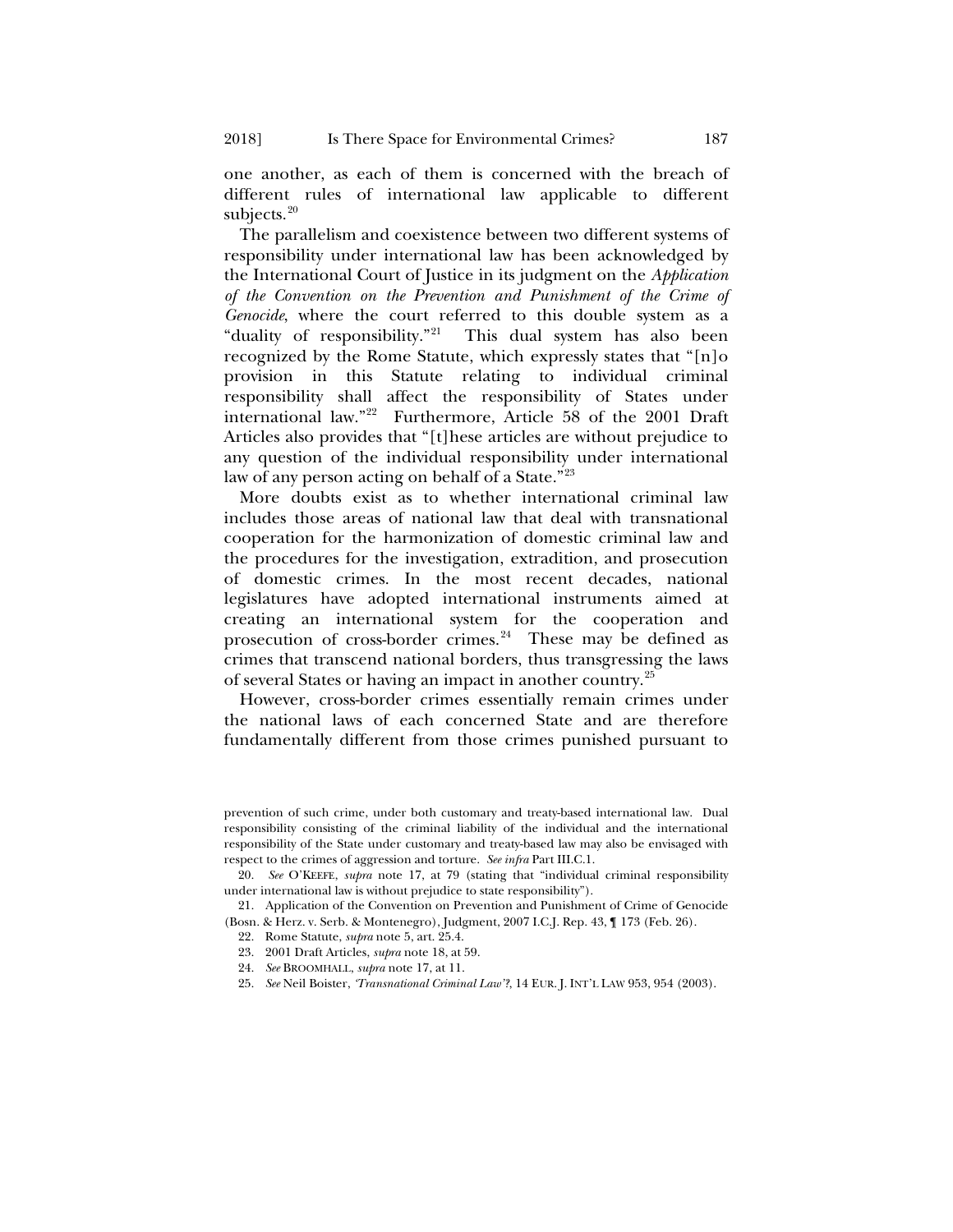one another, as each of them is concerned with the breach of different rules of international law applicable to different subjects.[20]

The parallelism and coexistence between two different systems of responsibility under international law has been acknowledged by the International Court of Justice in its judgment on the *Application of the Convention on the Prevention and Punishment of the Crime of Genocide*, where the court referred to this double system as a "duality of responsibility."[21] This dual system has also been recognized by the Rome Statute, which expressly states that "[n]o provision in this Statute relating to individual criminal responsibility shall affect the responsibility of States under international law."[22] Furthermore, Article 58 of the 2001 Draft Articles also provides that "[t]hese articles are without prejudice to any question of the individual responsibility under international law of any person acting on behalf of a State."[23]

More doubts exist as to whether international criminal law includes those areas of national law that deal with transnational cooperation for the harmonization of domestic criminal law and the procedures for the investigation, extradition, and prosecution of domestic crimes. In the most recent decades, national legislatures have adopted international instruments aimed at creating an international system for the cooperation and prosecution of cross-border crimes.[24] These may be defined as crimes that transcend national borders, thus transgressing the laws of several States or having an impact in another country.[25]

However, cross-border crimes essentially remain crimes under the national laws of each concerned State and are therefore fundamentally different from those crimes punished pursuant to

---

prevention of such crime, under both customary and treaty-based international law. Dual responsibility consisting of the criminal liability of the individual and the international responsibility of the State under customary and treaty-based law may also be envisaged with respect to the crimes of aggression and torture. *See infra* Part III.C.1.

20. *See* O'KEEFE, *supra* note 17, at 79 (stating that "individual criminal responsibility under international law is without prejudice to state responsibility").

21. Application of the Convention on Prevention and Punishment of Crime of Genocide (Bosn. & Herz. v. Serb. & Montenegro), Judgment, 2007 I.C.J. Rep. 43, ¶ 173 (Feb. 26).

22. Rome Statute, *supra* note 5, art. 25.4.

23. 2001 Draft Articles, *supra* note 18, at 59.

24. *See* BROOMHALL, *supra* note 17, at 11.

25. *See* Neil Boister, *'Transnational Criminal Law'?*, 14 EUR. J. INT'L LAW 953, 954 (2003).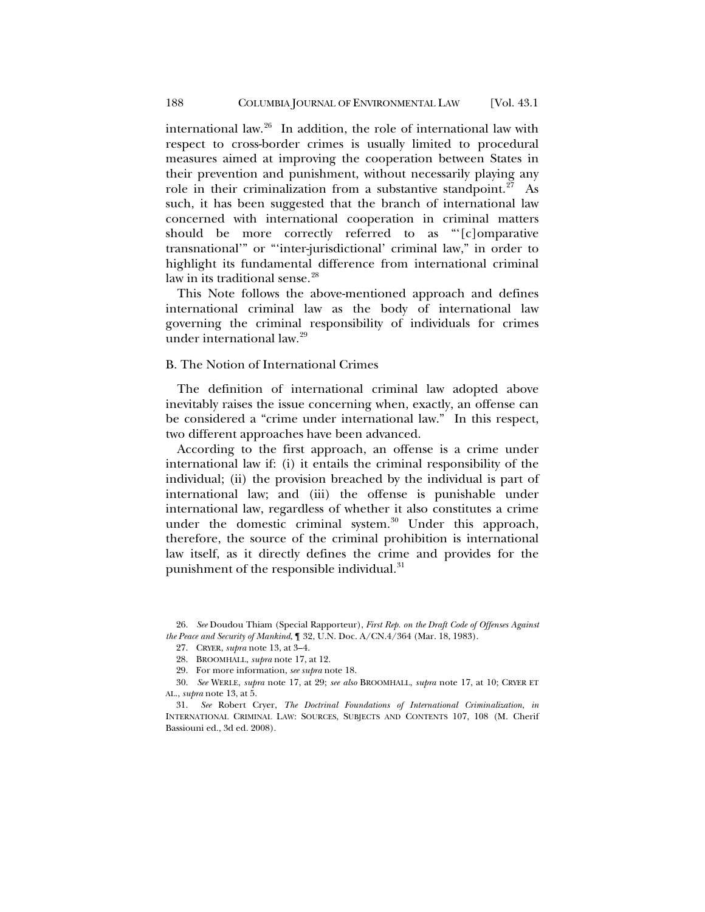international law.[26] In addition, the role of international law with respect to cross-border crimes is usually limited to procedural measures aimed at improving the cooperation between States in their prevention and punishment, without necessarily playing any role in their criminalization from a substantive standpoint.[27] As such, it has been suggested that the branch of international law concerned with international cooperation in criminal matters should be more correctly referred to as "'[c]omparative transnational'" or "'inter-jurisdictional' criminal law," in order to highlight its fundamental difference from international criminal law in its traditional sense.[28]

This Note follows the above-mentioned approach and defines international criminal law as the body of international law governing the criminal responsibility of individuals for crimes under international law.[29]

### B. The Notion of International Crimes

The definition of international criminal law adopted above inevitably raises the issue concerning when, exactly, an offense can be considered a "crime under international law." In this respect, two different approaches have been advanced.

According to the first approach, an offense is a crime under international law if: (i) it entails the criminal responsibility of the individual; (ii) the provision breached by the individual is part of international law; and (iii) the offense is punishable under international law, regardless of whether it also constitutes a crime under the domestic criminal system.[30] Under this approach, therefore, the source of the criminal prohibition is international law itself, as it directly defines the crime and provides for the punishment of the responsible individual.[31]

---

26. *See* Doudou Thiam (Special Rapporteur), *First Rep. on the Draft Code of Offenses Against the Peace and Security of Mankind*, ¶ 32, U.N. Doc. A/CN.4/364 (Mar. 18, 1983).

27. CRYER, *supra* note 13, at 3–4.

28. BROOMHALL, *supra* note 17, at 12.

29. For more information, *see supra* note 18.

30. *See* WERLE, *supra* note 17, at 29; *see also* BROOMHALL, *supra* note 17, at 10; CRYER ET AL., *supra* note 13, at 5.

31. *See* Robert Cryer, *The Doctrinal Foundations of International Criminalization*, *in* INTERNATIONAL CRIMINAL LAW: SOURCES, SUBJECTS AND CONTENTS 107, 108 (M. Cherif Bassiouni ed., 3d ed. 2008).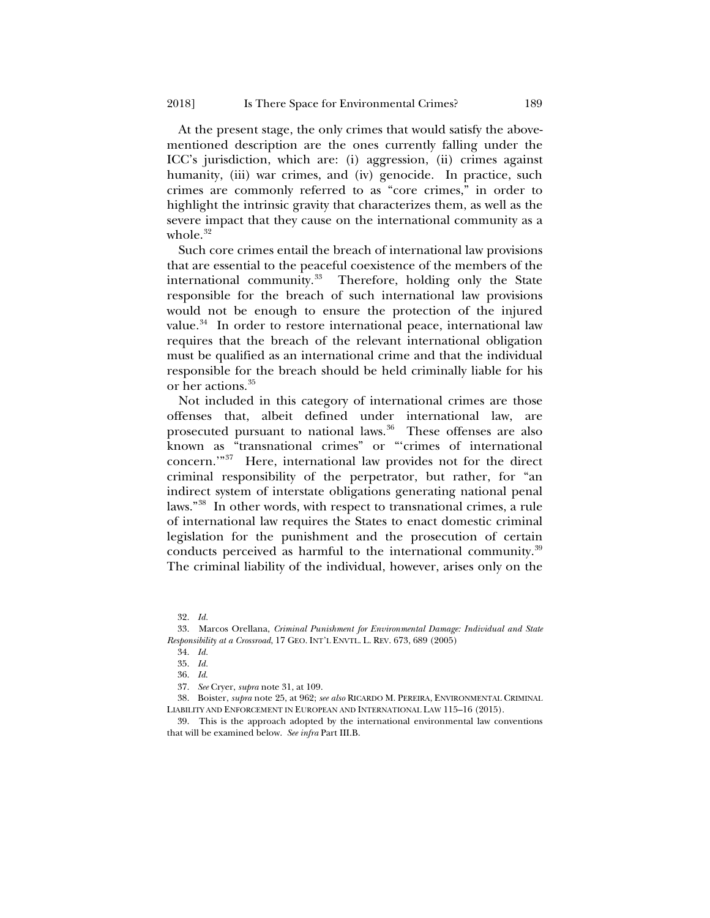At the present stage, the only crimes that would satisfy the above-mentioned description are the ones currently falling under the ICC's jurisdiction, which are: (i) aggression, (ii) crimes against humanity, (iii) war crimes, and (iv) genocide. In practice, such crimes are commonly referred to as "core crimes," in order to highlight the intrinsic gravity that characterizes them, as well as the severe impact that they cause on the international community as a whole.[32]

Such core crimes entail the breach of international law provisions that are essential to the peaceful coexistence of the members of the international community.[33] Therefore, holding only the State responsible for the breach of such international law provisions would not be enough to ensure the protection of the injured value.[34] In order to restore international peace, international law requires that the breach of the relevant international obligation must be qualified as an international crime and that the individual responsible for the breach should be held criminally liable for his or her actions.[35]

Not included in this category of international crimes are those offenses that, albeit defined under international law, are prosecuted pursuant to national laws.[36] These offenses are also known as "transnational crimes" or "'crimes of international concern.'"[37] Here, international law provides not for the direct criminal responsibility of the perpetrator, but rather, for "an indirect system of interstate obligations generating national penal laws."[38] In other words, with respect to transnational crimes, a rule of international law requires the States to enact domestic criminal legislation for the punishment and the prosecution of certain conducts perceived as harmful to the international community.[39] The criminal liability of the individual, however, arises only on the

32. *Id.*

33. Marcos Orellana, *Criminal Punishment for Environmental Damage: Individual and State Responsibility at a Crossroad*, 17 GEO. INT'L ENVTL. L. REV. 673, 689 (2005)

34. *Id.*

35. *Id.*

36. *Id.*

37. *See* Cryer, *supra* note 31, at 109.

38. Boister, *supra* note 25, at 962; *see also* RICARDO M. PEREIRA, ENVIRONMENTAL CRIMINAL LIABILITY AND ENFORCEMENT IN EUROPEAN AND INTERNATIONAL LAW 115–16 (2015).

39. This is the approach adopted by the international environmental law conventions that will be examined below. *See infra* Part III.B.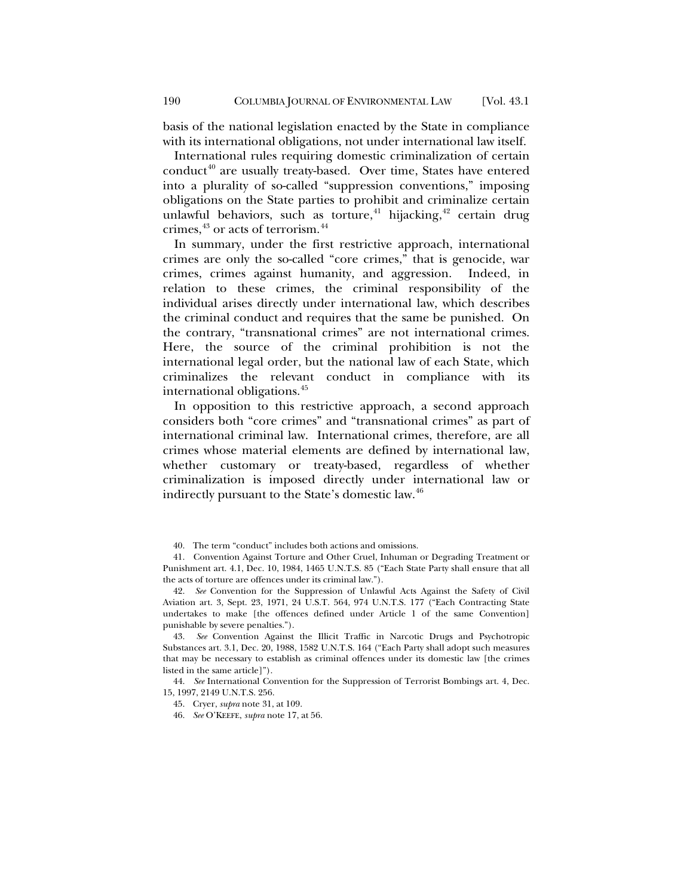basis of the national legislation enacted by the State in compliance with its international obligations, not under international law itself.

International rules requiring domestic criminalization of certain conduct[40] are usually treaty-based. Over time, States have entered into a plurality of so-called "suppression conventions," imposing obligations on the State parties to prohibit and criminalize certain unlawful behaviors, such as torture,[41] hijacking,[42] certain drug crimes,[43] or acts of terrorism.[44]

In summary, under the first restrictive approach, international crimes are only the so-called "core crimes," that is genocide, war crimes, crimes against humanity, and aggression. Indeed, in relation to these crimes, the criminal responsibility of the individual arises directly under international law, which describes the criminal conduct and requires that the same be punished. On the contrary, "transnational crimes" are not international crimes. Here, the source of the criminal prohibition is not the international legal order, but the national law of each State, which criminalizes the relevant conduct in compliance with its international obligations.[45]

In opposition to this restrictive approach, a second approach considers both "core crimes" and "transnational crimes" as part of international criminal law. International crimes, therefore, are all crimes whose material elements are defined by international law, whether customary or treaty-based, regardless of whether criminalization is imposed directly under international law or indirectly pursuant to the State's domestic law.[46]

40. The term "conduct" includes both actions and omissions.

41. Convention Against Torture and Other Cruel, Inhuman or Degrading Treatment or Punishment art. 4.1, Dec. 10, 1984, 1465 U.N.T.S. 85 ("Each State Party shall ensure that all the acts of torture are offences under its criminal law.").

42. *See* Convention for the Suppression of Unlawful Acts Against the Safety of Civil Aviation art. 3, Sept. 23, 1971, 24 U.S.T. 564, 974 U.N.T.S. 177 ("Each Contracting State undertakes to make [the offences defined under Article 1 of the same Convention] punishable by severe penalties.").

43. *See* Convention Against the Illicit Traffic in Narcotic Drugs and Psychotropic Substances art. 3.1, Dec. 20, 1988, 1582 U.N.T.S. 164 ("Each Party shall adopt such measures that may be necessary to establish as criminal offences under its domestic law [the crimes listed in the same article]").

44. *See* International Convention for the Suppression of Terrorist Bombings art. 4, Dec. 15, 1997, 2149 U.N.T.S. 256.

45. Cryer, *supra* note 31, at 109.

46. *See* O'KEEFE, *supra* note 17, at 56.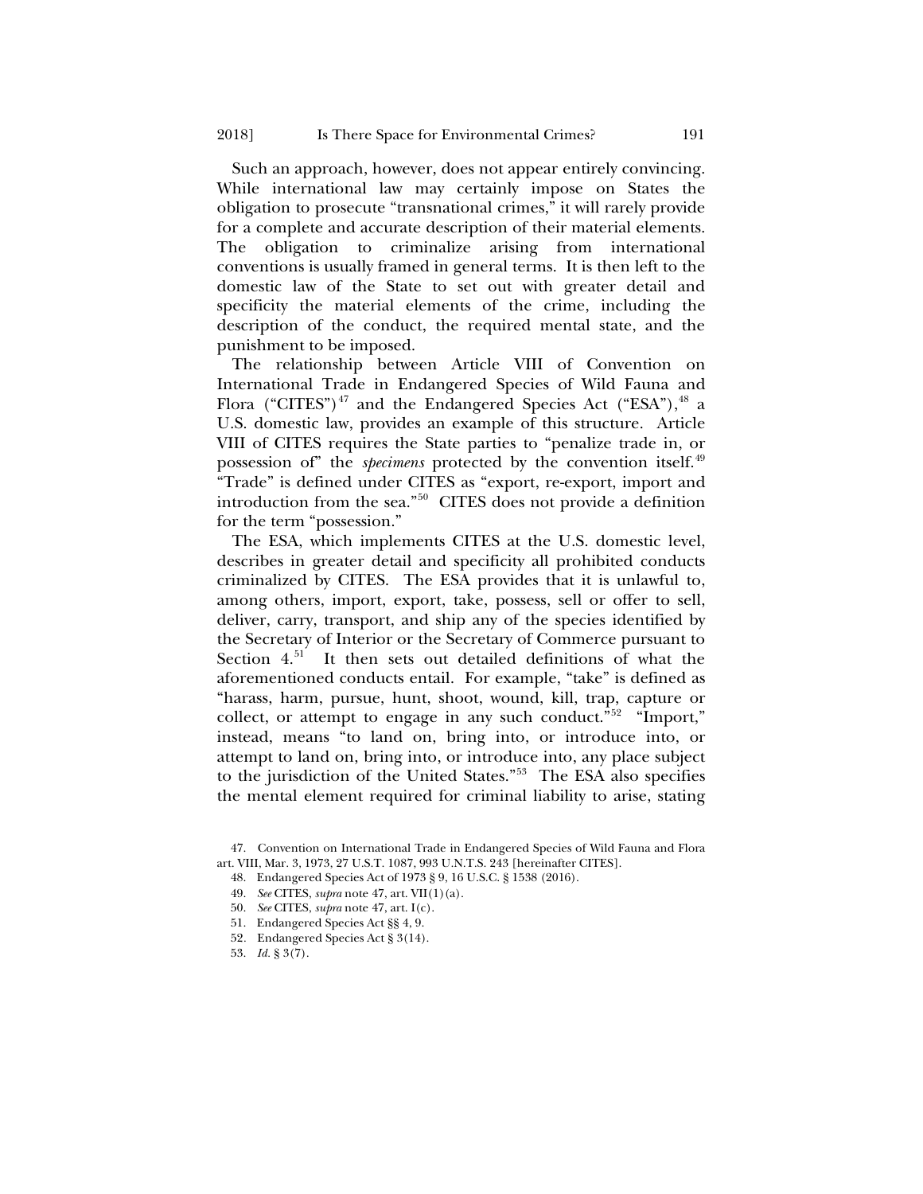Such an approach, however, does not appear entirely convincing. While international law may certainly impose on States the obligation to prosecute "transnational crimes," it will rarely provide for a complete and accurate description of their material elements. The obligation to criminalize arising from international conventions is usually framed in general terms. It is then left to the domestic law of the State to set out with greater detail and specificity the material elements of the crime, including the description of the conduct, the required mental state, and the punishment to be imposed.

The relationship between Article VIII of Convention on International Trade in Endangered Species of Wild Fauna and Flora ("CITES")[47] and the Endangered Species Act ("ESA"),[48] a U.S. domestic law, provides an example of this structure. Article VIII of CITES requires the State parties to "penalize trade in, or possession of" the *specimens* protected by the convention itself.[49] "Trade" is defined under CITES as "export, re-export, import and introduction from the sea."[50] CITES does not provide a definition for the term "possession."

The ESA, which implements CITES at the U.S. domestic level, describes in greater detail and specificity all prohibited conducts criminalized by CITES. The ESA provides that it is unlawful to, among others, import, export, take, possess, sell or offer to sell, deliver, carry, transport, and ship any of the species identified by the Secretary of Interior or the Secretary of Commerce pursuant to Section 4.[51] It then sets out detailed definitions of what the aforementioned conducts entail. For example, "take" is defined as "harass, harm, pursue, hunt, shoot, wound, kill, trap, capture or collect, or attempt to engage in any such conduct."[52] "Import," instead, means "to land on, bring into, or introduce into, or attempt to land on, bring into, or introduce into, any place subject to the jurisdiction of the United States."[53] The ESA also specifies the mental element required for criminal liability to arise, stating

47. Convention on International Trade in Endangered Species of Wild Fauna and Flora art. VIII, Mar. 3, 1973, 27 U.S.T. 1087, 993 U.N.T.S. 243 [hereinafter CITES].

48. Endangered Species Act of 1973 § 9, 16 U.S.C. § 1538 (2016).

49. *See* CITES, *supra* note 47, art. VII(1)(a).

50. *See* CITES, *supra* note 47, art. I(c).

51. Endangered Species Act §§ 4, 9.

52. Endangered Species Act § 3(14).

53. *Id.* § 3(7).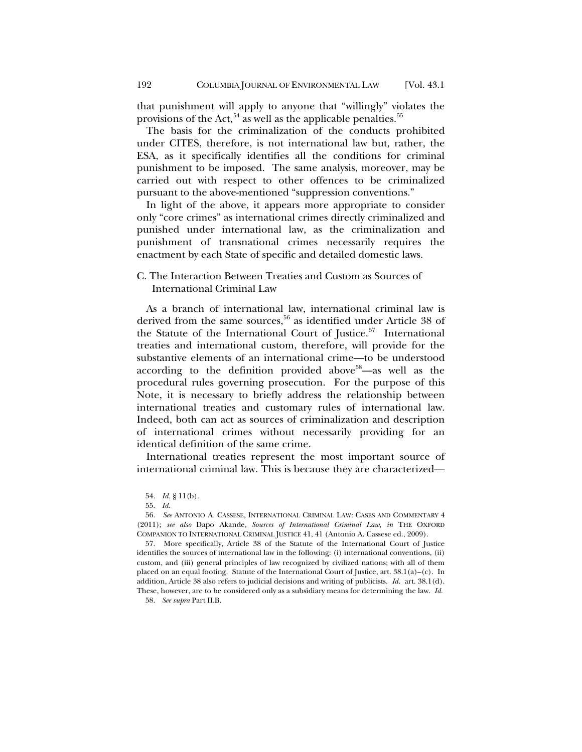that punishment will apply to anyone that "willingly" violates the provisions of the Act,[54] as well as the applicable penalties.[55]

The basis for the criminalization of the conducts prohibited under CITES, therefore, is not international law but, rather, the ESA, as it specifically identifies all the conditions for criminal punishment to be imposed. The same analysis, moreover, may be carried out with respect to other offences to be criminalized pursuant to the above-mentioned "suppression conventions."

In light of the above, it appears more appropriate to consider only "core crimes" as international crimes directly criminalized and punished under international law, as the criminalization and punishment of transnational crimes necessarily requires the enactment by each State of specific and detailed domestic laws.

### C. The Interaction Between Treaties and Custom as Sources of International Criminal Law

As a branch of international law, international criminal law is derived from the same sources,[56] as identified under Article 38 of the Statute of the International Court of Justice.[57] International treaties and international custom, therefore, will provide for the substantive elements of an international crime—to be understood according to the definition provided above[58]—as well as the procedural rules governing prosecution. For the purpose of this Note, it is necessary to briefly address the relationship between international treaties and customary rules of international law. Indeed, both can act as sources of criminalization and description of international crimes without necessarily providing for an identical definition of the same crime.

International treaties represent the most important source of international criminal law. This is because they are characterized—

---

54. *Id.* § 11(b).

55. *Id.*

56. *See* ANTONIO A. CASSESE, INTERNATIONAL CRIMINAL LAW: CASES AND COMMENTARY 4 (2011); *see also* Dapo Akande, *Sources of International Criminal Law*, *in* THE OXFORD COMPANION TO INTERNATIONAL CRIMINAL JUSTICE 41, 41 (Antonio A. Cassese ed., 2009).

57. More specifically, Article 38 of the Statute of the International Court of Justice identifies the sources of international law in the following: (i) international conventions, (ii) custom, and (iii) general principles of law recognized by civilized nations; with all of them placed on an equal footing. Statute of the International Court of Justice, art. 38.1(a)–(c). In addition, Article 38 also refers to judicial decisions and writing of publicists. *Id.* art. 38.1(d). These, however, are to be considered only as a subsidiary means for determining the law. *Id.*

58. *See supra* Part II.B.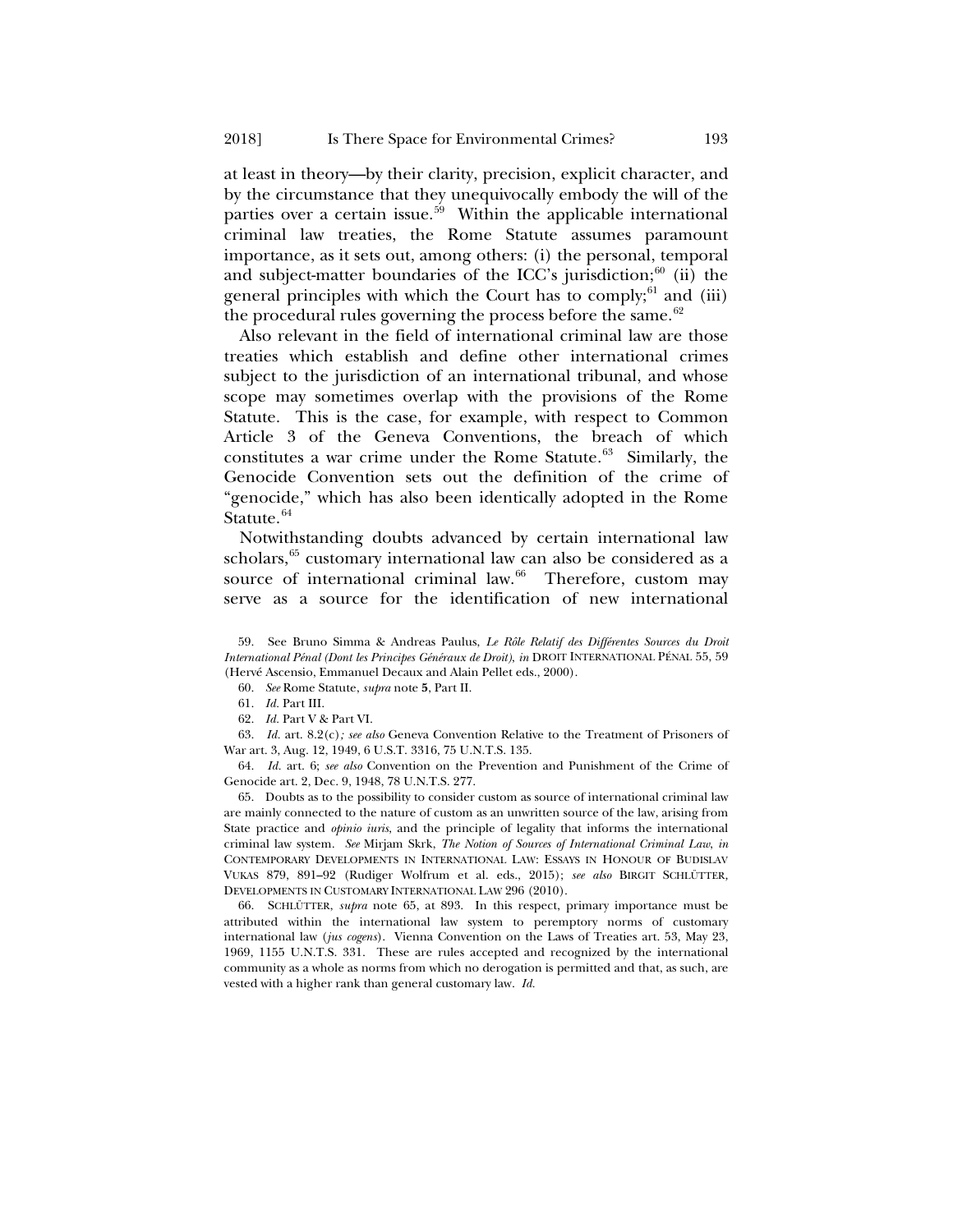at least in theory—by their clarity, precision, explicit character, and by the circumstance that they unequivocally embody the will of the parties over a certain issue.[59] Within the applicable international criminal law treaties, the Rome Statute assumes paramount importance, as it sets out, among others: (i) the personal, temporal and subject-matter boundaries of the ICC's jurisdiction;[60] (ii) the general principles with which the Court has to comply;[61] and (iii) the procedural rules governing the process before the same.[62]

Also relevant in the field of international criminal law are those treaties which establish and define other international crimes subject to the jurisdiction of an international tribunal, and whose scope may sometimes overlap with the provisions of the Rome Statute. This is the case, for example, with respect to Common Article 3 of the Geneva Conventions, the breach of which constitutes a war crime under the Rome Statute.[63] Similarly, the Genocide Convention sets out the definition of the crime of "genocide," which has also been identically adopted in the Rome Statute.[64]

Notwithstanding doubts advanced by certain international law scholars,[65] customary international law can also be considered as a source of international criminal law.[66] Therefore, custom may serve as a source for the identification of new international

59. See Bruno Simma & Andreas Paulus, *Le Rôle Relatif des Différentes Sources du Droit International Pénal (Dont les Principes Généraux de Droit)*, *in* DROIT INTERNATIONAL PÉNAL 55, 59 (Hervé Ascensio, Emmanuel Decaux and Alain Pellet eds., 2000).

60. *See* Rome Statute, *supra* note **5**, Part II.

61. *Id.* Part III.

62. *Id.* Part V & Part VI.

63. *Id.* art. 8.2(c)*; see also* Geneva Convention Relative to the Treatment of Prisoners of War art. 3, Aug. 12, 1949, 6 U.S.T. 3316, 75 U.N.T.S. 135.

64. *Id.* art. 6; *see also* Convention on the Prevention and Punishment of the Crime of Genocide art. 2, Dec. 9, 1948, 78 U.N.T.S. 277.

65. Doubts as to the possibility to consider custom as source of international criminal law are mainly connected to the nature of custom as an unwritten source of the law, arising from State practice and *opinio iuris*, and the principle of legality that informs the international criminal law system. *See* Mirjam Skrk, *The Notion of Sources of International Criminal Law*, *in* CONTEMPORARY DEVELOPMENTS IN INTERNATIONAL LAW: ESSAYS IN HONOUR OF BUDISLAV VUKAS 879, 891–92 (Rudiger Wolfrum et al. eds., 2015); *see also* BIRGIT SCHLÜTTER, DEVELOPMENTS IN CUSTOMARY INTERNATIONAL LAW 296 (2010).

66. SCHLÜTTER, *supra* note 65, at 893. In this respect, primary importance must be attributed within the international law system to peremptory norms of customary international law (*jus cogens*). Vienna Convention on the Laws of Treaties art. 53, May 23, 1969, 1155 U.N.T.S. 331. These are rules accepted and recognized by the international community as a whole as norms from which no derogation is permitted and that, as such, are vested with a higher rank than general customary law. *Id.*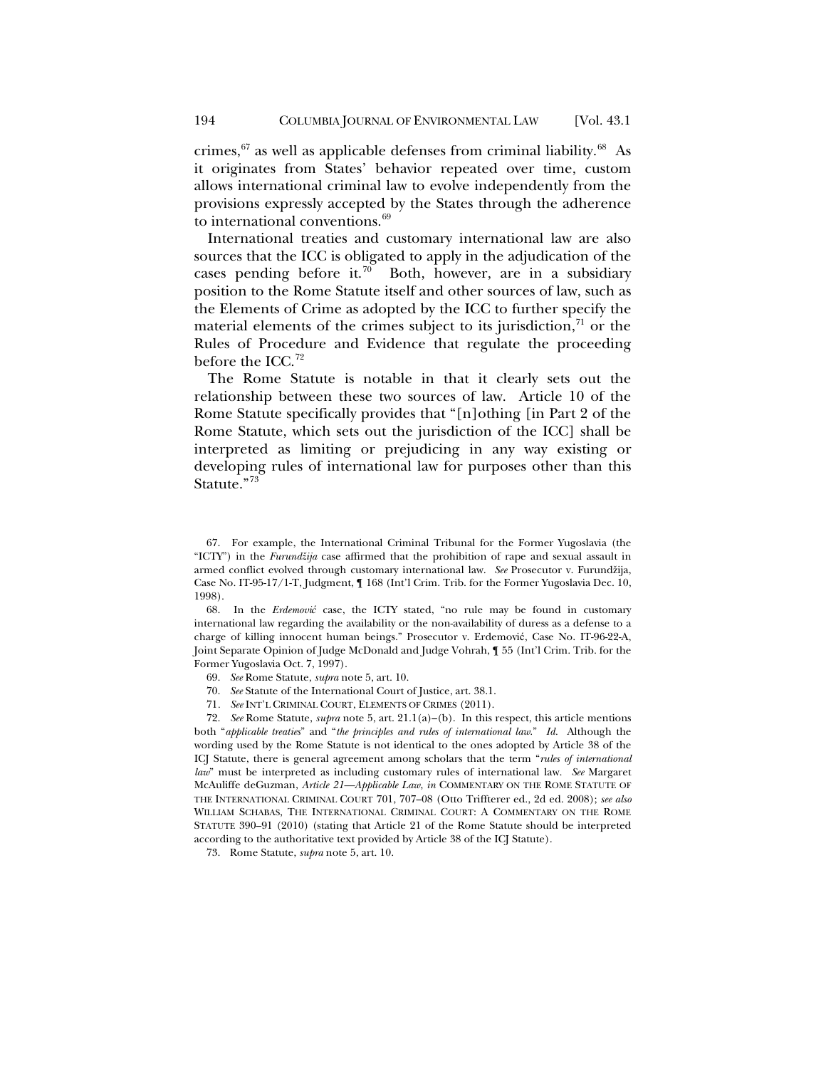crimes,[67] as well as applicable defenses from criminal liability.[68] As it originates from States' behavior repeated over time, custom allows international criminal law to evolve independently from the provisions expressly accepted by the States through the adherence to international conventions.[69]

International treaties and customary international law are also sources that the ICC is obligated to apply in the adjudication of the cases pending before it.[70] Both, however, are in a subsidiary position to the Rome Statute itself and other sources of law, such as the Elements of Crime as adopted by the ICC to further specify the material elements of the crimes subject to its jurisdiction,[71] or the Rules of Procedure and Evidence that regulate the proceeding before the ICC.[72]

The Rome Statute is notable in that it clearly sets out the relationship between these two sources of law. Article 10 of the Rome Statute specifically provides that "[n]othing [in Part 2 of the Rome Statute, which sets out the jurisdiction of the ICC] shall be interpreted as limiting or prejudicing in any way existing or developing rules of international law for purposes other than this Statute."[73]

---

67. For example, the International Criminal Tribunal for the Former Yugoslavia (the "ICTY") in the *Furundžija* case affirmed that the prohibition of rape and sexual assault in armed conflict evolved through customary international law. *See* Prosecutor v. Furundžija, Case No. IT-95-17/1-T, Judgment, ¶ 168 (Int'l Crim. Trib. for the Former Yugoslavia Dec. 10, 1998).

68. In the *Erdemović* case, the ICTY stated, "no rule may be found in customary international law regarding the availability or the non-availability of duress as a defense to a charge of killing innocent human beings." Prosecutor v. Erdemović, Case No. IT-96-22-A, Joint Separate Opinion of Judge McDonald and Judge Vohrah, ¶ 55 (Int'l Crim. Trib. for the Former Yugoslavia Oct. 7, 1997).

69. *See* Rome Statute, *supra* note 5, art. 10.

70. *See* Statute of the International Court of Justice, art. 38.1.

71. *See* INT'L CRIMINAL COURT, ELEMENTS OF CRIMES (2011).

72. *See* Rome Statute, *supra* note 5, art. 21.1(a)–(b). In this respect, this article mentions both "*applicable treaties*" and "*the principles and rules of international law.*" *Id.* Although the wording used by the Rome Statute is not identical to the ones adopted by Article 38 of the ICJ Statute, there is general agreement among scholars that the term "*rules of international law*" must be interpreted as including customary rules of international law. *See* Margaret McAuliffe deGuzman, *Article 21—Applicable Law, in* COMMENTARY ON THE ROME STATUTE OF THE INTERNATIONAL CRIMINAL COURT 701, 707–08 (Otto Triffterer ed., 2d ed. 2008); *see also* WILLIAM SCHABAS, THE INTERNATIONAL CRIMINAL COURT: A COMMENTARY ON THE ROME STATUTE 390–91 (2010) (stating that Article 21 of the Rome Statute should be interpreted according to the authoritative text provided by Article 38 of the ICJ Statute).

73. Rome Statute, *supra* note 5, art. 10.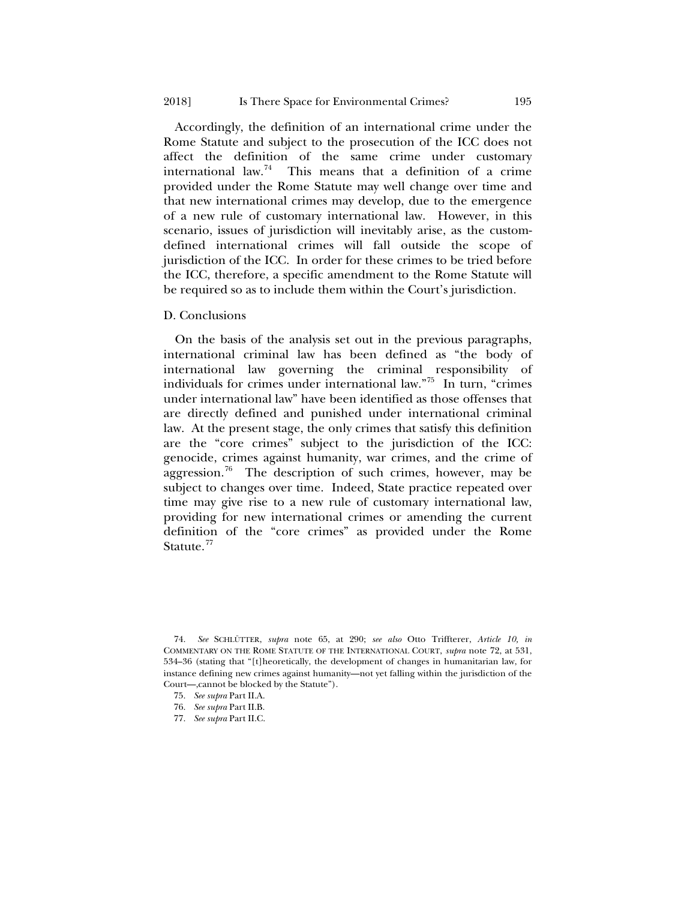Accordingly, the definition of an international crime under the Rome Statute and subject to the prosecution of the ICC does not affect the definition of the same crime under customary international law.[74] This means that a definition of a crime provided under the Rome Statute may well change over time and that new international crimes may develop, due to the emergence of a new rule of customary international law. However, in this scenario, issues of jurisdiction will inevitably arise, as the custom-defined international crimes will fall outside the scope of jurisdiction of the ICC. In order for these crimes to be tried before the ICC, therefore, a specific amendment to the Rome Statute will be required so as to include them within the Court's jurisdiction.

### D. Conclusions

On the basis of the analysis set out in the previous paragraphs, international criminal law has been defined as "the body of international law governing the criminal responsibility of individuals for crimes under international law."[75] In turn, "crimes under international law" have been identified as those offenses that are directly defined and punished under international criminal law. At the present stage, the only crimes that satisfy this definition are the "core crimes" subject to the jurisdiction of the ICC: genocide, crimes against humanity, war crimes, and the crime of aggression.[76] The description of such crimes, however, may be subject to changes over time. Indeed, State practice repeated over time may give rise to a new rule of customary international law, providing for new international crimes or amending the current definition of the "core crimes" as provided under the Rome Statute.[77]

---

74. *See* SCHLÜTTER, *supra* note 65, at 290; *see also* Otto Triffterer, *Article 10, in* COMMENTARY ON THE ROME STATUTE OF THE INTERNATIONAL COURT, *supra* note 72, at 531, 534–36 (stating that "[t]heoretically, the development of changes in humanitarian law, for instance defining new crimes against humanity—not yet falling within the jurisdiction of the Court—,cannot be blocked by the Statute").

75. *See supra* Part II.A.

76. *See supra* Part II.B.

77. *See supra* Part II.C.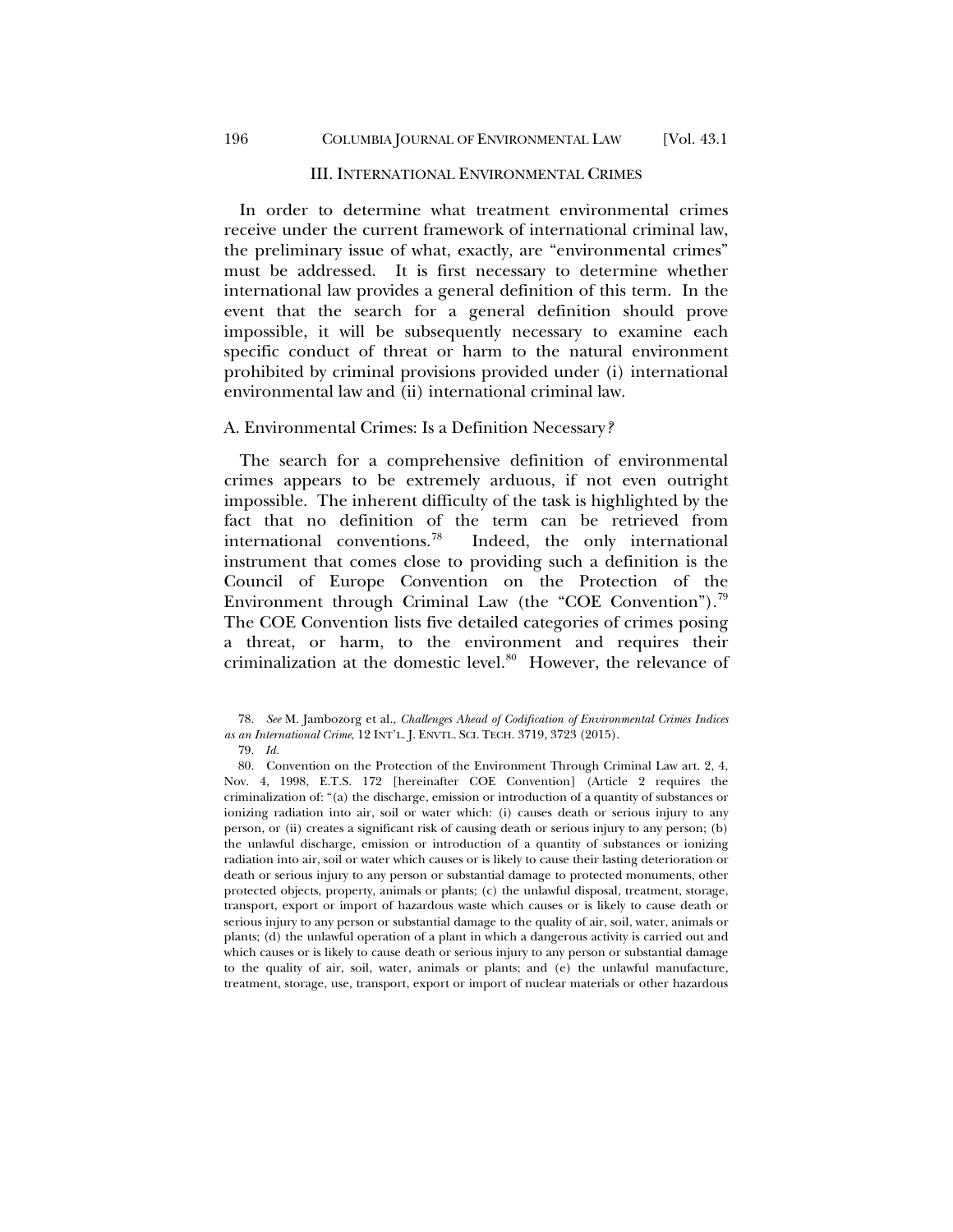## III. INTERNATIONAL ENVIRONMENTAL CRIMES

In order to determine what treatment environmental crimes receive under the current framework of international criminal law, the preliminary issue of what, exactly, are "environmental crimes" must be addressed. It is first necessary to determine whether international law provides a general definition of this term. In the event that the search for a general definition should prove impossible, it will be subsequently necessary to examine each specific conduct of threat or harm to the natural environment prohibited by criminal provisions provided under (i) international environmental law and (ii) international criminal law.

### A. Environmental Crimes: Is a Definition Necessary?

The search for a comprehensive definition of environmental crimes appears to be extremely arduous, if not even outright impossible. The inherent difficulty of the task is highlighted by the fact that no definition of the term can be retrieved from international conventions.[78] Indeed, the only international instrument that comes close to providing such a definition is the Council of Europe Convention on the Protection of the Environment through Criminal Law (the "COE Convention").[79] The COE Convention lists five detailed categories of crimes posing a threat, or harm, to the environment and requires their criminalization at the domestic level.[80] However, the relevance of

---

78. *See* M. Jambozorg et al., *Challenges Ahead of Codification of Environmental Crimes Indices as an International Crime*, 12 INT'L. J. ENVTL. SCI. TECH. 3719, 3723 (2015).

79. *Id.*

80. Convention on the Protection of the Environment Through Criminal Law art. 2, 4, Nov. 4, 1998, E.T.S. 172 [hereinafter COE Convention] (Article 2 requires the criminalization of: "(a) the discharge, emission or introduction of a quantity of substances or ionizing radiation into air, soil or water which: (i) causes death or serious injury to any person, or (ii) creates a significant risk of causing death or serious injury to any person; (b) the unlawful discharge, emission or introduction of a quantity of substances or ionizing radiation into air, soil or water which causes or is likely to cause their lasting deterioration or death or serious injury to any person or substantial damage to protected monuments, other protected objects, property, animals or plants; (c) the unlawful disposal, treatment, storage, transport, export or import of hazardous waste which causes or is likely to cause death or serious injury to any person or substantial damage to the quality of air, soil, water, animals or plants; (d) the unlawful operation of a plant in which a dangerous activity is carried out and which causes or is likely to cause death or serious injury to any person or substantial damage to the quality of air, soil, water, animals or plants; and (e) the unlawful manufacture, treatment, storage, use, transport, export or import of nuclear materials or other hazardous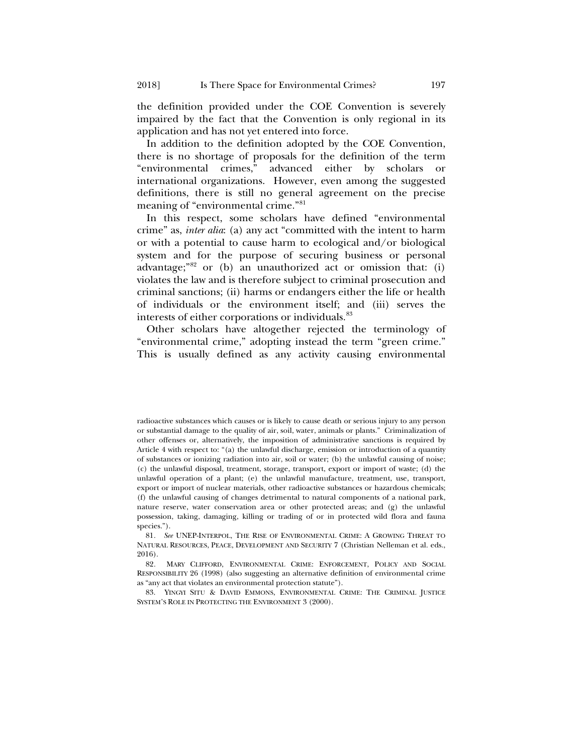the definition provided under the COE Convention is severely impaired by the fact that the Convention is only regional in its application and has not yet entered into force.

In addition to the definition adopted by the COE Convention, there is no shortage of proposals for the definition of the term "environmental crimes," advanced either by scholars or international organizations. However, even among the suggested definitions, there is still no general agreement on the precise meaning of "environmental crime."[81]

In this respect, some scholars have defined "environmental crime" as, *inter alia*: (a) any act "committed with the intent to harm or with a potential to cause harm to ecological and/or biological system and for the purpose of securing business or personal advantage;"[82] or (b) an unauthorized act or omission that: (i) violates the law and is therefore subject to criminal prosecution and criminal sanctions; (ii) harms or endangers either the life or health of individuals or the environment itself; and (iii) serves the interests of either corporations or individuals.[83]

Other scholars have altogether rejected the terminology of "environmental crime," adopting instead the term "green crime." This is usually defined as any activity causing environmental

---

radioactive substances which causes or is likely to cause death or serious injury to any person or substantial damage to the quality of air, soil, water, animals or plants." Criminalization of other offenses or, alternatively, the imposition of administrative sanctions is required by Article 4 with respect to: "(a) the unlawful discharge, emission or introduction of a quantity of substances or ionizing radiation into air, soil or water; (b) the unlawful causing of noise; (c) the unlawful disposal, treatment, storage, transport, export or import of waste; (d) the unlawful operation of a plant; (e) the unlawful manufacture, treatment, use, transport, export or import of nuclear materials, other radioactive substances or hazardous chemicals; (f) the unlawful causing of changes detrimental to natural components of a national park, nature reserve, water conservation area or other protected areas; and (g) the unlawful possession, taking, damaging, killing or trading of or in protected wild flora and fauna species.").

81. *See* UNEP-INTERPOL, THE RISE OF ENVIRONMENTAL CRIME: A GROWING THREAT TO NATURAL RESOURCES, PEACE, DEVELOPMENT AND SECURITY 7 (Christian Nelleman et al. eds., 2016).

82. MARY CLIFFORD, ENVIRONMENTAL CRIME: ENFORCEMENT, POLICY AND SOCIAL RESPONSIBILITY 26 (1998) (also suggesting an alternative definition of environmental crime as "any act that violates an environmental protection statute").

83. YINGYI SITU & DAVID EMMONS, ENVIRONMENTAL CRIME: THE CRIMINAL JUSTICE SYSTEM'S ROLE IN PROTECTING THE ENVIRONMENT 3 (2000).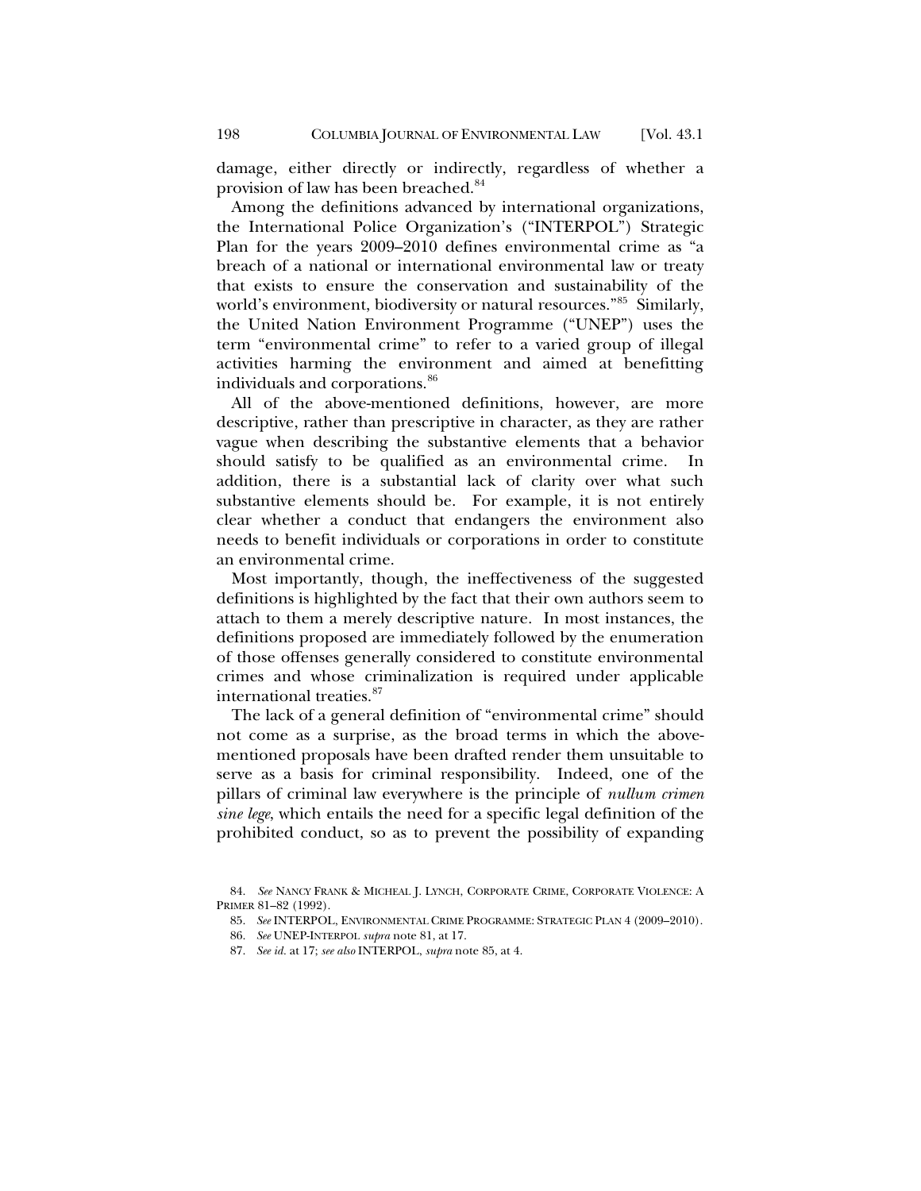damage, either directly or indirectly, regardless of whether a provision of law has been breached.[84]

Among the definitions advanced by international organizations, the International Police Organization's ("INTERPOL") Strategic Plan for the years 2009–2010 defines environmental crime as "a breach of a national or international environmental law or treaty that exists to ensure the conservation and sustainability of the world's environment, biodiversity or natural resources."[85] Similarly, the United Nation Environment Programme ("UNEP") uses the term "environmental crime" to refer to a varied group of illegal activities harming the environment and aimed at benefitting individuals and corporations.[86]

All of the above-mentioned definitions, however, are more descriptive, rather than prescriptive in character, as they are rather vague when describing the substantive elements that a behavior should satisfy to be qualified as an environmental crime. In addition, there is a substantial lack of clarity over what such substantive elements should be. For example, it is not entirely clear whether a conduct that endangers the environment also needs to benefit individuals or corporations in order to constitute an environmental crime.

Most importantly, though, the ineffectiveness of the suggested definitions is highlighted by the fact that their own authors seem to attach to them a merely descriptive nature. In most instances, the definitions proposed are immediately followed by the enumeration of those offenses generally considered to constitute environmental crimes and whose criminalization is required under applicable international treaties.[87]

The lack of a general definition of "environmental crime" should not come as a surprise, as the broad terms in which the above-mentioned proposals have been drafted render them unsuitable to serve as a basis for criminal responsibility. Indeed, one of the pillars of criminal law everywhere is the principle of *nullum crimen sine lege*, which entails the need for a specific legal definition of the prohibited conduct, so as to prevent the possibility of expanding

84. *See* NANCY FRANK & MICHEAL J. LYNCH, CORPORATE CRIME, CORPORATE VIOLENCE: A PRIMER 81–82 (1992).

85. *See* INTERPOL, ENVIRONMENTAL CRIME PROGRAMME: STRATEGIC PLAN 4 (2009–2010).

86. *See* UNEP-INTERPOL *supra* note 81, at 17.

87. *See id.* at 17; *see also* INTERPOL, *supra* note 85, at 4.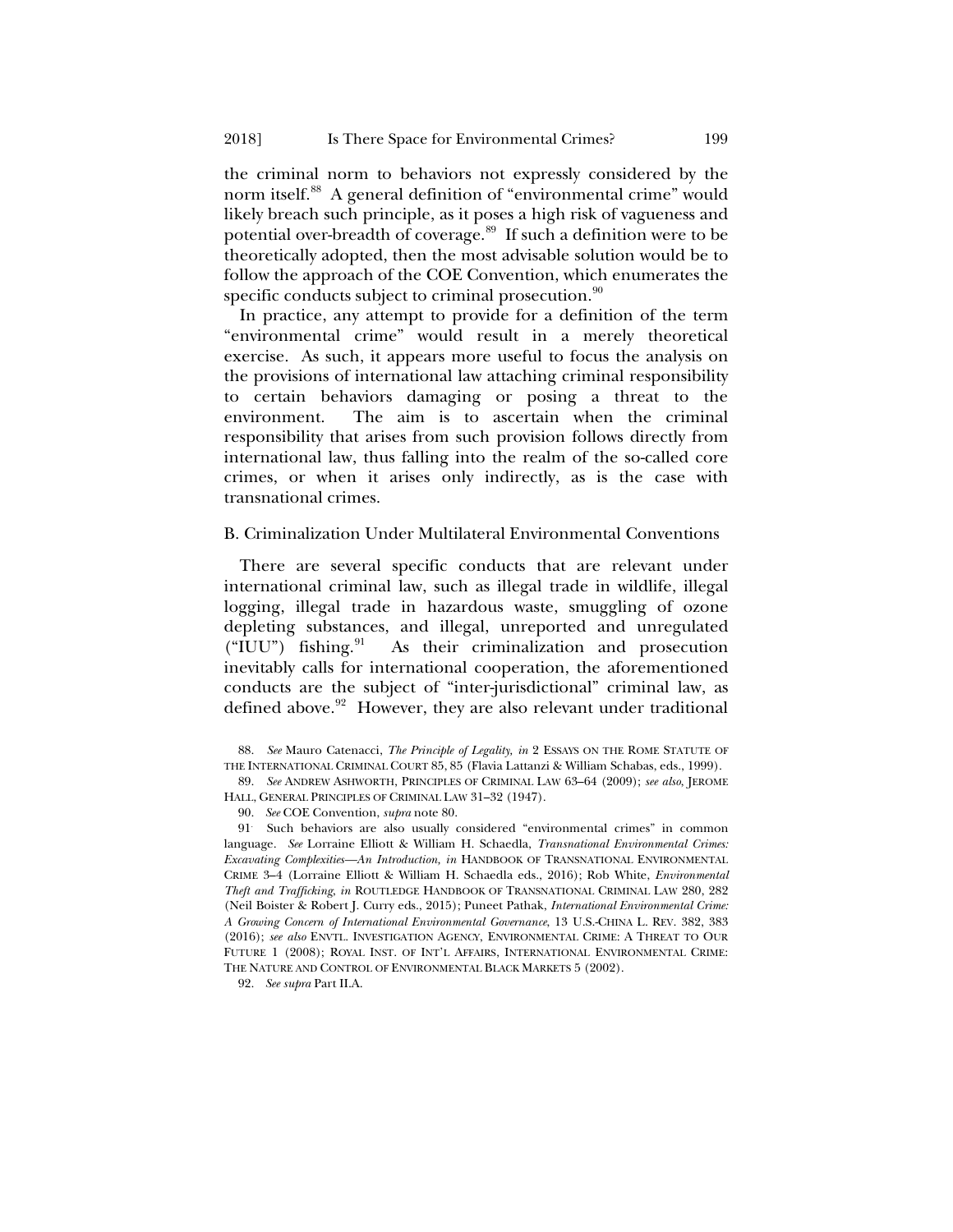the criminal norm to behaviors not expressly considered by the norm itself.[88] A general definition of "environmental crime" would likely breach such principle, as it poses a high risk of vagueness and potential over-breadth of coverage.[89] If such a definition were to be theoretically adopted, then the most advisable solution would be to follow the approach of the COE Convention, which enumerates the specific conducts subject to criminal prosecution.[90]

In practice, any attempt to provide for a definition of the term "environmental crime" would result in a merely theoretical exercise. As such, it appears more useful to focus the analysis on the provisions of international law attaching criminal responsibility to certain behaviors damaging or posing a threat to the environment. The aim is to ascertain when the criminal responsibility that arises from such provision follows directly from international law, thus falling into the realm of the so-called core crimes, or when it arises only indirectly, as is the case with transnational crimes.

### B. Criminalization Under Multilateral Environmental Conventions

There are several specific conducts that are relevant under international criminal law, such as illegal trade in wildlife, illegal logging, illegal trade in hazardous waste, smuggling of ozone depleting substances, and illegal, unreported and unregulated ("IUU") fishing.[91] As their criminalization and prosecution inevitably calls for international cooperation, the aforementioned conducts are the subject of "inter-jurisdictional" criminal law, as defined above.[92] However, they are also relevant under traditional

---

88. *See* Mauro Catenacci, *The Principle of Legality*, *in* 2 ESSAYS ON THE ROME STATUTE OF THE INTERNATIONAL CRIMINAL COURT 85, 85 (Flavia Lattanzi & William Schabas, eds., 1999).

89. *See* ANDREW ASHWORTH, PRINCIPLES OF CRIMINAL LAW 63–64 (2009); *see also*, JEROME HALL, GENERAL PRINCIPLES OF CRIMINAL LAW 31–32 (1947).

90. *See* COE Convention, *supra* note 80.

91. Such behaviors are also usually considered "environmental crimes" in common language. *See* Lorraine Elliott & William H. Schaedla, *Transnational Environmental Crimes: Excavating Complexities—An Introduction*, *in* HANDBOOK OF TRANSNATIONAL ENVIRONMENTAL CRIME 3–4 (Lorraine Elliott & William H. Schaedla eds., 2016); Rob White, *Environmental Theft and Trafficking*, *in* ROUTLEDGE HANDBOOK OF TRANSNATIONAL CRIMINAL LAW 280, 282 (Neil Boister & Robert J. Curry eds., 2015); Puneet Pathak, *International Environmental Crime: A Growing Concern of International Environmental Governance*, 13 U.S.-CHINA L. REV. 382, 383 (2016); *see also* ENVTL. INVESTIGATION AGENCY, ENVIRONMENTAL CRIME: A THREAT TO OUR FUTURE 1 (2008); ROYAL INST. OF INT'L AFFAIRS, INTERNATIONAL ENVIRONMENTAL CRIME: THE NATURE AND CONTROL OF ENVIRONMENTAL BLACK MARKETS 5 (2002).

92. *See supra* Part II.A.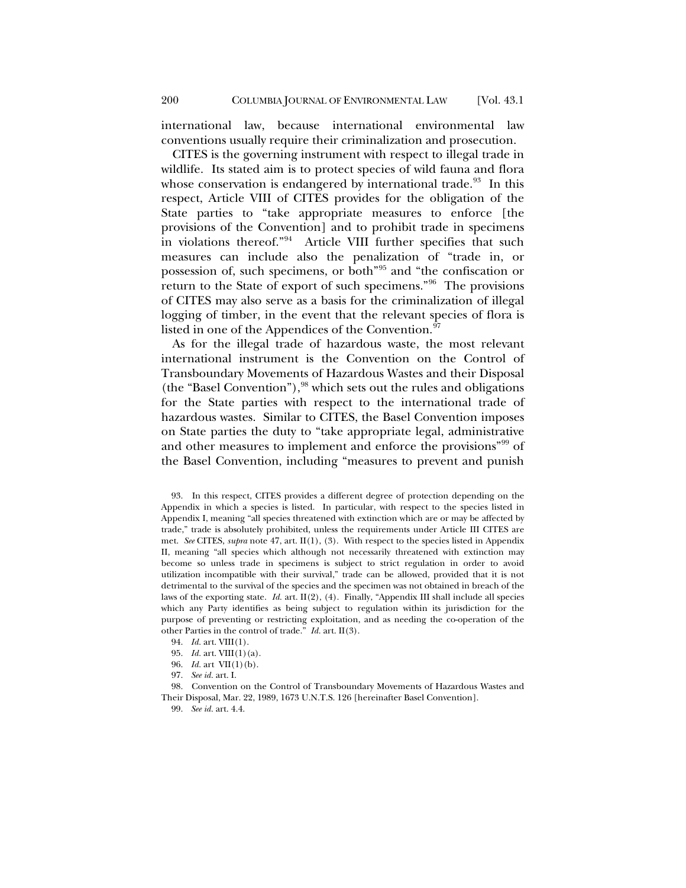international law, because international environmental law conventions usually require their criminalization and prosecution.

CITES is the governing instrument with respect to illegal trade in wildlife. Its stated aim is to protect species of wild fauna and flora whose conservation is endangered by international trade.[93] In this respect, Article VIII of CITES provides for the obligation of the State parties to "take appropriate measures to enforce [the provisions of the Convention] and to prohibit trade in specimens in violations thereof."[94] Article VIII further specifies that such measures can include also the penalization of "trade in, or possession of, such specimens, or both"[95] and "the confiscation or return to the State of export of such specimens."[96] The provisions of CITES may also serve as a basis for the criminalization of illegal logging of timber, in the event that the relevant species of flora is listed in one of the Appendices of the Convention.[97]

As for the illegal trade of hazardous waste, the most relevant international instrument is the Convention on the Control of Transboundary Movements of Hazardous Wastes and their Disposal (the "Basel Convention"),[98] which sets out the rules and obligations for the State parties with respect to the international trade of hazardous wastes. Similar to CITES, the Basel Convention imposes on State parties the duty to "take appropriate legal, administrative and other measures to implement and enforce the provisions"[99] of the Basel Convention, including "measures to prevent and punish

---

93. In this respect, CITES provides a different degree of protection depending on the Appendix in which a species is listed. In particular, with respect to the species listed in Appendix I, meaning "all species threatened with extinction which are or may be affected by trade," trade is absolutely prohibited, unless the requirements under Article III CITES are met. *See* CITES, *supra* note 47, art. II(1), (3). With respect to the species listed in Appendix II, meaning "all species which although not necessarily threatened with extinction may become so unless trade in specimens is subject to strict regulation in order to avoid utilization incompatible with their survival," trade can be allowed, provided that it is not detrimental to the survival of the species and the specimen was not obtained in breach of the laws of the exporting state. *Id.* art. II(2), (4). Finally, "Appendix III shall include all species which any Party identifies as being subject to regulation within its jurisdiction for the purpose of preventing or restricting exploitation, and as needing the co-operation of the other Parties in the control of trade." *Id.* art. II(3).

94. *Id.* art. VIII(1).

95. *Id.* art. VIII(1)(a).

96. *Id.* art VII(1)(b).

97. *See id.* art. I.

98. Convention on the Control of Transboundary Movements of Hazardous Wastes and Their Disposal, Mar. 22, 1989, 1673 U.N.T.S. 126 [hereinafter Basel Convention].

99. *See id.* art. 4.4.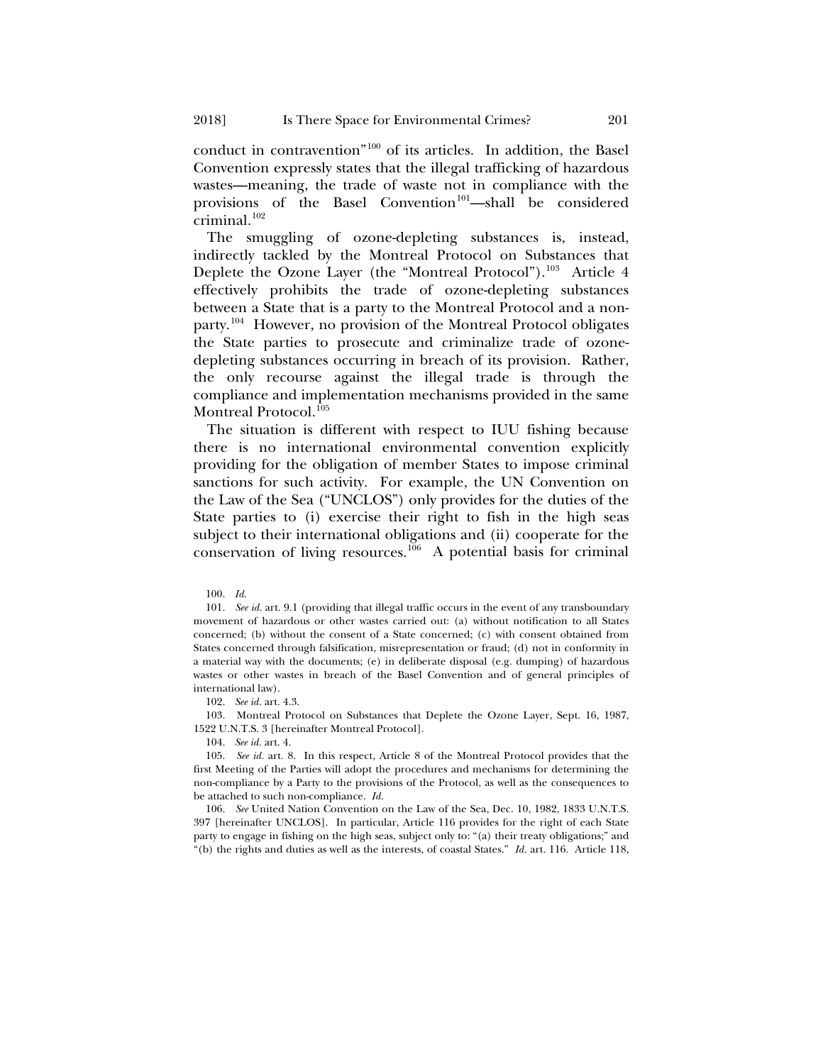conduct in contravention"[100] of its articles. In addition, the Basel Convention expressly states that the illegal trafficking of hazardous wastes—meaning, the trade of waste not in compliance with the provisions of the Basel Convention[101]—shall be considered criminal.[102]

The smuggling of ozone-depleting substances is, instead, indirectly tackled by the Montreal Protocol on Substances that Deplete the Ozone Layer (the "Montreal Protocol").[103] Article 4 effectively prohibits the trade of ozone-depleting substances between a State that is a party to the Montreal Protocol and a non-party.[104] However, no provision of the Montreal Protocol obligates the State parties to prosecute and criminalize trade of ozone-depleting substances occurring in breach of its provision. Rather, the only recourse against the illegal trade is through the compliance and implementation mechanisms provided in the same Montreal Protocol.[105]

The situation is different with respect to IUU fishing because there is no international environmental convention explicitly providing for the obligation of member States to impose criminal sanctions for such activity. For example, the UN Convention on the Law of the Sea ("UNCLOS") only provides for the duties of the State parties to (i) exercise their right to fish in the high seas subject to their international obligations and (ii) cooperate for the conservation of living resources.[106] A potential basis for criminal

100. *Id.*

101. *See id.* art. 9.1 (providing that illegal traffic occurs in the event of any transboundary movement of hazardous or other wastes carried out: (a) without notification to all States concerned; (b) without the consent of a State concerned; (c) with consent obtained from States concerned through falsification, misrepresentation or fraud; (d) not in conformity in a material way with the documents; (e) in deliberate disposal (e.g. dumping) of hazardous wastes or other wastes in breach of the Basel Convention and of general principles of international law).

102. *See id.* art. 4.3.

103. Montreal Protocol on Substances that Deplete the Ozone Layer, Sept. 16, 1987, 1522 U.N.T.S. 3 [hereinafter Montreal Protocol].

104. *See id.* art. 4.

105. *See id.* art. 8. In this respect, Article 8 of the Montreal Protocol provides that the first Meeting of the Parties will adopt the procedures and mechanisms for determining the non-compliance by a Party to the provisions of the Protocol, as well as the consequences to be attached to such non-compliance. *Id.*

106. *See* United Nation Convention on the Law of the Sea, Dec. 10, 1982, 1833 U.N.T.S. 397 [hereinafter UNCLOS]. In particular, Article 116 provides for the right of each State party to engage in fishing on the high seas, subject only to: "(a) their treaty obligations;" and "(b) the rights and duties as well as the interests, of coastal States." *Id.* art. 116. Article 118,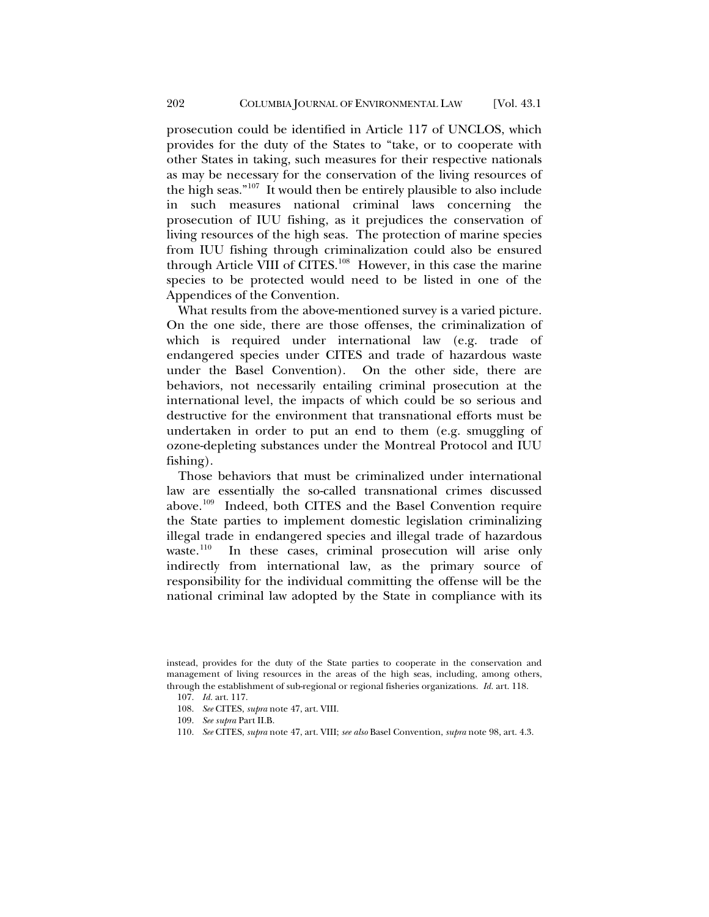prosecution could be identified in Article 117 of UNCLOS, which provides for the duty of the States to "take, or to cooperate with other States in taking, such measures for their respective nationals as may be necessary for the conservation of the living resources of the high seas."[107] It would then be entirely plausible to also include in such measures national criminal laws concerning the prosecution of IUU fishing, as it prejudices the conservation of living resources of the high seas. The protection of marine species from IUU fishing through criminalization could also be ensured through Article VIII of CITES.[108] However, in this case the marine species to be protected would need to be listed in one of the Appendices of the Convention.

What results from the above-mentioned survey is a varied picture. On the one side, there are those offenses, the criminalization of which is required under international law (e.g. trade of endangered species under CITES and trade of hazardous waste under the Basel Convention). On the other side, there are behaviors, not necessarily entailing criminal prosecution at the international level, the impacts of which could be so serious and destructive for the environment that transnational efforts must be undertaken in order to put an end to them (e.g. smuggling of ozone-depleting substances under the Montreal Protocol and IUU fishing).

Those behaviors that must be criminalized under international law are essentially the so-called transnational crimes discussed above.[109] Indeed, both CITES and the Basel Convention require the State parties to implement domestic legislation criminalizing illegal trade in endangered species and illegal trade of hazardous waste.[110] In these cases, criminal prosecution will arise only indirectly from international law, as the primary source of responsibility for the individual committing the offense will be the national criminal law adopted by the State in compliance with its

---

instead, provides for the duty of the State parties to cooperate in the conservation and management of living resources in the areas of the high seas, including, among others, through the establishment of sub-regional or regional fisheries organizations. *Id.* art. 118.

107. *Id.* art. 117.

108. *See* CITES, *supra* note 47, art. VIII.

109. *See supra* Part II.B.

110. *See* CITES, *supra* note 47, art. VIII; *see also* Basel Convention, *supra* note 98, art. 4.3.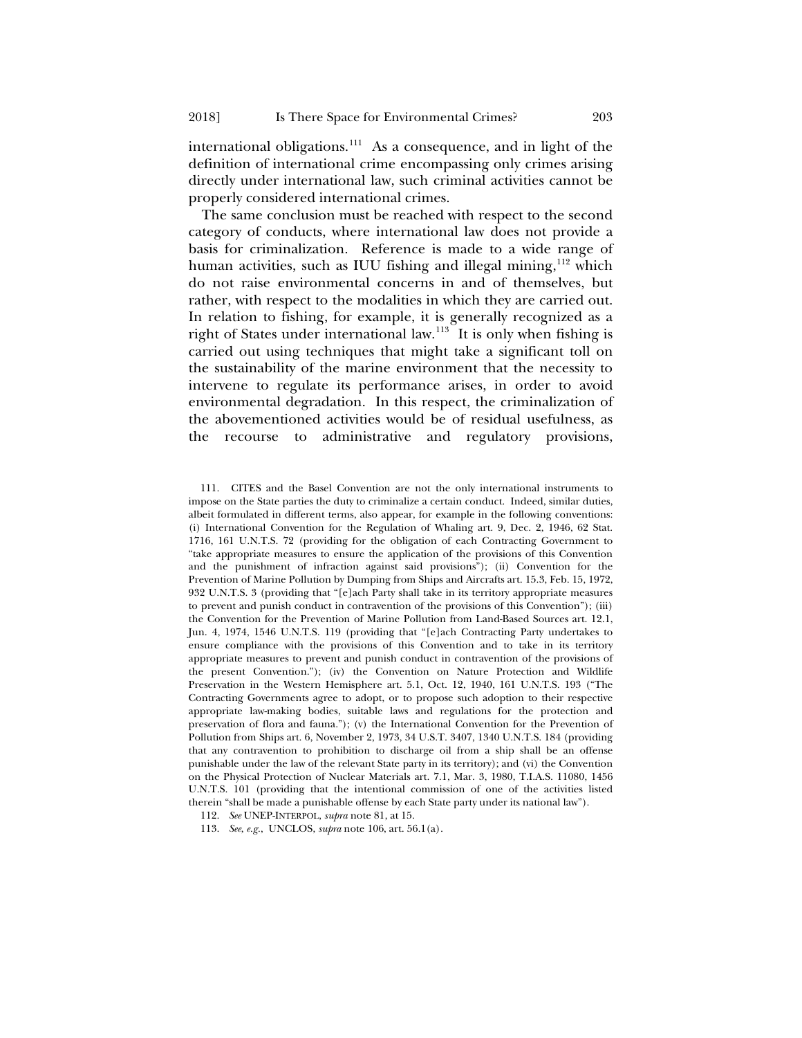international obligations.[111] As a consequence, and in light of the definition of international crime encompassing only crimes arising directly under international law, such criminal activities cannot be properly considered international crimes.

The same conclusion must be reached with respect to the second category of conducts, where international law does not provide a basis for criminalization. Reference is made to a wide range of human activities, such as IUU fishing and illegal mining,[112] which do not raise environmental concerns in and of themselves, but rather, with respect to the modalities in which they are carried out. In relation to fishing, for example, it is generally recognized as a right of States under international law.[113] It is only when fishing is carried out using techniques that might take a significant toll on the sustainability of the marine environment that the necessity to intervene to regulate its performance arises, in order to avoid environmental degradation. In this respect, the criminalization of the abovementioned activities would be of residual usefulness, as the recourse to administrative and regulatory provisions,

---

111. CITES and the Basel Convention are not the only international instruments to impose on the State parties the duty to criminalize a certain conduct. Indeed, similar duties, albeit formulated in different terms, also appear, for example in the following conventions: (i) International Convention for the Regulation of Whaling art. 9, Dec. 2, 1946, 62 Stat. 1716, 161 U.N.T.S. 72 (providing for the obligation of each Contracting Government to "take appropriate measures to ensure the application of the provisions of this Convention and the punishment of infraction against said provisions"); (ii) Convention for the Prevention of Marine Pollution by Dumping from Ships and Aircrafts art. 15.3, Feb. 15, 1972, 932 U.N.T.S. 3 (providing that "[e]ach Party shall take in its territory appropriate measures to prevent and punish conduct in contravention of the provisions of this Convention"); (iii) the Convention for the Prevention of Marine Pollution from Land-Based Sources art. 12.1, Jun. 4, 1974, 1546 U.N.T.S. 119 (providing that "[e]ach Contracting Party undertakes to ensure compliance with the provisions of this Convention and to take in its territory appropriate measures to prevent and punish conduct in contravention of the provisions of the present Convention."); (iv) the Convention on Nature Protection and Wildlife Preservation in the Western Hemisphere art. 5.1, Oct. 12, 1940, 161 U.N.T.S. 193 ("The Contracting Governments agree to adopt, or to propose such adoption to their respective appropriate law-making bodies, suitable laws and regulations for the protection and preservation of flora and fauna."); (v) the International Convention for the Prevention of Pollution from Ships art. 6, November 2, 1973, 34 U.S.T. 3407, 1340 U.N.T.S. 184 (providing that any contravention to prohibition to discharge oil from a ship shall be an offense punishable under the law of the relevant State party in its territory); and (vi) the Convention on the Physical Protection of Nuclear Materials art. 7.1, Mar. 3, 1980, T.I.A.S. 11080, 1456 U.N.T.S. 101 (providing that the intentional commission of one of the activities listed therein "shall be made a punishable offense by each State party under its national law").

112. *See* UNEP-INTERPOL, *supra* note 81, at 15.

113. *See, e.g.*, UNCLOS, *supra* note 106, art. 56.1(a).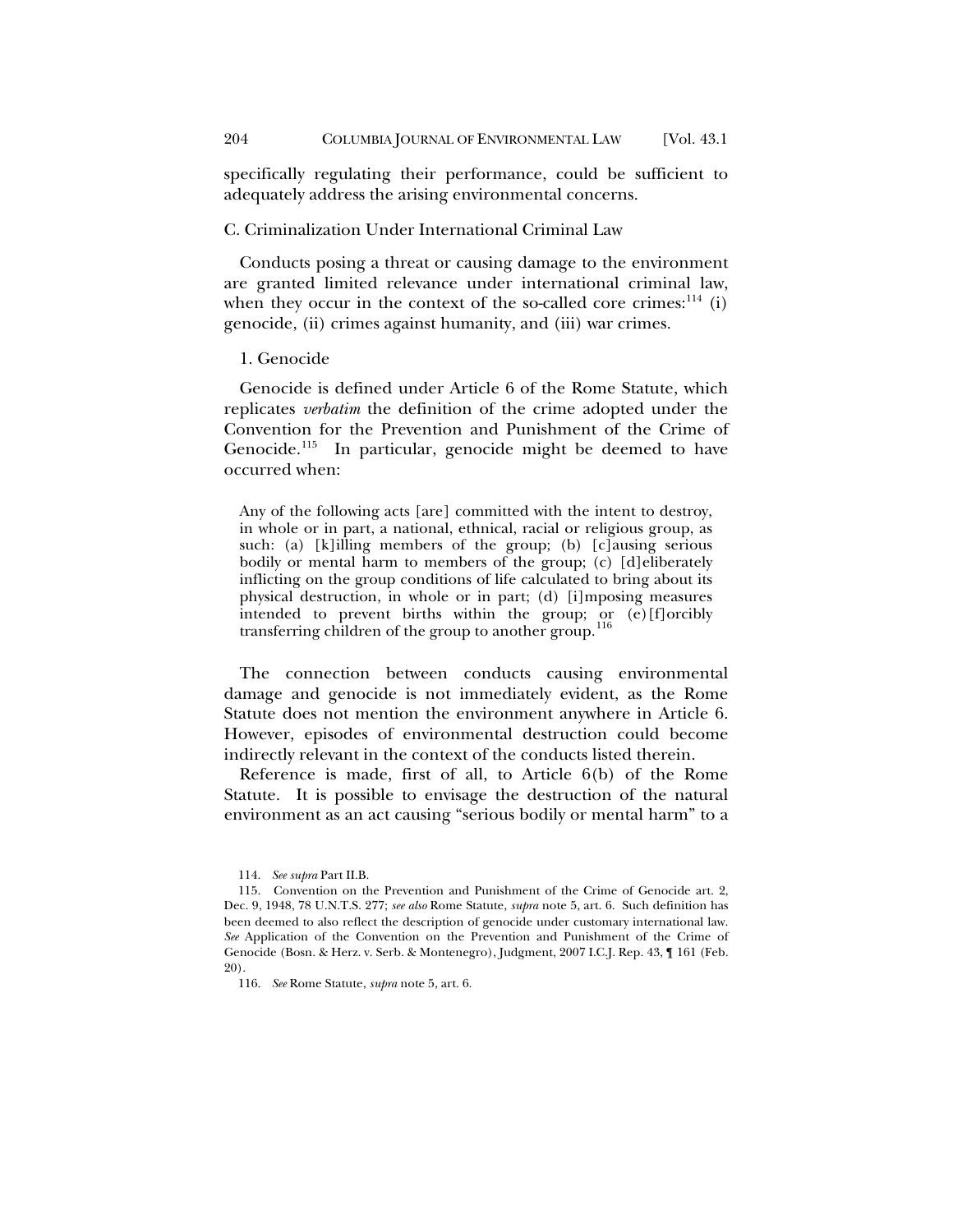specifically regulating their performance, could be sufficient to adequately address the arising environmental concerns.

### C. Criminalization Under International Criminal Law

Conducts posing a threat or causing damage to the environment are granted limited relevance under international criminal law, when they occur in the context of the so-called core crimes:[114] (i) genocide, (ii) crimes against humanity, and (iii) war crimes.

#### 1. Genocide

Genocide is defined under Article 6 of the Rome Statute, which replicates *verbatim* the definition of the crime adopted under the Convention for the Prevention and Punishment of the Crime of Genocide.[115] In particular, genocide might be deemed to have occurred when:

> Any of the following acts [are] committed with the intent to destroy, in whole or in part, a national, ethnical, racial or religious group, as such: (a) [k]illing members of the group; (b) [c]ausing serious bodily or mental harm to members of the group; (c) [d]eliberately inflicting on the group conditions of life calculated to bring about its physical destruction, in whole or in part; (d) [i]mposing measures intended to prevent births within the group; or (e)[f]orcibly transferring children of the group to another group.[116]

The connection between conducts causing environmental damage and genocide is not immediately evident, as the Rome Statute does not mention the environment anywhere in Article 6. However, episodes of environmental destruction could become indirectly relevant in the context of the conducts listed therein.

Reference is made, first of all, to Article 6(b) of the Rome Statute. It is possible to envisage the destruction of the natural environment as an act causing "serious bodily or mental harm" to a

---

114. *See supra* Part II.B.

115. Convention on the Prevention and Punishment of the Crime of Genocide art. 2, Dec. 9, 1948, 78 U.N.T.S. 277; *see also* Rome Statute, *supra* note 5, art. 6. Such definition has been deemed to also reflect the description of genocide under customary international law. *See* Application of the Convention on the Prevention and Punishment of the Crime of Genocide (Bosn. & Herz. v. Serb. & Montenegro), Judgment, 2007 I.C.J. Rep. 43, ¶ 161 (Feb. 20).

116. *See* Rome Statute, *supra* note 5, art. 6.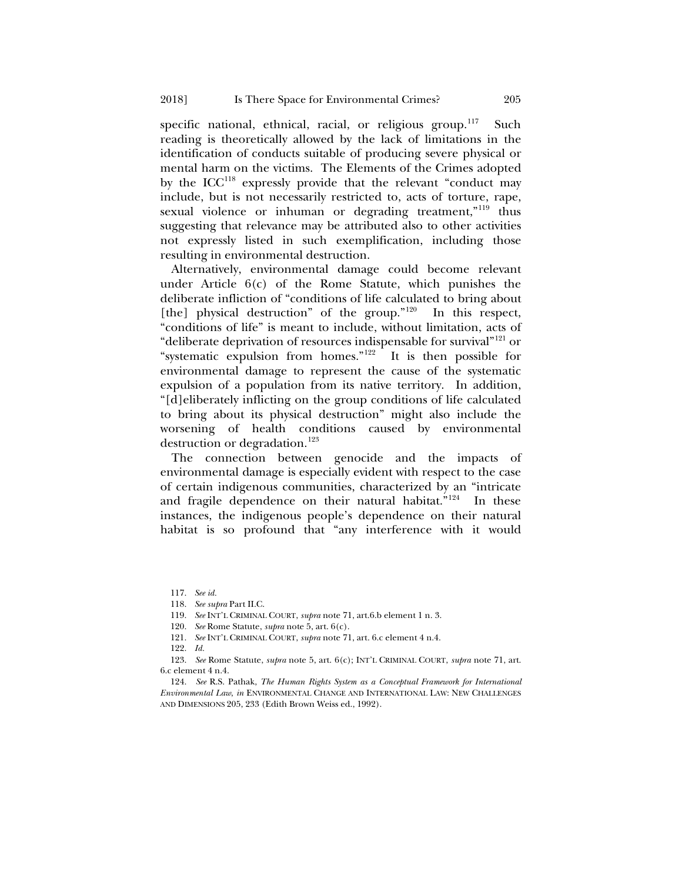specific national, ethnical, racial, or religious group.[117] Such reading is theoretically allowed by the lack of limitations in the identification of conducts suitable of producing severe physical or mental harm on the victims. The Elements of the Crimes adopted by the ICC[118] expressly provide that the relevant "conduct may include, but is not necessarily restricted to, acts of torture, rape, sexual violence or inhuman or degrading treatment,"[119] thus suggesting that relevance may be attributed also to other activities not expressly listed in such exemplification, including those resulting in environmental destruction.

Alternatively, environmental damage could become relevant under Article 6(c) of the Rome Statute, which punishes the deliberate infliction of "conditions of life calculated to bring about [the] physical destruction" of the group."[120] In this respect, "conditions of life" is meant to include, without limitation, acts of "deliberate deprivation of resources indispensable for survival"[121] or "systematic expulsion from homes."[122] It is then possible for environmental damage to represent the cause of the systematic expulsion of a population from its native territory. In addition, "[d]eliberately inflicting on the group conditions of life calculated to bring about its physical destruction" might also include the worsening of health conditions caused by environmental destruction or degradation.[123]

The connection between genocide and the impacts of environmental damage is especially evident with respect to the case of certain indigenous communities, characterized by an "intricate and fragile dependence on their natural habitat."[124] In these instances, the indigenous people's dependence on their natural habitat is so profound that "any interference with it would

---

117. *See id.*

118. *See supra* Part II.C.

119. *See* INT'L CRIMINAL COURT, *supra* note 71, art.6.b element 1 n. 3.

120. *See* Rome Statute, *supra* note 5, art. 6(c).

121. *See* INT'L CRIMINAL COURT, *supra* note 71, art. 6.c element 4 n.4.

122. *Id.*

123. *See* Rome Statute, *supra* note 5, art. 6(c); INT'L CRIMINAL COURT, *supra* note 71, art. 6.c element 4 n.4.

124. *See* R.S. Pathak, *The Human Rights System as a Conceptual Framework for International Environmental Law*, *in* ENVIRONMENTAL CHANGE AND INTERNATIONAL LAW: NEW CHALLENGES AND DIMENSIONS 205, 233 (Edith Brown Weiss ed., 1992).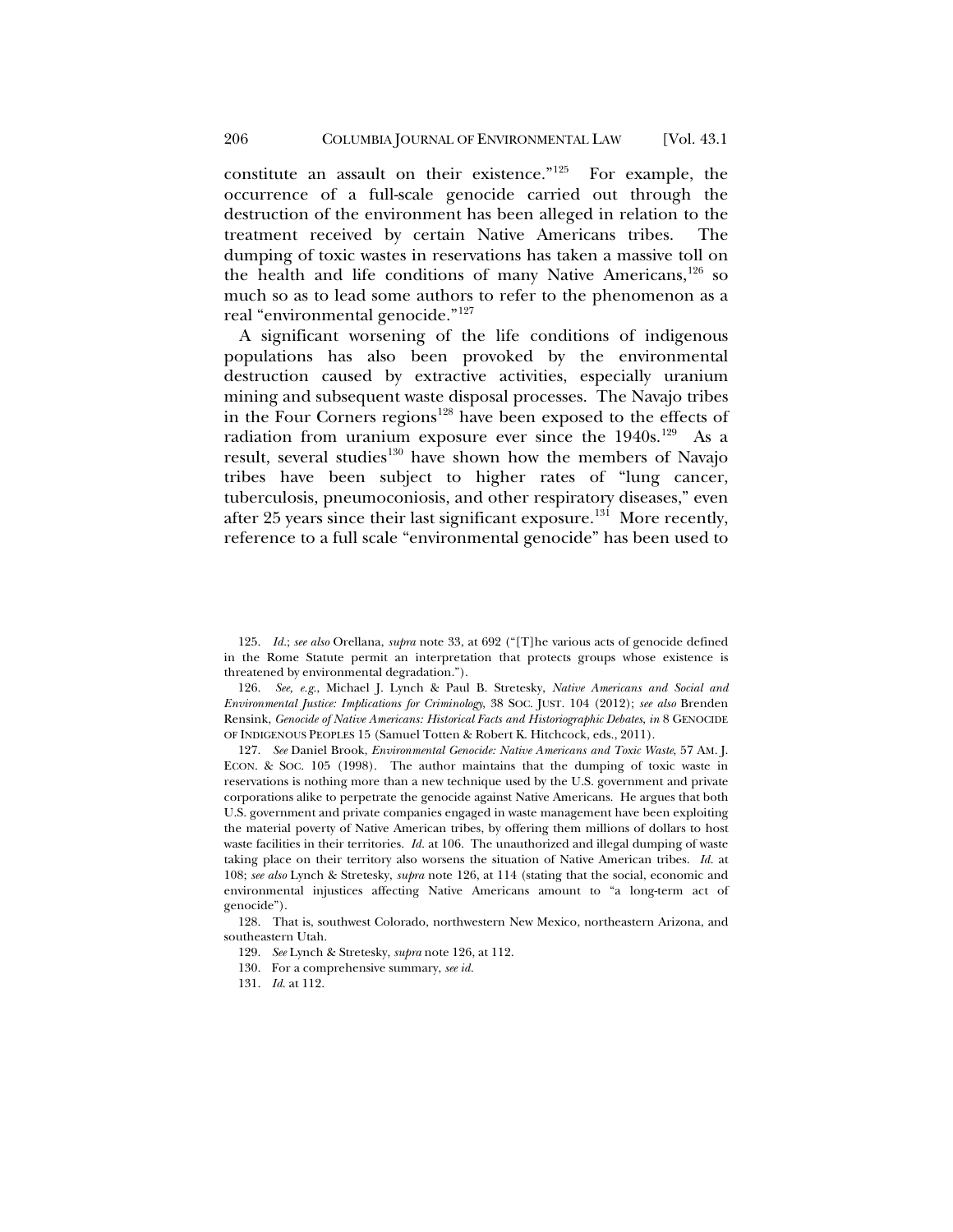constitute an assault on their existence."[125] For example, the occurrence of a full-scale genocide carried out through the destruction of the environment has been alleged in relation to the treatment received by certain Native Americans tribes. The dumping of toxic wastes in reservations has taken a massive toll on the health and life conditions of many Native Americans,[126] so much so as to lead some authors to refer to the phenomenon as a real "environmental genocide."[127]

A significant worsening of the life conditions of indigenous populations has also been provoked by the environmental destruction caused by extractive activities, especially uranium mining and subsequent waste disposal processes. The Navajo tribes in the Four Corners regions[128] have been exposed to the effects of radiation from uranium exposure ever since the 1940s.[129] As a result, several studies[130] have shown how the members of Navajo tribes have been subject to higher rates of "lung cancer, tuberculosis, pneumoconiosis, and other respiratory diseases," even after 25 years since their last significant exposure.[131] More recently, reference to a full scale "environmental genocide" has been used to

---

125. *Id.*; *see also* Orellana, *supra* note 33, at 692 ("[T]he various acts of genocide defined in the Rome Statute permit an interpretation that protects groups whose existence is threatened by environmental degradation.").

126. *See, e.g.*, Michael J. Lynch & Paul B. Stretesky, *Native Americans and Social and Environmental Justice: Implications for Criminology*, 38 SOC. JUST. 104 (2012); *see also* Brenden Rensink, *Genocide of Native Americans: Historical Facts and Historiographic Debates*, *in* 8 GENOCIDE OF INDIGENOUS PEOPLES 15 (Samuel Totten & Robert K. Hitchcock, eds., 2011).

127. *See* Daniel Brook, *Environmental Genocide: Native Americans and Toxic Waste*, 57 AM. J. ECON. & SOC. 105 (1998). The author maintains that the dumping of toxic waste in reservations is nothing more than a new technique used by the U.S. government and private corporations alike to perpetrate the genocide against Native Americans. He argues that both U.S. government and private companies engaged in waste management have been exploiting the material poverty of Native American tribes, by offering them millions of dollars to host waste facilities in their territories. *Id.* at 106. The unauthorized and illegal dumping of waste taking place on their territory also worsens the situation of Native American tribes. *Id.* at 108; *see also* Lynch & Stretesky, *supra* note 126, at 114 (stating that the social, economic and environmental injustices affecting Native Americans amount to "a long-term act of genocide").

128. That is, southwest Colorado, northwestern New Mexico, northeastern Arizona, and southeastern Utah.

129. *See* Lynch & Stretesky, *supra* note 126, at 112.

130. For a comprehensive summary, *see id.*

131. *Id.* at 112.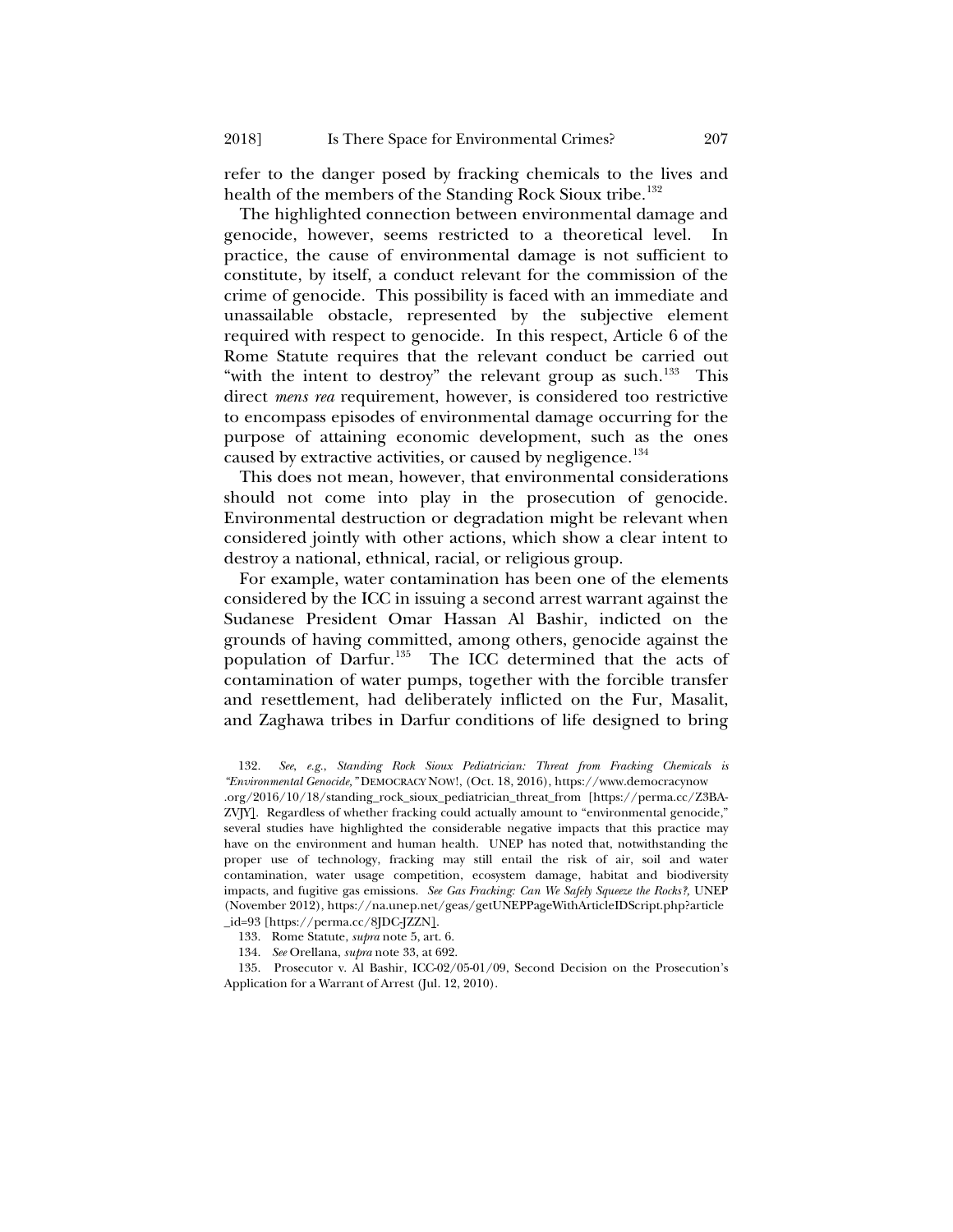refer to the danger posed by fracking chemicals to the lives and health of the members of the Standing Rock Sioux tribe.[132]

The highlighted connection between environmental damage and genocide, however, seems restricted to a theoretical level. In practice, the cause of environmental damage is not sufficient to constitute, by itself, a conduct relevant for the commission of the crime of genocide. This possibility is faced with an immediate and unassailable obstacle, represented by the subjective element required with respect to genocide. In this respect, Article 6 of the Rome Statute requires that the relevant conduct be carried out "with the intent to destroy" the relevant group as such.[133] This direct *mens rea* requirement, however, is considered too restrictive to encompass episodes of environmental damage occurring for the purpose of attaining economic development, such as the ones caused by extractive activities, or caused by negligence.[134]

This does not mean, however, that environmental considerations should not come into play in the prosecution of genocide. Environmental destruction or degradation might be relevant when considered jointly with other actions, which show a clear intent to destroy a national, ethnical, racial, or religious group.

For example, water contamination has been one of the elements considered by the ICC in issuing a second arrest warrant against the Sudanese President Omar Hassan Al Bashir, indicted on the grounds of having committed, among others, genocide against the population of Darfur.[135] The ICC determined that the acts of contamination of water pumps, together with the forcible transfer and resettlement, had deliberately inflicted on the Fur, Masalit, and Zaghawa tribes in Darfur conditions of life designed to bring

132. *See, e.g.*, *Standing Rock Sioux Pediatrician: Threat from Fracking Chemicals is "Environmental Genocide,"* DEMOCRACY NOW!, (Oct. 18, 2016), https://www.democracynow.org/2016/10/18/standing_rock_sioux_pediatrician_threat_from [https://perma.cc/Z3BA-ZVJY]. Regardless of whether fracking could actually amount to "environmental genocide," several studies have highlighted the considerable negative impacts that this practice may have on the environment and human health. UNEP has noted that, notwithstanding the proper use of technology, fracking may still entail the risk of air, soil and water contamination, water usage competition, ecosystem damage, habitat and biodiversity impacts, and fugitive gas emissions. *See Gas Fracking: Can We Safely Squeeze the Rocks?,* UNEP (November 2012), https://na.unep.net/geas/getUNEPPageWithArticleIDScript.php?article_id=93 [https://perma.cc/8JDC-JZZN].

133. Rome Statute, *supra* note 5, art. 6.

134. *See* Orellana, *supra* note 33, at 692.

135. Prosecutor v. Al Bashir, ICC-02/05-01/09, Second Decision on the Prosecution's Application for a Warrant of Arrest (Jul. 12, 2010).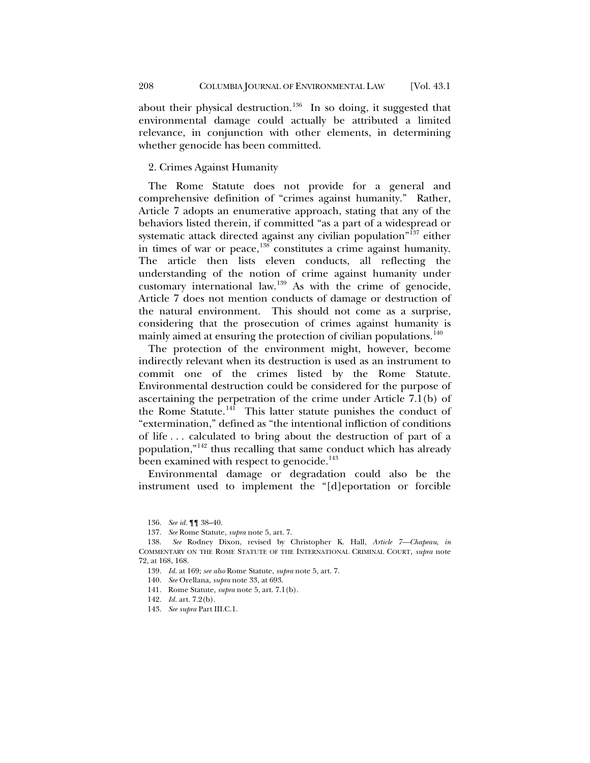about their physical destruction.[136] In so doing, it suggested that environmental damage could actually be attributed a limited relevance, in conjunction with other elements, in determining whether genocide has been committed.

### 2. Crimes Against Humanity

The Rome Statute does not provide for a general and comprehensive definition of "crimes against humanity." Rather, Article 7 adopts an enumerative approach, stating that any of the behaviors listed therein, if committed "as a part of a widespread or systematic attack directed against any civilian population"[137] either in times of war or peace,[138] constitutes a crime against humanity. The article then lists eleven conducts, all reflecting the understanding of the notion of crime against humanity under customary international law.[139] As with the crime of genocide, Article 7 does not mention conducts of damage or destruction of the natural environment. This should not come as a surprise, considering that the prosecution of crimes against humanity is mainly aimed at ensuring the protection of civilian populations.[140]

The protection of the environment might, however, become indirectly relevant when its destruction is used as an instrument to commit one of the crimes listed by the Rome Statute. Environmental destruction could be considered for the purpose of ascertaining the perpetration of the crime under Article 7.1(b) of the Rome Statute.[141] This latter statute punishes the conduct of "extermination," defined as "the intentional infliction of conditions of life . . . calculated to bring about the destruction of part of a population,"[142] thus recalling that same conduct which has already been examined with respect to genocide.[143]

Environmental damage or degradation could also be the instrument used to implement the "[d]eportation or forcible

136. *See id.* ¶¶ 38–40.

137. *See* Rome Statute, *supra* note 5, art. 7.

138. *See* Rodney Dixon, revised by Christopher K. Hall, *Article 7—Chapeau*, *in* COMMENTARY ON THE ROME STATUTE OF THE INTERNATIONAL CRIMINAL COURT, *supra* note 72, at 168, 168.

139. *Id.* at 169; *see also* Rome Statute, *supra* note 5, art. 7.

140. *See* Orellana, *supra* note 33, at 693.

141. Rome Statute, *supra* note 5, art. 7.1(b).

142. *Id.* art. 7.2(b).

143. *See supra* Part III.C.1.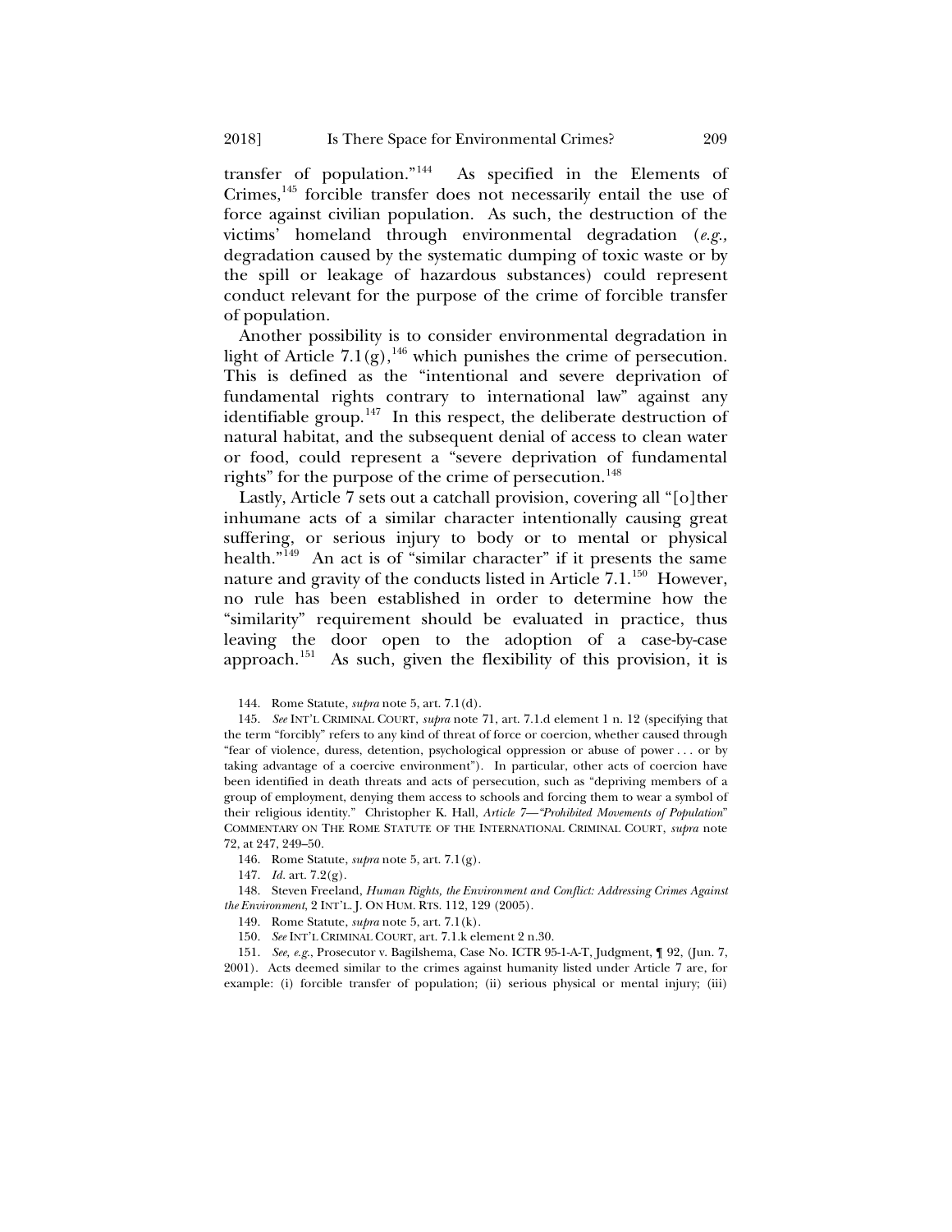transfer of population."[144] As specified in the Elements of Crimes,[145] forcible transfer does not necessarily entail the use of force against civilian population. As such, the destruction of the victims' homeland through environmental degradation (*e.g.*, degradation caused by the systematic dumping of toxic waste or by the spill or leakage of hazardous substances) could represent conduct relevant for the purpose of the crime of forcible transfer of population.

Another possibility is to consider environmental degradation in light of Article 7.1(g),[146] which punishes the crime of persecution. This is defined as the "intentional and severe deprivation of fundamental rights contrary to international law" against any identifiable group.[147] In this respect, the deliberate destruction of natural habitat, and the subsequent denial of access to clean water or food, could represent a "severe deprivation of fundamental rights" for the purpose of the crime of persecution.[148]

Lastly, Article 7 sets out a catchall provision, covering all "[o]ther inhumane acts of a similar character intentionally causing great suffering, or serious injury to body or to mental or physical health."[149] An act is of "similar character" if it presents the same nature and gravity of the conducts listed in Article 7.1.[150] However, no rule has been established in order to determine how the "similarity" requirement should be evaluated in practice, thus leaving the door open to the adoption of a case-by-case approach.[151] As such, given the flexibility of this provision, it is

144. Rome Statute, *supra* note 5, art. 7.1(d).

145. *See* INT'L CRIMINAL COURT, *supra* note 71, art. 7.1.d element 1 n. 12 (specifying that the term "forcibly" refers to any kind of threat of force or coercion, whether caused through "fear of violence, duress, detention, psychological oppression or abuse of power . . . or by taking advantage of a coercive environment"). In particular, other acts of coercion have been identified in death threats and acts of persecution, such as "depriving members of a group of employment, denying them access to schools and forcing them to wear a symbol of their religious identity." Christopher K. Hall, *Article 7—"Prohibited Movements of Population"* COMMENTARY ON THE ROME STATUTE OF THE INTERNATIONAL CRIMINAL COURT, *supra* note 72, at 247, 249–50.

146. Rome Statute, *supra* note 5, art. 7.1(g).

147. *Id.* art. 7.2(g).

148. Steven Freeland, *Human Rights, the Environment and Conflict: Addressing Crimes Against the Environment*, 2 INT'L. J. ON HUM. RTS. 112, 129 (2005).

149. Rome Statute, *supra* note 5, art. 7.1(k).

150. *See* INT'L CRIMINAL COURT, art. 7.1.k element 2 n.30.

151. *See, e.g.*, Prosecutor v. Bagilshema, Case No. ICTR 95-1-A-T, Judgment, ¶ 92, (Jun. 7, 2001). Acts deemed similar to the crimes against humanity listed under Article 7 are, for example: (i) forcible transfer of population; (ii) serious physical or mental injury; (iii)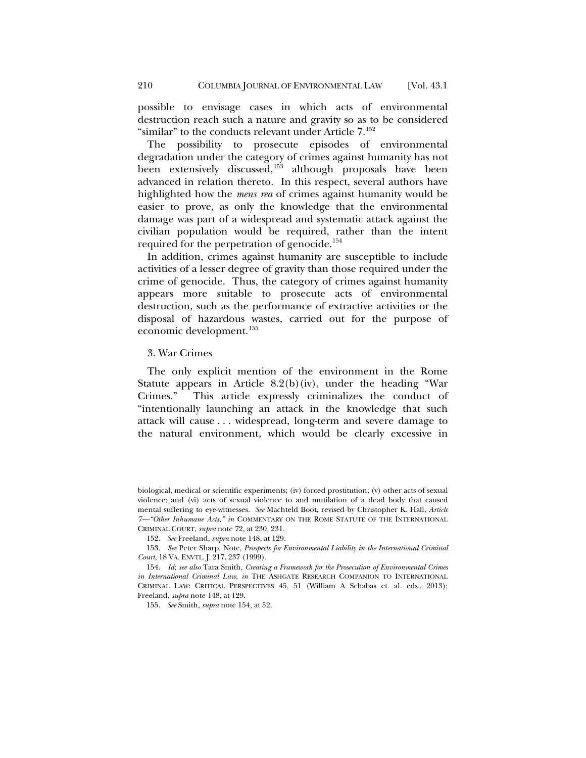possible to envisage cases in which acts of environmental destruction reach such a nature and gravity so as to be considered "similar" to the conducts relevant under Article 7.[152]

The possibility to prosecute episodes of environmental degradation under the category of crimes against humanity has not been extensively discussed,[153] although proposals have been advanced in relation thereto. In this respect, several authors have highlighted how the *mens rea* of crimes against humanity would be easier to prove, as only the knowledge that the environmental damage was part of a widespread and systematic attack against the civilian population would be required, rather than the intent required for the perpetration of genocide.[154]

In addition, crimes against humanity are susceptible to include activities of a lesser degree of gravity than those required under the crime of genocide. Thus, the category of crimes against humanity appears more suitable to prosecute acts of environmental destruction, such as the performance of extractive activities or the disposal of hazardous wastes, carried out for the purpose of economic development.[155]

### 3. War Crimes

The only explicit mention of the environment in the Rome Statute appears in Article 8.2(b)(iv), under the heading "War Crimes." This article expressly criminalizes the conduct of "intentionally launching an attack in the knowledge that such attack will cause . . . widespread, long-term and severe damage to the natural environment, which would be clearly excessive in

---

biological, medical or scientific experiments; (iv) forced prostitution; (v) other acts of sexual violence; and (vi) acts of sexual violence to and mutilation of a dead body that caused mental suffering to eye-witnesses. *See* Machteld Boot, revised by Christopher K. Hall, *Article 7—"Other Inhumane Acts," in* COMMENTARY ON THE ROME STATUTE OF THE INTERNATIONAL CRIMINAL COURT, *supra* note 72, at 230, 231.

152. *See* Freeland, *supra* note 148, at 129.

153. *See* Peter Sharp, Note, *Prospects for Environmental Liability in the International Criminal Court*, 18 VA. ENVTL. J. 217, 237 (1999).

154. *Id*; *see also* Tara Smith, *Creating a Framework for the Prosecution of Environmental Crimes in International Criminal Law, in* THE ASHGATE RESEARCH COMPANION TO INTERNATIONAL CRIMINAL LAW: CRITICAL PERSPECTIVES 45, 51 (William A Schabas et. al. eds., 2013); Freeland, *supra* note 148, at 129.

155. *See* Smith, *supra* note 154, at 52.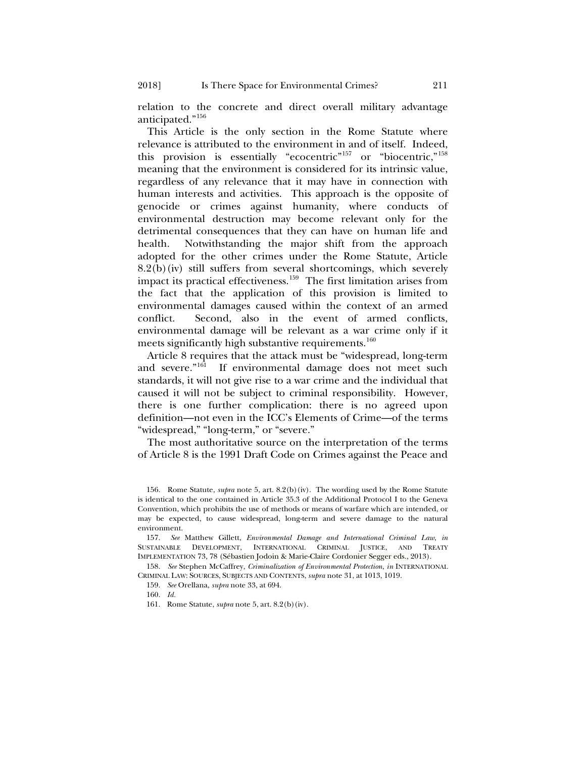relation to the concrete and direct overall military advantage anticipated."[156]

This Article is the only section in the Rome Statute where relevance is attributed to the environment in and of itself. Indeed, this provision is essentially "ecocentric"[157] or "biocentric,"[158] meaning that the environment is considered for its intrinsic value, regardless of any relevance that it may have in connection with human interests and activities. This approach is the opposite of genocide or crimes against humanity, where conducts of environmental destruction may become relevant only for the detrimental consequences that they can have on human life and health. Notwithstanding the major shift from the approach adopted for the other crimes under the Rome Statute, Article 8.2(b)(iv) still suffers from several shortcomings, which severely impact its practical effectiveness.[159] The first limitation arises from the fact that the application of this provision is limited to environmental damages caused within the context of an armed conflict. Second, also in the event of armed conflicts, environmental damage will be relevant as a war crime only if it meets significantly high substantive requirements.[160]

Article 8 requires that the attack must be "widespread, long-term and severe."[161] If environmental damage does not meet such standards, it will not give rise to a war crime and the individual that caused it will not be subject to criminal responsibility. However, there is one further complication: there is no agreed upon definition—not even in the ICC's Elements of Crime—of the terms "widespread," "long-term," or "severe."

The most authoritative source on the interpretation of the terms of Article 8 is the 1991 Draft Code on Crimes against the Peace and

156. Rome Statute, *supra* note 5, art. 8.2(b)(iv). The wording used by the Rome Statute is identical to the one contained in Article 35.3 of the Additional Protocol I to the Geneva Convention, which prohibits the use of methods or means of warfare which are intended, or may be expected, to cause widespread, long-term and severe damage to the natural environment.

157. *See* Matthew Gillett, *Environmental Damage and International Criminal Law*, *in* SUSTAINABLE DEVELOPMENT, INTERNATIONAL CRIMINAL JUSTICE, AND TREATY IMPLEMENTATION 73, 78 (Sébastien Jodoin & Marie-Claire Cordonier Segger eds., 2013).

158. *See* Stephen McCaffrey, *Criminalization of Environmental Protection*, *in* INTERNATIONAL CRIMINAL LAW: SOURCES, SUBJECTS AND CONTENTS, *supra* note 31, at 1013, 1019.

159. *See* Orellana, *supra* note 33, at 694.

160. *Id.*

161. Rome Statute, *supra* note 5, art. 8.2(b)(iv).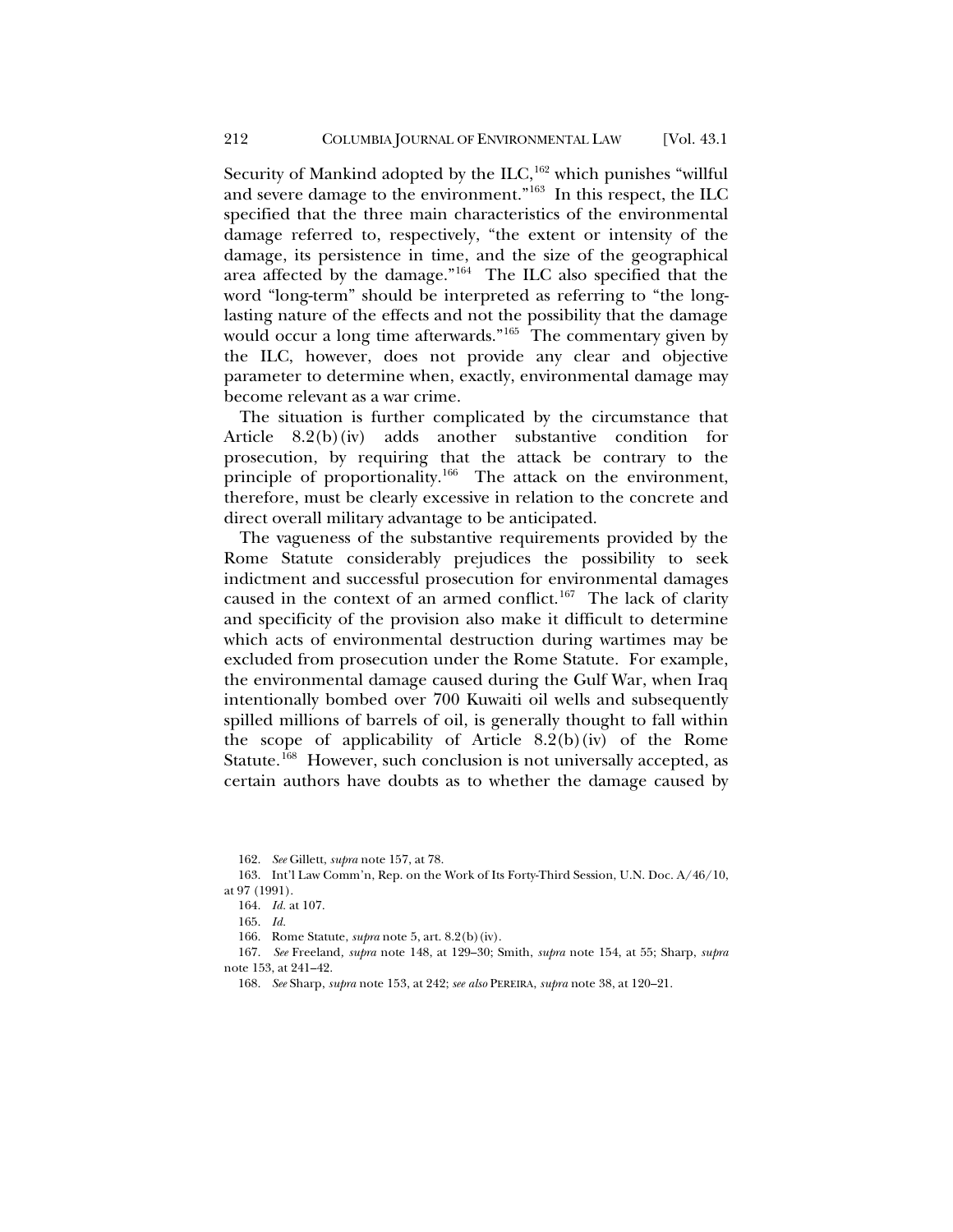Security of Mankind adopted by the ILC,[162] which punishes "willful and severe damage to the environment."[163] In this respect, the ILC specified that the three main characteristics of the environmental damage referred to, respectively, "the extent or intensity of the damage, its persistence in time, and the size of the geographical area affected by the damage."[164] The ILC also specified that the word "long-term" should be interpreted as referring to "the long-lasting nature of the effects and not the possibility that the damage would occur a long time afterwards."[165] The commentary given by the ILC, however, does not provide any clear and objective parameter to determine when, exactly, environmental damage may become relevant as a war crime.

The situation is further complicated by the circumstance that Article 8.2(b)(iv) adds another substantive condition for prosecution, by requiring that the attack be contrary to the principle of proportionality.[166] The attack on the environment, therefore, must be clearly excessive in relation to the concrete and direct overall military advantage to be anticipated.

The vagueness of the substantive requirements provided by the Rome Statute considerably prejudices the possibility to seek indictment and successful prosecution for environmental damages caused in the context of an armed conflict.[167] The lack of clarity and specificity of the provision also make it difficult to determine which acts of environmental destruction during wartimes may be excluded from prosecution under the Rome Statute. For example, the environmental damage caused during the Gulf War, when Iraq intentionally bombed over 700 Kuwaiti oil wells and subsequently spilled millions of barrels of oil, is generally thought to fall within the scope of applicability of Article 8.2(b)(iv) of the Rome Statute.[168] However, such conclusion is not universally accepted, as certain authors have doubts as to whether the damage caused by

162. *See* Gillett, *supra* note 157, at 78.

163. Int'l Law Comm'n, Rep. on the Work of Its Forty-Third Session, U.N. Doc. A/46/10, at 97 (1991).

164. *Id.* at 107.

165. *Id.*

166. Rome Statute, *supra* note 5, art. 8.2(b)(iv).

167. *See* Freeland, *supra* note 148, at 129–30; Smith, *supra* note 154, at 55; Sharp, *supra* note 153, at 241–42.

168. *See* Sharp, *supra* note 153, at 242; *see also* PEREIRA, *supra* note 38, at 120–21.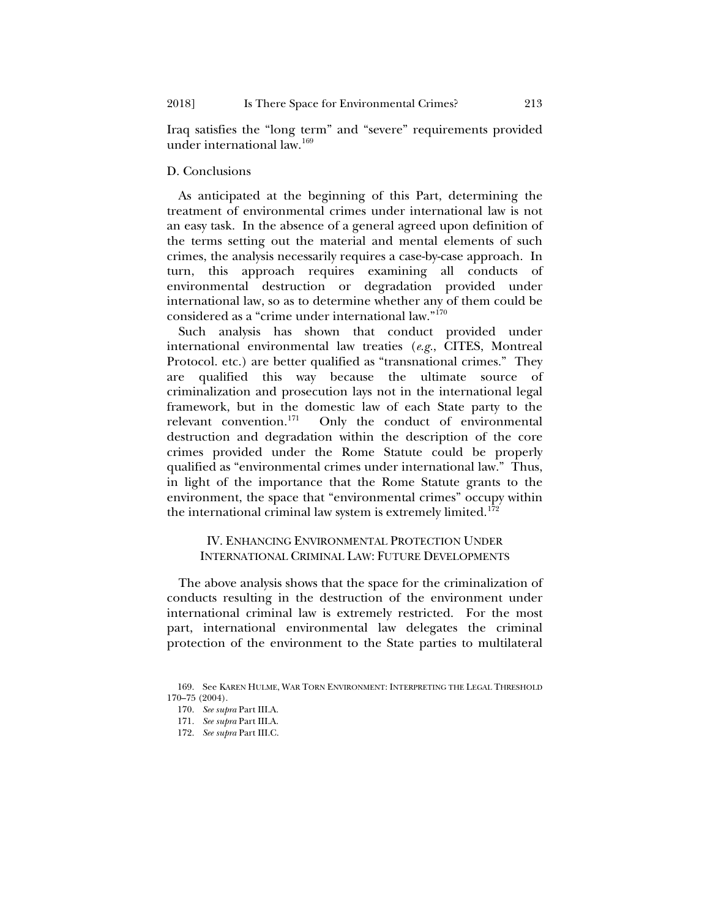Iraq satisfies the "long term" and "severe" requirements provided under international law.[169]

### D. Conclusions

As anticipated at the beginning of this Part, determining the treatment of environmental crimes under international law is not an easy task. In the absence of a general agreed upon definition of the terms setting out the material and mental elements of such crimes, the analysis necessarily requires a case-by-case approach. In turn, this approach requires examining all conducts of environmental destruction or degradation provided under international law, so as to determine whether any of them could be considered as a "crime under international law."[170]

Such analysis has shown that conduct provided under international environmental law treaties (*e.g.*, CITES, Montreal Protocol. etc.) are better qualified as "transnational crimes." They are qualified this way because the ultimate source of criminalization and prosecution lays not in the international legal framework, but in the domestic law of each State party to the relevant convention.[171] Only the conduct of environmental destruction and degradation within the description of the core crimes provided under the Rome Statute could be properly qualified as "environmental crimes under international law." Thus, in light of the importance that the Rome Statute grants to the environment, the space that "environmental crimes" occupy within the international criminal law system is extremely limited.[172]

## IV. Enhancing Environmental Protection Under International Criminal Law: Future Developments

The above analysis shows that the space for the criminalization of conducts resulting in the destruction of the environment under international criminal law is extremely restricted. For the most part, international environmental law delegates the criminal protection of the environment to the State parties to multilateral

---

169. See KAREN HULME, WAR TORN ENVIRONMENT: INTERPRETING THE LEGAL THRESHOLD 170–75 (2004).

170. *See supra* Part III.A.

171. *See supra* Part III.A.

172. *See supra* Part III.C.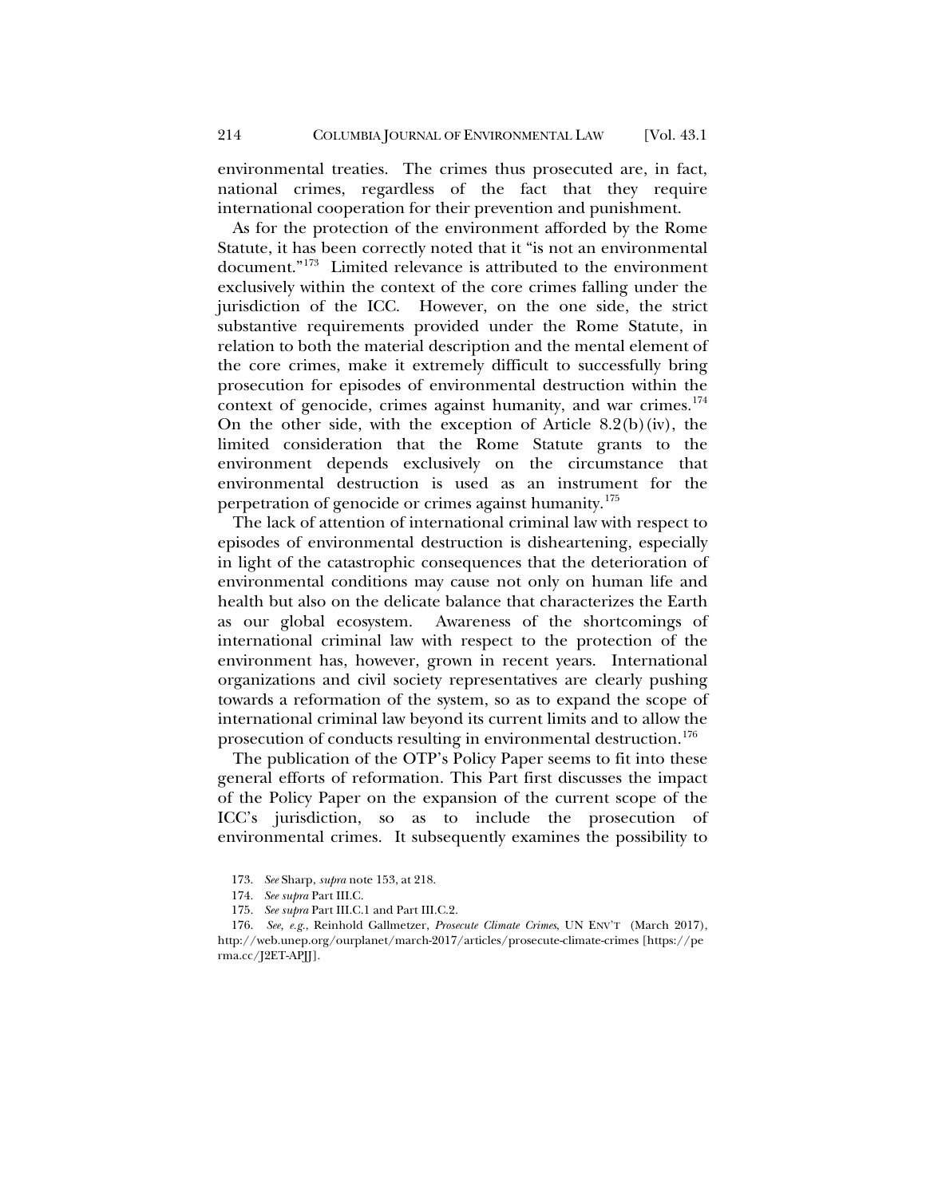environmental treaties. The crimes thus prosecuted are, in fact, national crimes, regardless of the fact that they require international cooperation for their prevention and punishment.

As for the protection of the environment afforded by the Rome Statute, it has been correctly noted that it "is not an environmental document."[173] Limited relevance is attributed to the environment exclusively within the context of the core crimes falling under the jurisdiction of the ICC. However, on the one side, the strict substantive requirements provided under the Rome Statute, in relation to both the material description and the mental element of the core crimes, make it extremely difficult to successfully bring prosecution for episodes of environmental destruction within the context of genocide, crimes against humanity, and war crimes.[174] On the other side, with the exception of Article 8.2(b)(iv), the limited consideration that the Rome Statute grants to the environment depends exclusively on the circumstance that environmental destruction is used as an instrument for the perpetration of genocide or crimes against humanity.[175]

The lack of attention of international criminal law with respect to episodes of environmental destruction is disheartening, especially in light of the catastrophic consequences that the deterioration of environmental conditions may cause not only on human life and health but also on the delicate balance that characterizes the Earth as our global ecosystem. Awareness of the shortcomings of international criminal law with respect to the protection of the environment has, however, grown in recent years. International organizations and civil society representatives are clearly pushing towards a reformation of the system, so as to expand the scope of international criminal law beyond its current limits and to allow the prosecution of conducts resulting in environmental destruction.[176]

The publication of the OTP's Policy Paper seems to fit into these general efforts of reformation. This Part first discusses the impact of the Policy Paper on the expansion of the current scope of the ICC's jurisdiction, so as to include the prosecution of environmental crimes. It subsequently examines the possibility to

173. *See* Sharp, *supra* note 153, at 218.

174. *See supra* Part III.C.

175. *See supra* Part III.C.1 and Part III.C.2.

176. *See, e.g.*, Reinhold Gallmetzer, *Prosecute Climate Crimes*, UN ENV'T (March 2017), http://web.unep.org/ourplanet/march-2017/articles/prosecute-climate-crimes [https://perma.cc/J2ET-APJJ].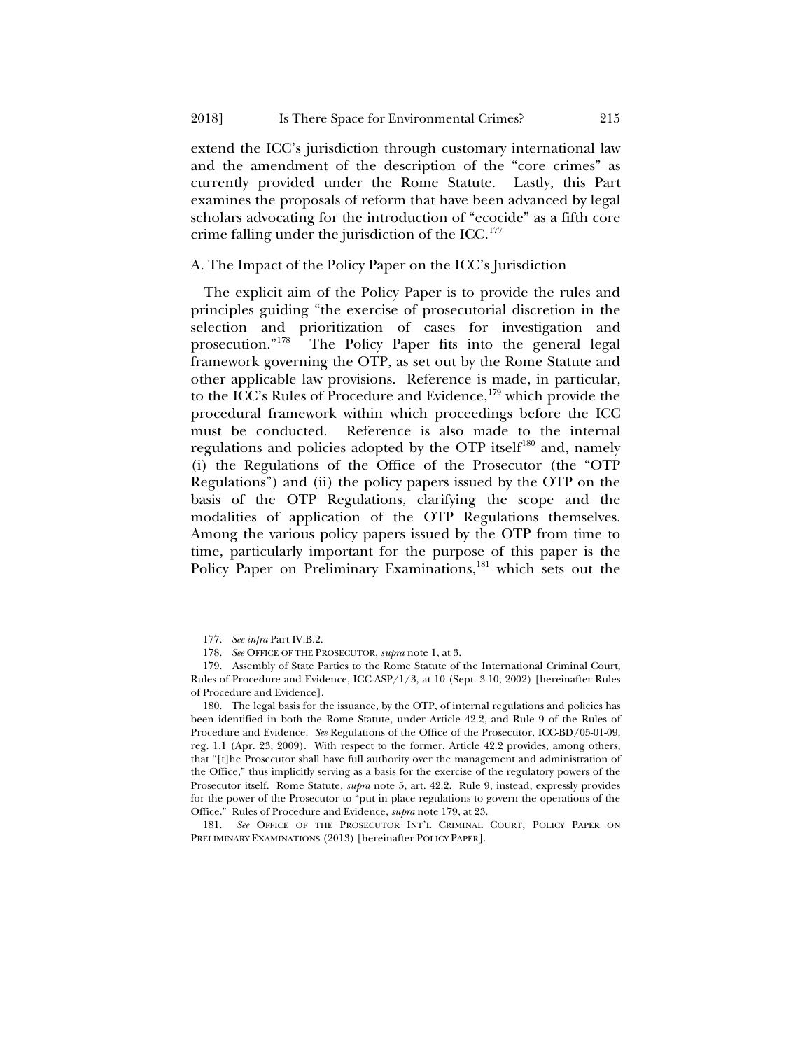extend the ICC's jurisdiction through customary international law and the amendment of the description of the "core crimes" as currently provided under the Rome Statute. Lastly, this Part examines the proposals of reform that have been advanced by legal scholars advocating for the introduction of "ecocide" as a fifth core crime falling under the jurisdiction of the ICC.[177]

### A. The Impact of the Policy Paper on the ICC's Jurisdiction

The explicit aim of the Policy Paper is to provide the rules and principles guiding "the exercise of prosecutorial discretion in the selection and prioritization of cases for investigation and prosecution."[178] The Policy Paper fits into the general legal framework governing the OTP, as set out by the Rome Statute and other applicable law provisions. Reference is made, in particular, to the ICC's Rules of Procedure and Evidence,[179] which provide the procedural framework within which proceedings before the ICC must be conducted. Reference is also made to the internal regulations and policies adopted by the OTP itself[180] and, namely (i) the Regulations of the Office of the Prosecutor (the "OTP Regulations") and (ii) the policy papers issued by the OTP on the basis of the OTP Regulations, clarifying the scope and the modalities of application of the OTP Regulations themselves. Among the various policy papers issued by the OTP from time to time, particularly important for the purpose of this paper is the Policy Paper on Preliminary Examinations,[181] which sets out the

177. *See infra* Part IV.B.2.

178. *See* OFFICE OF THE PROSECUTOR, *supra* note 1, at 3.

179. Assembly of State Parties to the Rome Statute of the International Criminal Court, Rules of Procedure and Evidence, ICC-ASP/1/3, at 10 (Sept. 3-10, 2002) [hereinafter Rules of Procedure and Evidence].

180. The legal basis for the issuance, by the OTP, of internal regulations and policies has been identified in both the Rome Statute, under Article 42.2, and Rule 9 of the Rules of Procedure and Evidence. *See* Regulations of the Office of the Prosecutor, ICC-BD/05-01-09, reg. 1.1 (Apr. 23, 2009). With respect to the former, Article 42.2 provides, among others, that "[t]he Prosecutor shall have full authority over the management and administration of the Office," thus implicitly serving as a basis for the exercise of the regulatory powers of the Prosecutor itself. Rome Statute, *supra* note 5, art. 42.2. Rule 9, instead, expressly provides for the power of the Prosecutor to "put in place regulations to govern the operations of the Office." Rules of Procedure and Evidence, *supra* note 179, at 23.

181. *See* OFFICE OF THE PROSECUTOR INT'L CRIMINAL COURT, POLICY PAPER ON PRELIMINARY EXAMINATIONS (2013) [hereinafter POLICY PAPER].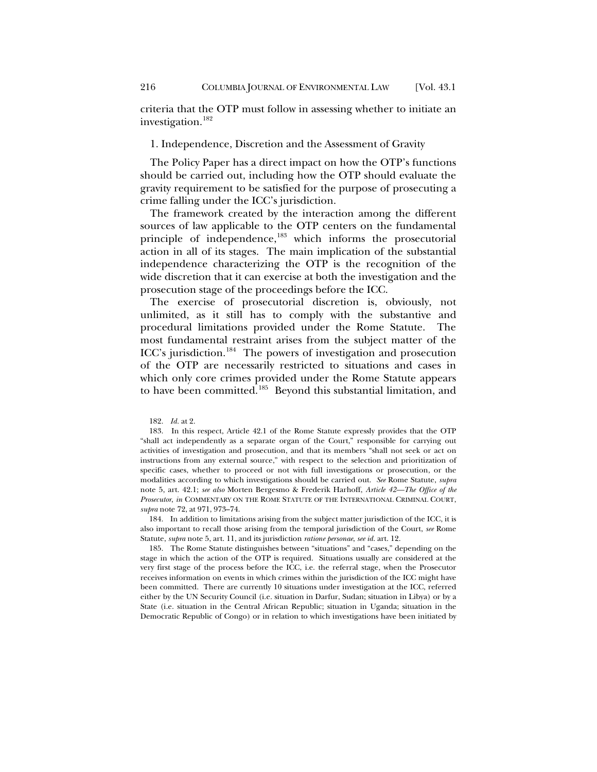criteria that the OTP must follow in assessing whether to initiate an investigation.[182]

### 1. Independence, Discretion and the Assessment of Gravity

The Policy Paper has a direct impact on how the OTP's functions should be carried out, including how the OTP should evaluate the gravity requirement to be satisfied for the purpose of prosecuting a crime falling under the ICC's jurisdiction.

The framework created by the interaction among the different sources of law applicable to the OTP centers on the fundamental principle of independence,[183] which informs the prosecutorial action in all of its stages. The main implication of the substantial independence characterizing the OTP is the recognition of the wide discretion that it can exercise at both the investigation and the prosecution stage of the proceedings before the ICC.

The exercise of prosecutorial discretion is, obviously, not unlimited, as it still has to comply with the substantive and procedural limitations provided under the Rome Statute. The most fundamental restraint arises from the subject matter of the ICC's jurisdiction.[184] The powers of investigation and prosecution of the OTP are necessarily restricted to situations and cases in which only core crimes provided under the Rome Statute appears to have been committed.[185] Beyond this substantial limitation, and

182. *Id.* at 2.

183. In this respect, Article 42.1 of the Rome Statute expressly provides that the OTP "shall act independently as a separate organ of the Court," responsible for carrying out activities of investigation and prosecution, and that its members "shall not seek or act on instructions from any external source," with respect to the selection and prioritization of specific cases, whether to proceed or not with full investigations or prosecution, or the modalities according to which investigations should be carried out. *See* Rome Statute, *supra* note 5, art. 42.1; *see also* Morten Bergesmo & Frederik Harhoff, *Article 42—The Office of the Prosecutor*, *in* COMMENTARY ON THE ROME STATUTE OF THE INTERNATIONAL CRIMINAL COURT, *supra* note 72, at 971, 973–74.

184. In addition to limitations arising from the subject matter jurisdiction of the ICC, it is also important to recall those arising from the temporal jurisdiction of the Court, *see* Rome Statute, *supra* note 5, art. 11, and its jurisdiction *ratione personae*, *see id.* art. 12.

185. The Rome Statute distinguishes between "situations" and "cases," depending on the stage in which the action of the OTP is required. Situations usually are considered at the very first stage of the process before the ICC, i.e. the referral stage, when the Prosecutor receives information on events in which crimes within the jurisdiction of the ICC might have been committed. There are currently 10 situations under investigation at the ICC, referred either by the UN Security Council (i.e. situation in Darfur, Sudan; situation in Libya) or by a State (i.e. situation in the Central African Republic; situation in Uganda; situation in the Democratic Republic of Congo) or in relation to which investigations have been initiated by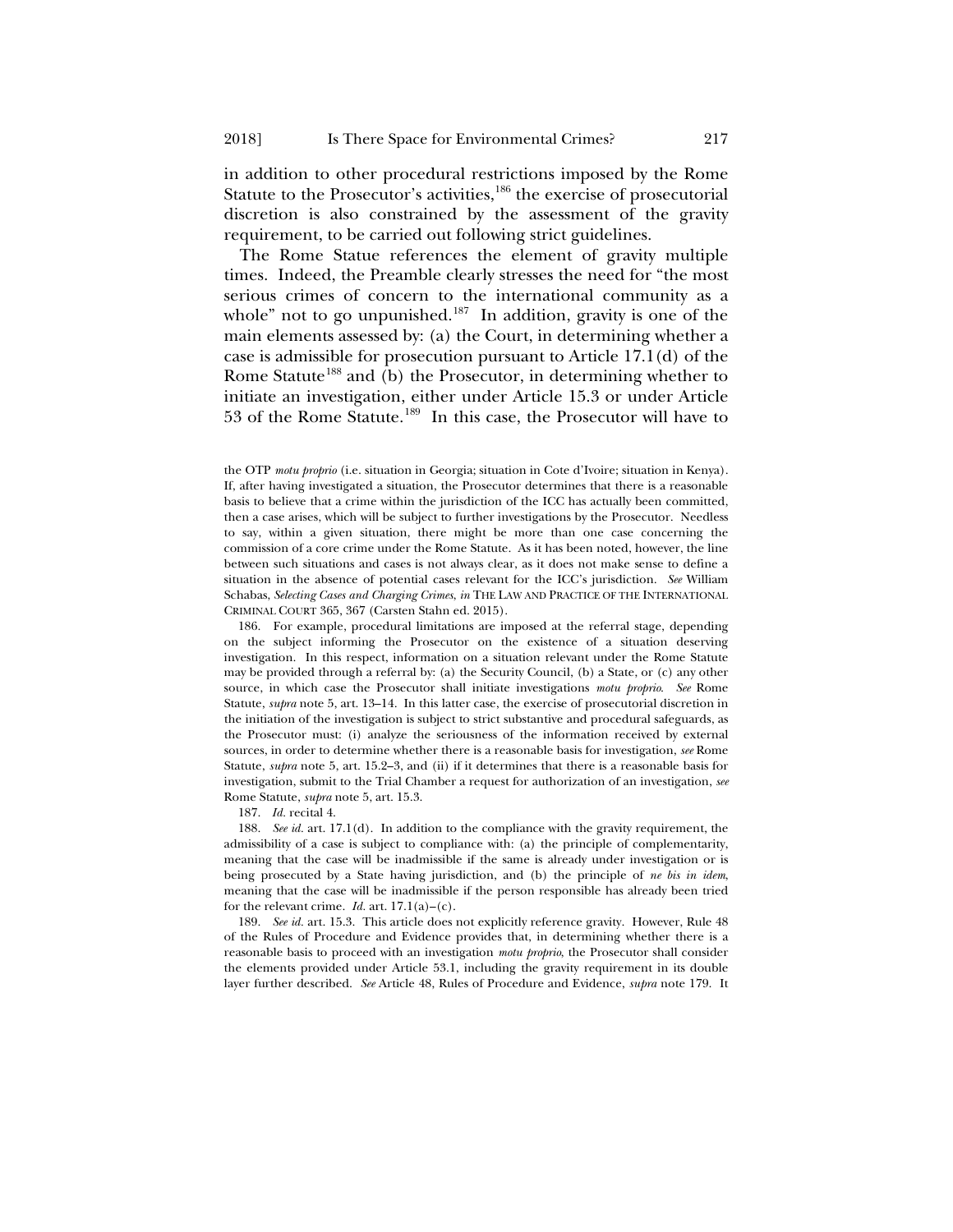in addition to other procedural restrictions imposed by the Rome Statute to the Prosecutor's activities,[186] the exercise of prosecutorial discretion is also constrained by the assessment of the gravity requirement, to be carried out following strict guidelines.

The Rome Statue references the element of gravity multiple times. Indeed, the Preamble clearly stresses the need for "the most serious crimes of concern to the international community as a whole" not to go unpunished.[187] In addition, gravity is one of the main elements assessed by: (a) the Court, in determining whether a case is admissible for prosecution pursuant to Article 17.1(d) of the Rome Statute[188] and (b) the Prosecutor, in determining whether to initiate an investigation, either under Article 15.3 or under Article 53 of the Rome Statute.[189] In this case, the Prosecutor will have to

---

the OTP *motu proprio* (i.e. situation in Georgia; situation in Cote d'Ivoire; situation in Kenya). If, after having investigated a situation, the Prosecutor determines that there is a reasonable basis to believe that a crime within the jurisdiction of the ICC has actually been committed, then a case arises, which will be subject to further investigations by the Prosecutor. Needless to say, within a given situation, there might be more than one case concerning the commission of a core crime under the Rome Statute. As it has been noted, however, the line between such situations and cases is not always clear, as it does not make sense to define a situation in the absence of potential cases relevant for the ICC's jurisdiction. *See* William Schabas, *Selecting Cases and Charging Crimes*, *in* THE LAW AND PRACTICE OF THE INTERNATIONAL CRIMINAL COURT 365, 367 (Carsten Stahn ed. 2015).

186. For example, procedural limitations are imposed at the referral stage, depending on the subject informing the Prosecutor on the existence of a situation deserving investigation. In this respect, information on a situation relevant under the Rome Statute may be provided through a referral by: (a) the Security Council, (b) a State, or (c) any other source, in which case the Prosecutor shall initiate investigations *motu proprio*. *See* Rome Statute, *supra* note 5, art. 13–14. In this latter case, the exercise of prosecutorial discretion in the initiation of the investigation is subject to strict substantive and procedural safeguards, as the Prosecutor must: (i) analyze the seriousness of the information received by external sources, in order to determine whether there is a reasonable basis for investigation, *see* Rome Statute, *supra* note 5, art. 15.2–3, and (ii) if it determines that there is a reasonable basis for investigation, submit to the Trial Chamber a request for authorization of an investigation, *see* Rome Statute, *supra* note 5, art. 15.3.

187. *Id.* recital 4.

188. *See id.* art. 17.1(d). In addition to the compliance with the gravity requirement, the admissibility of a case is subject to compliance with: (a) the principle of complementarity, meaning that the case will be inadmissible if the same is already under investigation or is being prosecuted by a State having jurisdiction, and (b) the principle of *ne bis in idem*, meaning that the case will be inadmissible if the person responsible has already been tried for the relevant crime. *Id.* art. 17.1(a)–(c).

189. *See id.* art. 15.3. This article does not explicitly reference gravity. However, Rule 48 of the Rules of Procedure and Evidence provides that, in determining whether there is a reasonable basis to proceed with an investigation *motu proprio*, the Prosecutor shall consider the elements provided under Article 53.1, including the gravity requirement in its double layer further described. *See* Article 48, Rules of Procedure and Evidence, *supra* note 179. It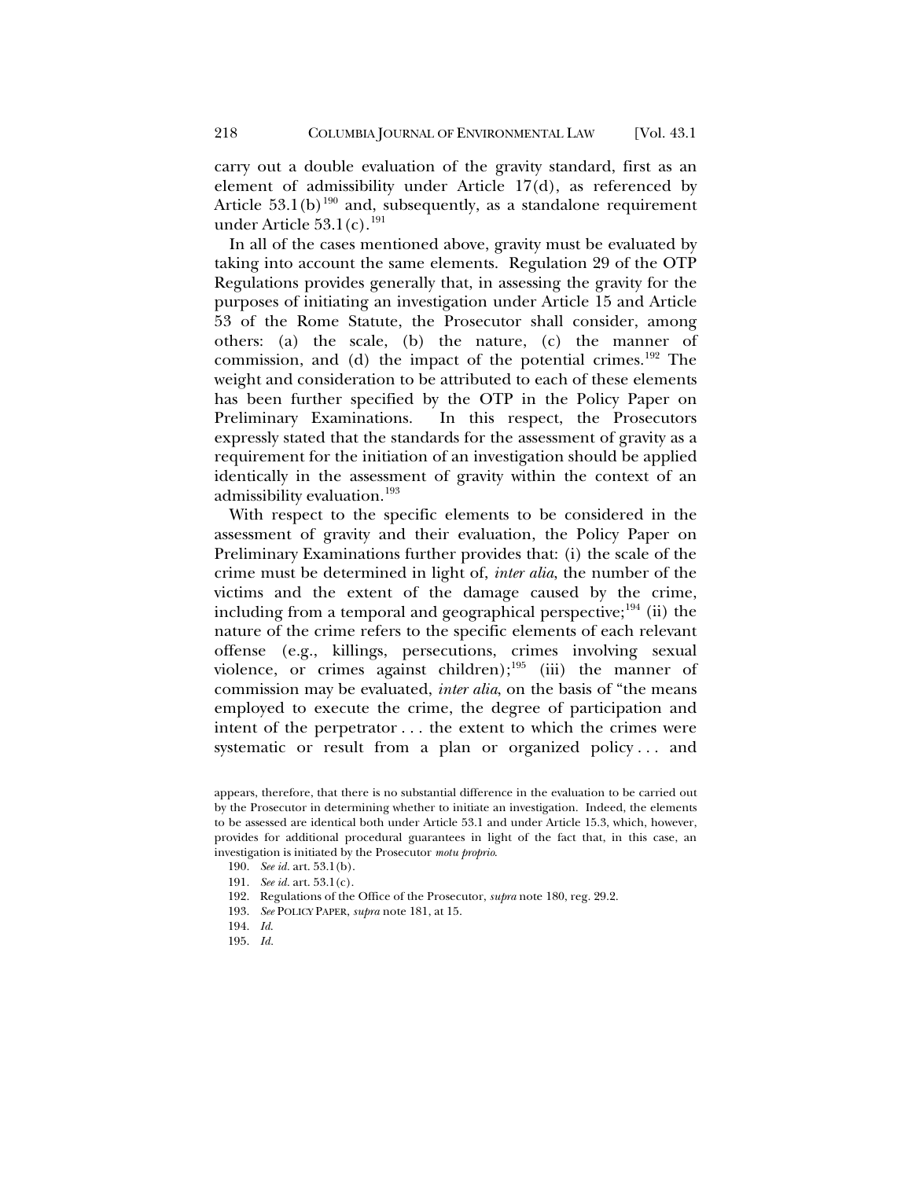carry out a double evaluation of the gravity standard, first as an element of admissibility under Article 17(d), as referenced by Article 53.1(b)[190] and, subsequently, as a standalone requirement under Article 53.1(c).[191]

In all of the cases mentioned above, gravity must be evaluated by taking into account the same elements. Regulation 29 of the OTP Regulations provides generally that, in assessing the gravity for the purposes of initiating an investigation under Article 15 and Article 53 of the Rome Statute, the Prosecutor shall consider, among others: (a) the scale, (b) the nature, (c) the manner of commission, and (d) the impact of the potential crimes.[192] The weight and consideration to be attributed to each of these elements has been further specified by the OTP in the Policy Paper on Preliminary Examinations. In this respect, the Prosecutors expressly stated that the standards for the assessment of gravity as a requirement for the initiation of an investigation should be applied identically in the assessment of gravity within the context of an admissibility evaluation.[193]

With respect to the specific elements to be considered in the assessment of gravity and their evaluation, the Policy Paper on Preliminary Examinations further provides that: (i) the scale of the crime must be determined in light of, *inter alia*, the number of the victims and the extent of the damage caused by the crime, including from a temporal and geographical perspective;[194] (ii) the nature of the crime refers to the specific elements of each relevant offense (e.g., killings, persecutions, crimes involving sexual violence, or crimes against children);[195] (iii) the manner of commission may be evaluated, *inter alia*, on the basis of "the means employed to execute the crime, the degree of participation and intent of the perpetrator . . . the extent to which the crimes were systematic or result from a plan or organized policy . . . and

appears, therefore, that there is no substantial difference in the evaluation to be carried out by the Prosecutor in determining whether to initiate an investigation. Indeed, the elements to be assessed are identical both under Article 53.1 and under Article 15.3, which, however, provides for additional procedural guarantees in light of the fact that, in this case, an investigation is initiated by the Prosecutor *motu proprio*.

190. *See id.* art. 53.1(b).

191. *See id.* art. 53.1(c).

192. Regulations of the Office of the Prosecutor, *supra* note 180, reg. 29.2.

193. *See* POLICY PAPER, *supra* note 181, at 15.

194. *Id.*

195. *Id.*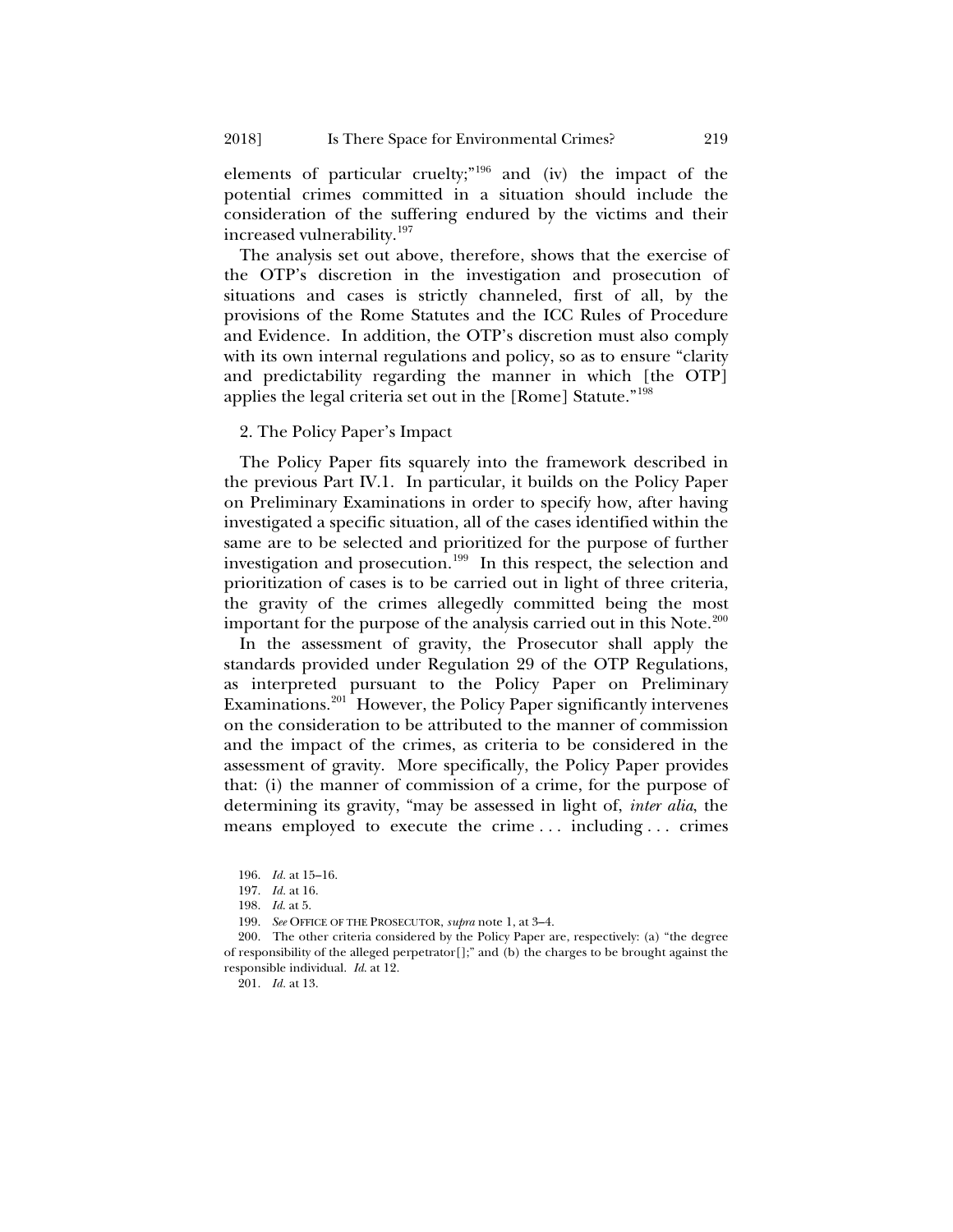elements of particular cruelty;"[196] and (iv) the impact of the potential crimes committed in a situation should include the consideration of the suffering endured by the victims and their increased vulnerability.[197]

The analysis set out above, therefore, shows that the exercise of the OTP's discretion in the investigation and prosecution of situations and cases is strictly channeled, first of all, by the provisions of the Rome Statutes and the ICC Rules of Procedure and Evidence. In addition, the OTP's discretion must also comply with its own internal regulations and policy, so as to ensure "clarity and predictability regarding the manner in which [the OTP] applies the legal criteria set out in the [Rome] Statute."[198]

### 2. The Policy Paper's Impact

The Policy Paper fits squarely into the framework described in the previous Part IV.1. In particular, it builds on the Policy Paper on Preliminary Examinations in order to specify how, after having investigated a specific situation, all of the cases identified within the same are to be selected and prioritized for the purpose of further investigation and prosecution.[199] In this respect, the selection and prioritization of cases is to be carried out in light of three criteria, the gravity of the crimes allegedly committed being the most important for the purpose of the analysis carried out in this Note.[200]

In the assessment of gravity, the Prosecutor shall apply the standards provided under Regulation 29 of the OTP Regulations, as interpreted pursuant to the Policy Paper on Preliminary Examinations.[201] However, the Policy Paper significantly intervenes on the consideration to be attributed to the manner of commission and the impact of the crimes, as criteria to be considered in the assessment of gravity. More specifically, the Policy Paper provides that: (i) the manner of commission of a crime, for the purpose of determining its gravity, "may be assessed in light of, *inter alia*, the means employed to execute the crime . . . including . . . crimes

---

196. *Id.* at 15–16.

197. *Id.* at 16.

198. *Id.* at 5.

199. *See* OFFICE OF THE PROSECUTOR, *supra* note 1, at 3–4.

200. The other criteria considered by the Policy Paper are, respectively: (a) "the degree of responsibility of the alleged perpetrator[];" and (b) the charges to be brought against the responsible individual. *Id.* at 12.

201. *Id.* at 13.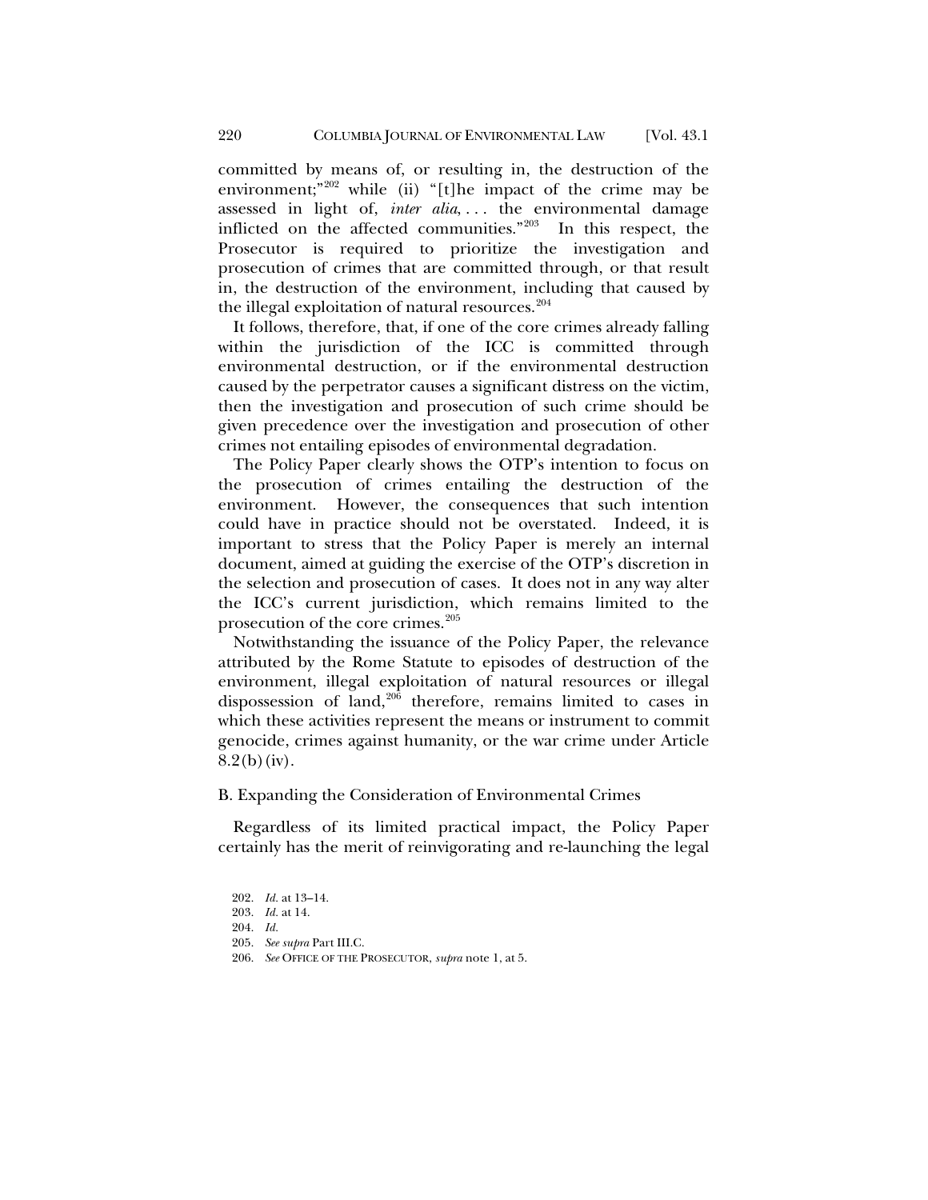committed by means of, or resulting in, the destruction of the environment;"[202] while (ii) "[t]he impact of the crime may be assessed in light of, *inter alia*, . . . the environmental damage inflicted on the affected communities."[203] In this respect, the Prosecutor is required to prioritize the investigation and prosecution of crimes that are committed through, or that result in, the destruction of the environment, including that caused by the illegal exploitation of natural resources.[204]

It follows, therefore, that, if one of the core crimes already falling within the jurisdiction of the ICC is committed through environmental destruction, or if the environmental destruction caused by the perpetrator causes a significant distress on the victim, then the investigation and prosecution of such crime should be given precedence over the investigation and prosecution of other crimes not entailing episodes of environmental degradation.

The Policy Paper clearly shows the OTP's intention to focus on the prosecution of crimes entailing the destruction of the environment. However, the consequences that such intention could have in practice should not be overstated. Indeed, it is important to stress that the Policy Paper is merely an internal document, aimed at guiding the exercise of the OTP's discretion in the selection and prosecution of cases. It does not in any way alter the ICC's current jurisdiction, which remains limited to the prosecution of the core crimes.[205]

Notwithstanding the issuance of the Policy Paper, the relevance attributed by the Rome Statute to episodes of destruction of the environment, illegal exploitation of natural resources or illegal dispossession of land,[206] therefore, remains limited to cases in which these activities represent the means or instrument to commit genocide, crimes against humanity, or the war crime under Article 8.2(b)(iv).

### B. Expanding the Consideration of Environmental Crimes

Regardless of its limited practical impact, the Policy Paper certainly has the merit of reinvigorating and re-launching the legal

202. *Id.* at 13–14.
203. *Id.* at 14.
204. *Id.*
205. *See supra* Part III.C.
206. *See* OFFICE OF THE PROSECUTOR, *supra* note 1, at 5.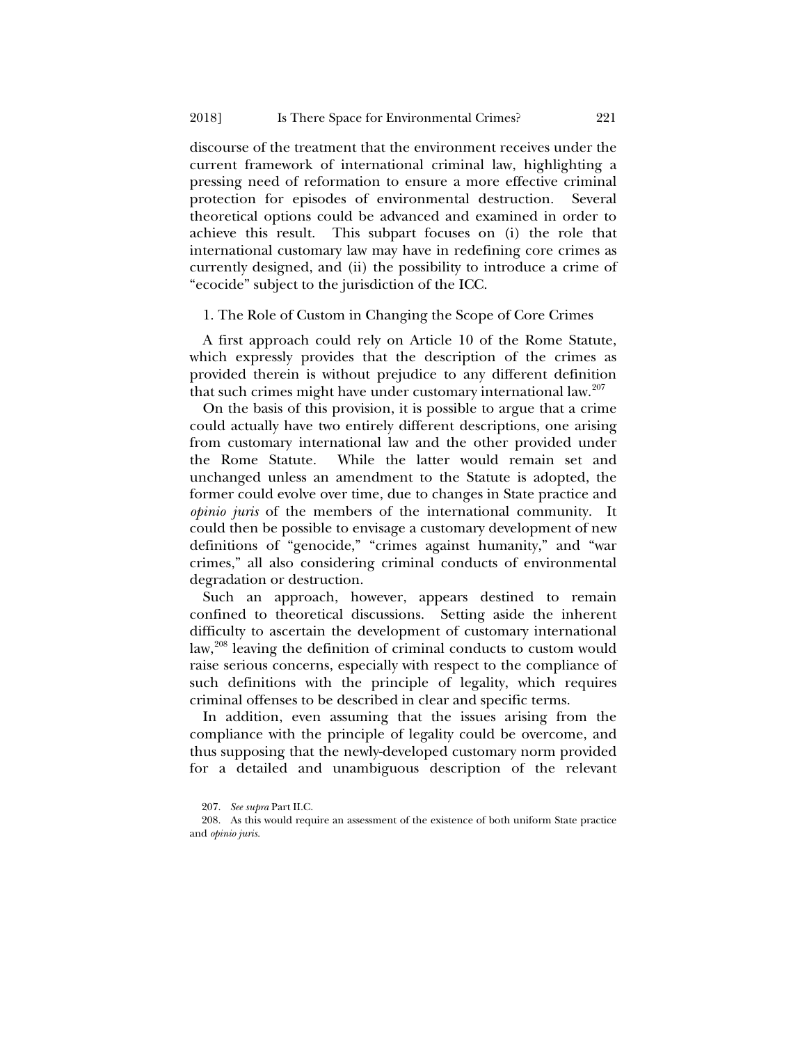discourse of the treatment that the environment receives under the current framework of international criminal law, highlighting a pressing need of reformation to ensure a more effective criminal protection for episodes of environmental destruction. Several theoretical options could be advanced and examined in order to achieve this result. This subpart focuses on (i) the role that international customary law may have in redefining core crimes as currently designed, and (ii) the possibility to introduce a crime of "ecocide" subject to the jurisdiction of the ICC.

### 1. The Role of Custom in Changing the Scope of Core Crimes

A first approach could rely on Article 10 of the Rome Statute, which expressly provides that the description of the crimes as provided therein is without prejudice to any different definition that such crimes might have under customary international law.[207]

On the basis of this provision, it is possible to argue that a crime could actually have two entirely different descriptions, one arising from customary international law and the other provided under the Rome Statute. While the latter would remain set and unchanged unless an amendment to the Statute is adopted, the former could evolve over time, due to changes in State practice and *opinio juris* of the members of the international community. It could then be possible to envisage a customary development of new definitions of "genocide," "crimes against humanity," and "war crimes," all also considering criminal conducts of environmental degradation or destruction.

Such an approach, however, appears destined to remain confined to theoretical discussions. Setting aside the inherent difficulty to ascertain the development of customary international law,[208] leaving the definition of criminal conducts to custom would raise serious concerns, especially with respect to the compliance of such definitions with the principle of legality, which requires criminal offenses to be described in clear and specific terms.

In addition, even assuming that the issues arising from the compliance with the principle of legality could be overcome, and thus supposing that the newly-developed customary norm provided for a detailed and unambiguous description of the relevant

207. *See supra* Part II.C.

208. As this would require an assessment of the existence of both uniform State practice and *opinio juris*.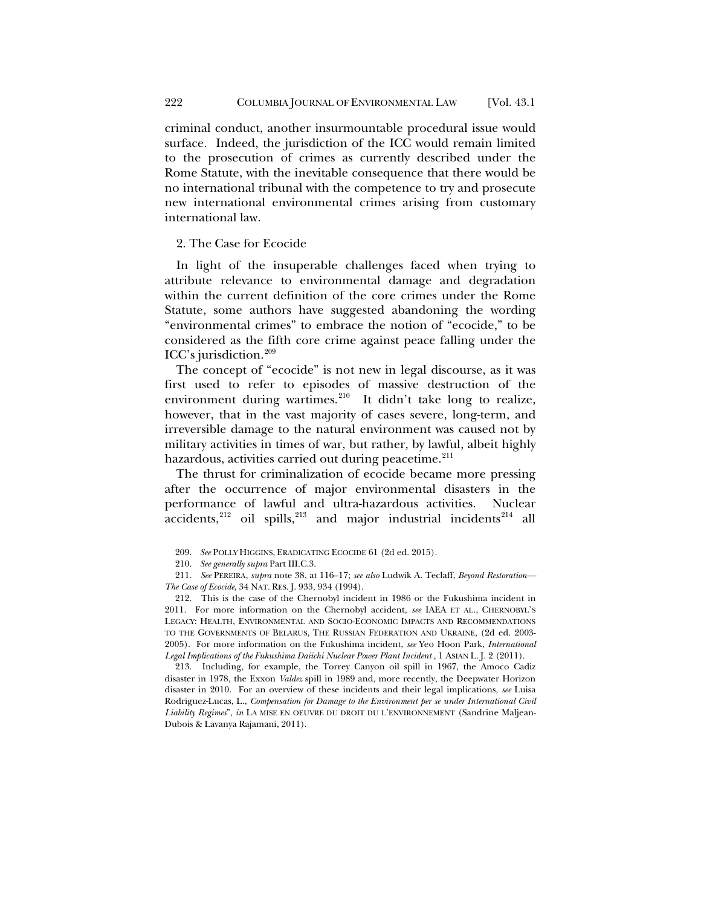criminal conduct, another insurmountable procedural issue would surface. Indeed, the jurisdiction of the ICC would remain limited to the prosecution of crimes as currently described under the Rome Statute, with the inevitable consequence that there would be no international tribunal with the competence to try and prosecute new international environmental crimes arising from customary international law.

### 2. The Case for Ecocide

In light of the insuperable challenges faced when trying to attribute relevance to environmental damage and degradation within the current definition of the core crimes under the Rome Statute, some authors have suggested abandoning the wording "environmental crimes" to embrace the notion of "ecocide," to be considered as the fifth core crime against peace falling under the ICC's jurisdiction.[209]

The concept of "ecocide" is not new in legal discourse, as it was first used to refer to episodes of massive destruction of the environment during wartimes.[210] It didn't take long to realize, however, that in the vast majority of cases severe, long-term, and irreversible damage to the natural environment was caused not by military activities in times of war, but rather, by lawful, albeit highly hazardous, activities carried out during peacetime.[211]

The thrust for criminalization of ecocide became more pressing after the occurrence of major environmental disasters in the performance of lawful and ultra-hazardous activities. Nuclear accidents,[212] oil spills,[213] and major industrial incidents[214] all

---

209. *See* POLLY HIGGINS, ERADICATING ECOCIDE 61 (2d ed. 2015).

210. *See generally supra* Part III.C.3.

211. *See* PEREIRA, *supra* note 38, at 116–17; *see also* Ludwik A. Teclaff, *Beyond Restoration—The Case of Ecocide*, 34 NAT. RES. J. 933, 934 (1994).

212. This is the case of the Chernobyl incident in 1986 or the Fukushima incident in 2011. For more information on the Chernobyl accident, *see* IAEA ET AL., CHERNOBYL'S LEGACY: HEALTH, ENVIRONMENTAL AND SOCIO-ECONOMIC IMPACTS AND RECOMMENDATIONS TO THE GOVERNMENTS OF BELARUS, THE RUSSIAN FEDERATION AND UKRAINE, (2d ed. 2003-2005). For more information on the Fukushima incident, *see* Yeo Hoon Park, *International Legal Implications of the Fukushima Daiichi Nuclear Power Plant Incident* , 1 ASIAN L. J. 2 (2011).

213. Including, for example, the Torrey Canyon oil spill in 1967, the Amoco Cadiz disaster in 1978, the Exxon *Valdez* spill in 1989 and, more recently, the Deepwater Horizon disaster in 2010. For an overview of these incidents and their legal implications, *see* Luisa Rodriguez-Lucas, L., *Compensation for Damage to the Environment per se under International Civil Liability Regimes*", *in* LA MISE EN OEUVRE DU DROIT DU L'ENVIRONNEMENT (Sandrine Maljean-Dubois & Lavanya Rajamani, 2011).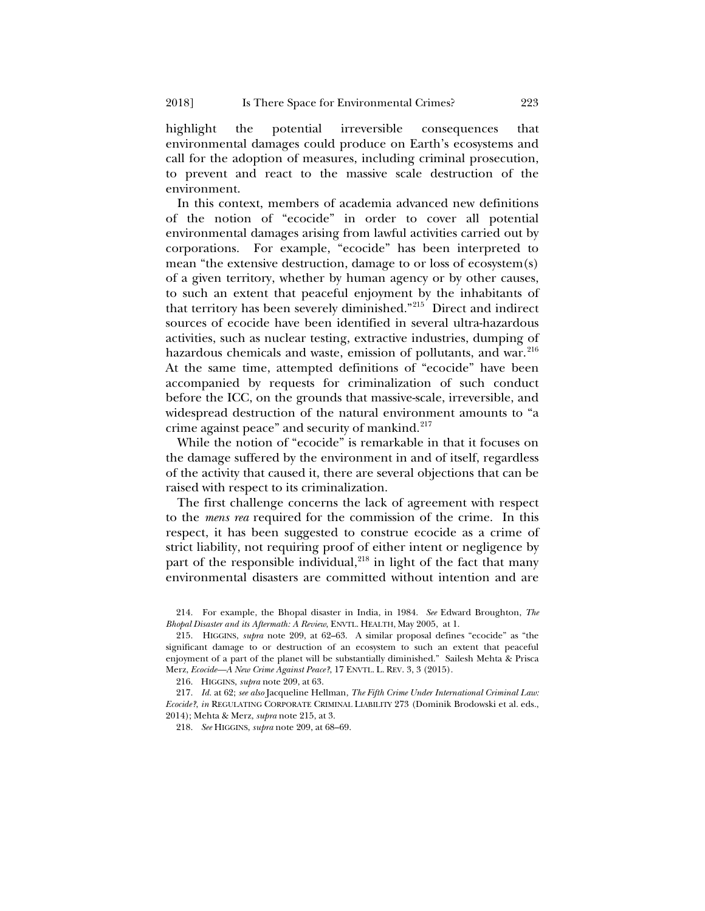highlight the potential irreversible consequences that environmental damages could produce on Earth's ecosystems and call for the adoption of measures, including criminal prosecution, to prevent and react to the massive scale destruction of the environment.

In this context, members of academia advanced new definitions of the notion of "ecocide" in order to cover all potential environmental damages arising from lawful activities carried out by corporations. For example, "ecocide" has been interpreted to mean "the extensive destruction, damage to or loss of ecosystem(s) of a given territory, whether by human agency or by other causes, to such an extent that peaceful enjoyment by the inhabitants of that territory has been severely diminished."[215] Direct and indirect sources of ecocide have been identified in several ultra-hazardous activities, such as nuclear testing, extractive industries, dumping of hazardous chemicals and waste, emission of pollutants, and war.[216] At the same time, attempted definitions of "ecocide" have been accompanied by requests for criminalization of such conduct before the ICC, on the grounds that massive-scale, irreversible, and widespread destruction of the natural environment amounts to "a crime against peace" and security of mankind.[217]

While the notion of "ecocide" is remarkable in that it focuses on the damage suffered by the environment in and of itself, regardless of the activity that caused it, there are several objections that can be raised with respect to its criminalization.

The first challenge concerns the lack of agreement with respect to the *mens rea* required for the commission of the crime. In this respect, it has been suggested to construe ecocide as a crime of strict liability, not requiring proof of either intent or negligence by part of the responsible individual,[218] in light of the fact that many environmental disasters are committed without intention and are

---

214. For example, the Bhopal disaster in India, in 1984. *See* Edward Broughton, *The Bhopal Disaster and its Aftermath: A Review*, ENVTL. HEALTH, May 2005, at 1.

215. HIGGINS, *supra* note 209, at 62–63. A similar proposal defines "ecocide" as "the significant damage to or destruction of an ecosystem to such an extent that peaceful enjoyment of a part of the planet will be substantially diminished." Sailesh Mehta & Prisca Merz, *Ecocide—A New Crime Against Peace?*, 17 ENVTL. L. REV. 3, 3 (2015).

216. HIGGINS, *supra* note 209, at 63.

217. *Id.* at 62; *see also* Jacqueline Hellman, *The Fifth Crime Under International Criminal Law: Ecocide?*, *in* REGULATING CORPORATE CRIMINAL LIABILITY 273 (Dominik Brodowski et al. eds., 2014); Mehta & Merz, *supra* note 215, at 3.

218. *See* HIGGINS, *supra* note 209, at 68–69.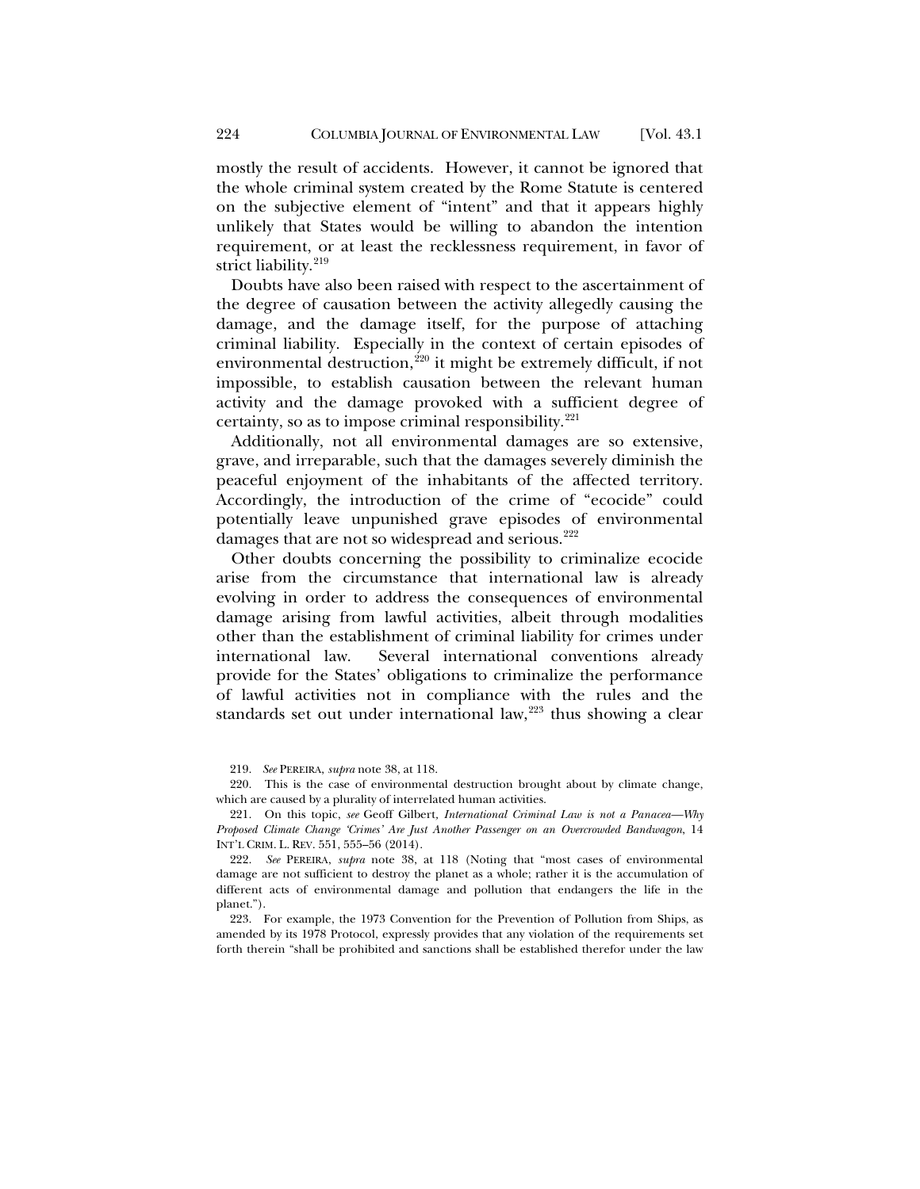mostly the result of accidents. However, it cannot be ignored that the whole criminal system created by the Rome Statute is centered on the subjective element of "intent" and that it appears highly unlikely that States would be willing to abandon the intention requirement, or at least the recklessness requirement, in favor of strict liability.[219]

Doubts have also been raised with respect to the ascertainment of the degree of causation between the activity allegedly causing the damage, and the damage itself, for the purpose of attaching criminal liability. Especially in the context of certain episodes of environmental destruction,[220] it might be extremely difficult, if not impossible, to establish causation between the relevant human activity and the damage provoked with a sufficient degree of certainty, so as to impose criminal responsibility.[221]

Additionally, not all environmental damages are so extensive, grave, and irreparable, such that the damages severely diminish the peaceful enjoyment of the inhabitants of the affected territory. Accordingly, the introduction of the crime of "ecocide" could potentially leave unpunished grave episodes of environmental damages that are not so widespread and serious.[222]

Other doubts concerning the possibility to criminalize ecocide arise from the circumstance that international law is already evolving in order to address the consequences of environmental damage arising from lawful activities, albeit through modalities other than the establishment of criminal liability for crimes under international law. Several international conventions already provide for the States' obligations to criminalize the performance of lawful activities not in compliance with the rules and the standards set out under international law,[223] thus showing a clear

---

219. *See* PEREIRA, *supra* note 38, at 118.

220. This is the case of environmental destruction brought about by climate change, which are caused by a plurality of interrelated human activities.

221. On this topic, *see* Geoff Gilbert, *International Criminal Law is not a Panacea—Why Proposed Climate Change 'Crimes' Are Just Another Passenger on an Overcrowded Bandwagon*, 14 INT'L CRIM. L. REV. 551, 555–56 (2014).

222. *See* PEREIRA, *supra* note 38, at 118 (Noting that "most cases of environmental damage are not sufficient to destroy the planet as a whole; rather it is the accumulation of different acts of environmental damage and pollution that endangers the life in the planet.").

223. For example, the 1973 Convention for the Prevention of Pollution from Ships, as amended by its 1978 Protocol, expressly provides that any violation of the requirements set forth therein "shall be prohibited and sanctions shall be established therefor under the law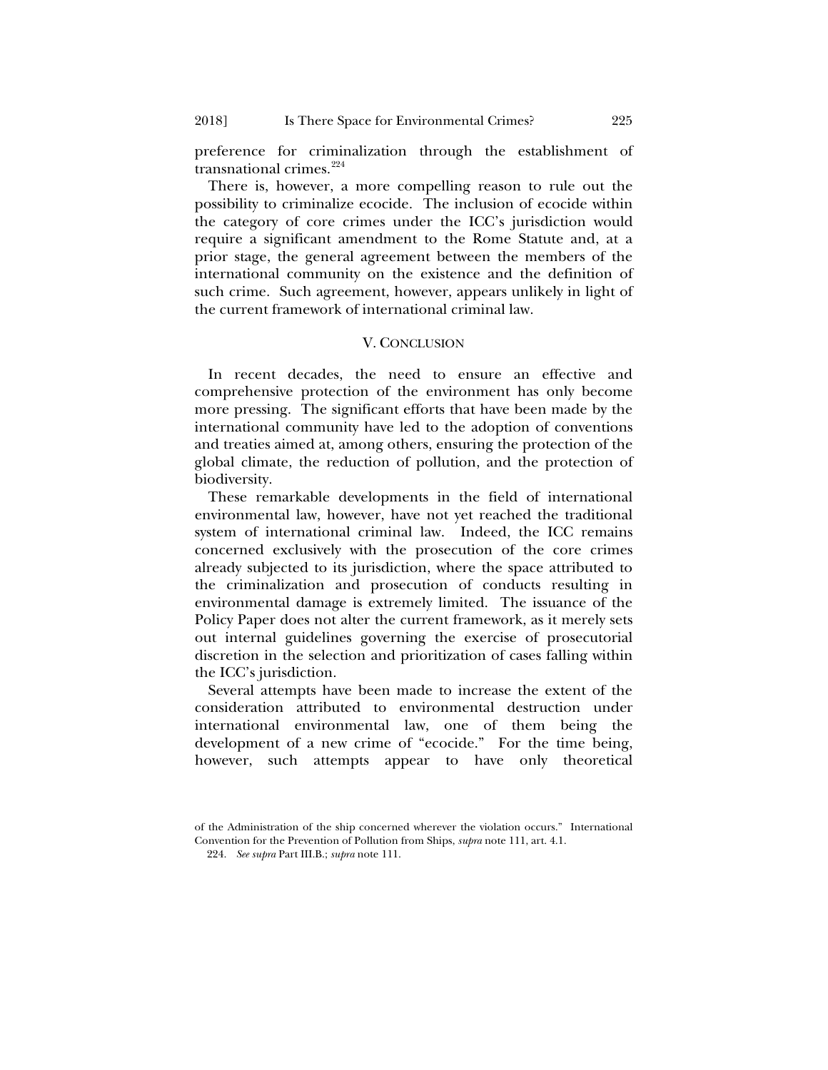preference for criminalization through the establishment of transnational crimes.[224]

There is, however, a more compelling reason to rule out the possibility to criminalize ecocide. The inclusion of ecocide within the category of core crimes under the ICC's jurisdiction would require a significant amendment to the Rome Statute and, at a prior stage, the general agreement between the members of the international community on the existence and the definition of such crime. Such agreement, however, appears unlikely in light of the current framework of international criminal law.

## V. CONCLUSION

In recent decades, the need to ensure an effective and comprehensive protection of the environment has only become more pressing. The significant efforts that have been made by the international community have led to the adoption of conventions and treaties aimed at, among others, ensuring the protection of the global climate, the reduction of pollution, and the protection of biodiversity.

These remarkable developments in the field of international environmental law, however, have not yet reached the traditional system of international criminal law. Indeed, the ICC remains concerned exclusively with the prosecution of the core crimes already subjected to its jurisdiction, where the space attributed to the criminalization and prosecution of conducts resulting in environmental damage is extremely limited. The issuance of the Policy Paper does not alter the current framework, as it merely sets out internal guidelines governing the exercise of prosecutorial discretion in the selection and prioritization of cases falling within the ICC's jurisdiction.

Several attempts have been made to increase the extent of the consideration attributed to environmental destruction under international environmental law, one of them being the development of a new crime of "ecocide." For the time being, however, such attempts appear to have only theoretical

---

of the Administration of the ship concerned wherever the violation occurs." International Convention for the Prevention of Pollution from Ships, *supra* note 111, art. 4.1.

224. *See supra* Part III.B.; *supra* note 111.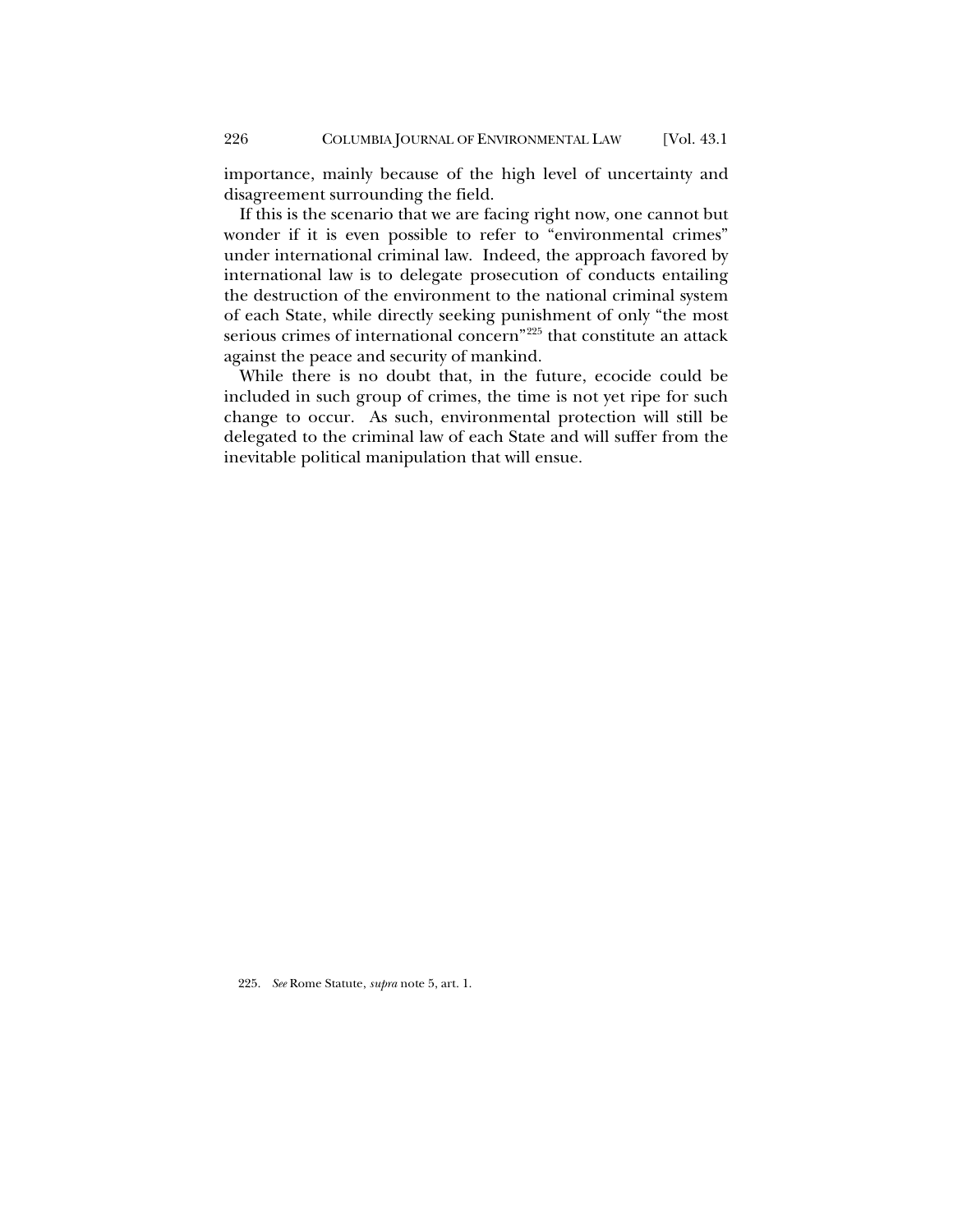importance, mainly because of the high level of uncertainty and disagreement surrounding the field.

If this is the scenario that we are facing right now, one cannot but wonder if it is even possible to refer to "environmental crimes" under international criminal law. Indeed, the approach favored by international law is to delegate prosecution of conducts entailing the destruction of the environment to the national criminal system of each State, while directly seeking punishment of only "the most serious crimes of international concern"[225] that constitute an attack against the peace and security of mankind.

While there is no doubt that, in the future, ecocide could be included in such group of crimes, the time is not yet ripe for such change to occur. As such, environmental protection will still be delegated to the criminal law of each State and will suffer from the inevitable political manipulation that will ensue.

225. *See* Rome Statute, *supra* note 5, art. 1.